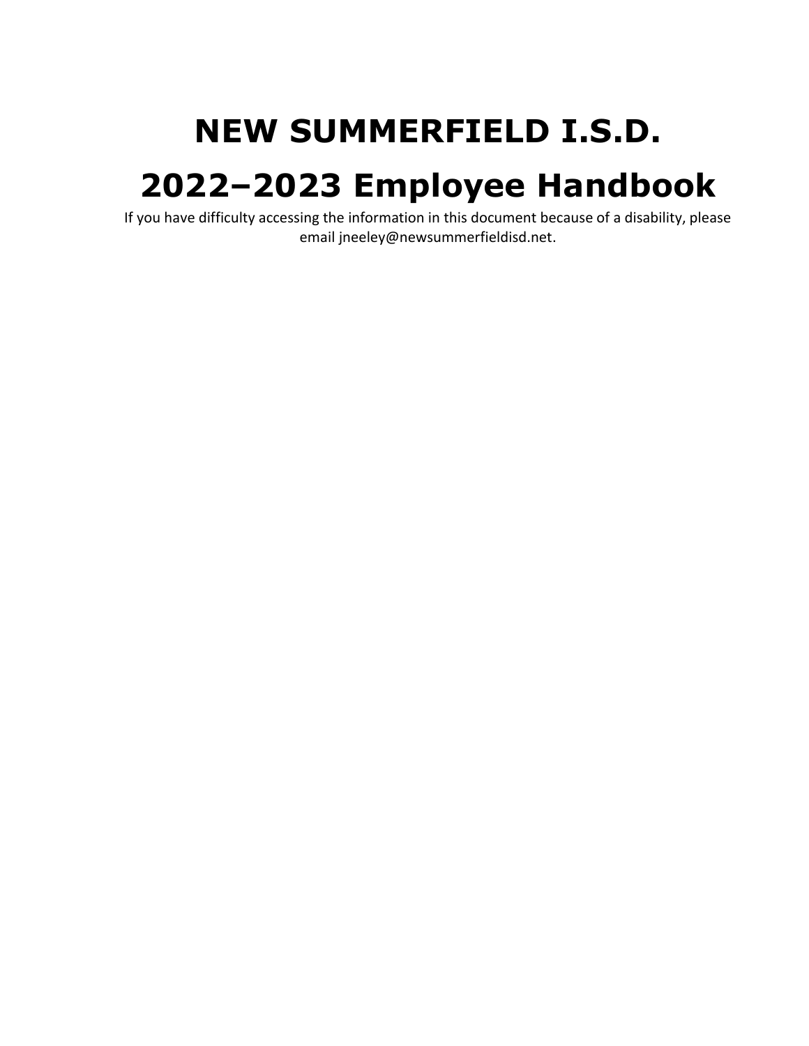# NEW SUMMERFIELD I.S.D.

# 2022–2023 Employee Handbook

If you have difficulty accessing the information in this document because of a disability, please email jneeley@newsummerfieldisd.net.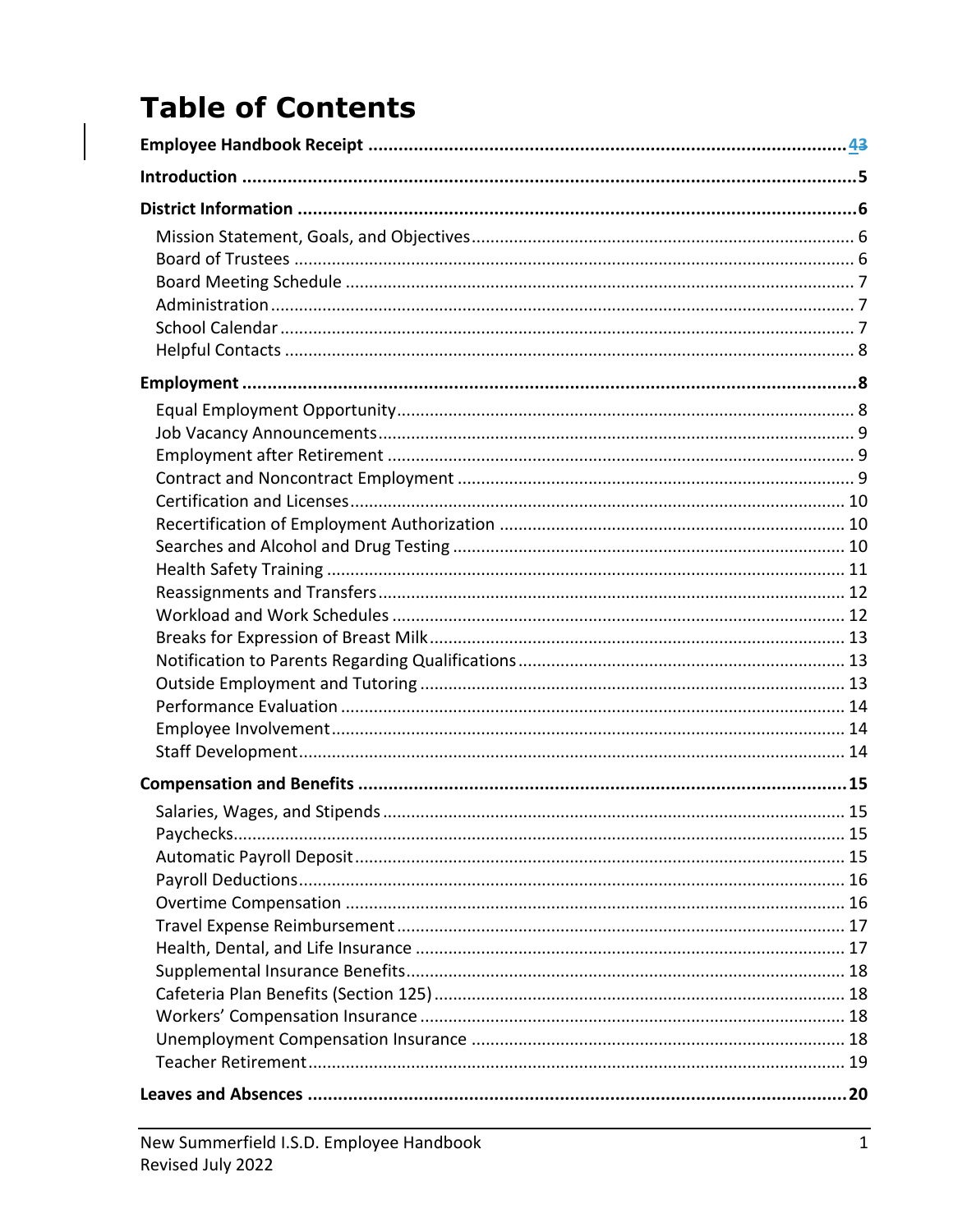# Table of Contents

**Employee Handbook Receipt** ........ **43**

**Introduction** ........ **5**

**District Information** ........ **6**

- Mission Statement, Goals, and Objectives ........ 6
- Board of Trustees ........ 6
- Board Meeting Schedule ........ 7
- Administration ........ 7
- School Calendar ........ 7
- Helpful Contacts ........ 8

**Employment** ........ **8**

- Equal Employment Opportunity ........ 8
- Job Vacancy Announcements ........ 9
- Employment after Retirement ........ 9
- Contract and Noncontract Employment ........ 9
- Certification and Licenses ........ 10
- Recertification of Employment Authorization ........ 10
- Searches and Alcohol and Drug Testing ........ 10
- Health Safety Training ........ 11
- Reassignments and Transfers ........ 12
- Workload and Work Schedules ........ 12
- Breaks for Expression of Breast Milk ........ 13
- Notification to Parents Regarding Qualifications ........ 13
- Outside Employment and Tutoring ........ 13
- Performance Evaluation ........ 14
- Employee Involvement ........ 14
- Staff Development ........ 14

**Compensation and Benefits** ........ **15**

- Salaries, Wages, and Stipends ........ 15
- Paychecks ........ 15
- Automatic Payroll Deposit ........ 15
- Payroll Deductions ........ 16
- Overtime Compensation ........ 16
- Travel Expense Reimbursement ........ 17
- Health, Dental, and Life Insurance ........ 17
- Supplemental Insurance Benefits ........ 18
- Cafeteria Plan Benefits (Section 125) ........ 18
- Workers' Compensation Insurance ........ 18
- Unemployment Compensation Insurance ........ 18
- Teacher Retirement ........ 19

**Leaves and Absences** ........ **20**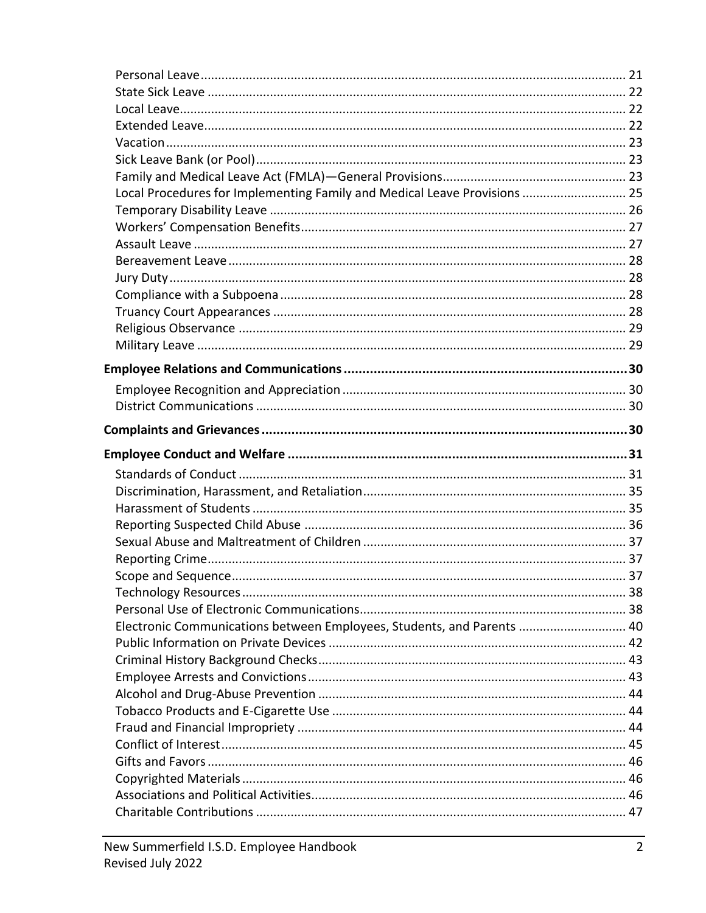Personal Leave ........................................................................................................ 21
State Sick Leave ...................................................................................................... 22
Local Leave.............................................................................................................. 22
Extended Leave........................................................................................................ 22
Vacation .................................................................................................................. 23
Sick Leave Bank (or Pool)......................................................................................... 23
Family and Medical Leave Act (FMLA)—General Provisions.................................................... 23
Local Procedures for Implementing Family and Medical Leave Provisions .............................. 25
Temporary Disability Leave ..................................................................................... 26
Workers' Compensation Benefits............................................................................. 27
Assault Leave .......................................................................................................... 27
Bereavement Leave ................................................................................................. 28
Jury Duty .................................................................................................................. 28
Compliance with a Subpoena .................................................................................. 28
Truancy Court Appearances .................................................................................... 28
Religious Observance .............................................................................................. 29
Military Leave .......................................................................................................... 29

**Employee Relations and Communications ........................................................................... 30**

Employee Recognition and Appreciation ................................................................. 30
District Communications ......................................................................................... 30

**Complaints and Grievances ................................................................................................... 30**

**Employee Conduct and Welfare ............................................................................................ 31**

Standards of Conduct .............................................................................................. 31
Discrimination, Harassment, and Retaliation........................................................... 35
Harassment of Students .......................................................................................... 35
Reporting Suspected Child Abuse ............................................................................ 36
Sexual Abuse and Maltreatment of Children ........................................................... 37
Reporting Crime....................................................................................................... 37
Scope and Sequence................................................................................................ 37
Technology Resources ............................................................................................. 38
Personal Use of Electronic Communications............................................................ 38
Electronic Communications between Employees, Students, and Parents .............................. 40
Public Information on Private Devices ..................................................................... 42
Criminal History Background Checks........................................................................ 43
Employee Arrests and Convictions........................................................................... 43
Alcohol and Drug-Abuse Prevention ........................................................................ 44
Tobacco Products and E-Cigarette Use .................................................................... 44
Fraud and Financial Impropriety ............................................................................. 44
Conflict of Interest................................................................................................... 45
Gifts and Favors ....................................................................................................... 46
Copyrighted Materials ............................................................................................. 46
Associations and Political Activities.......................................................................... 46
Charitable Contributions ......................................................................................... 47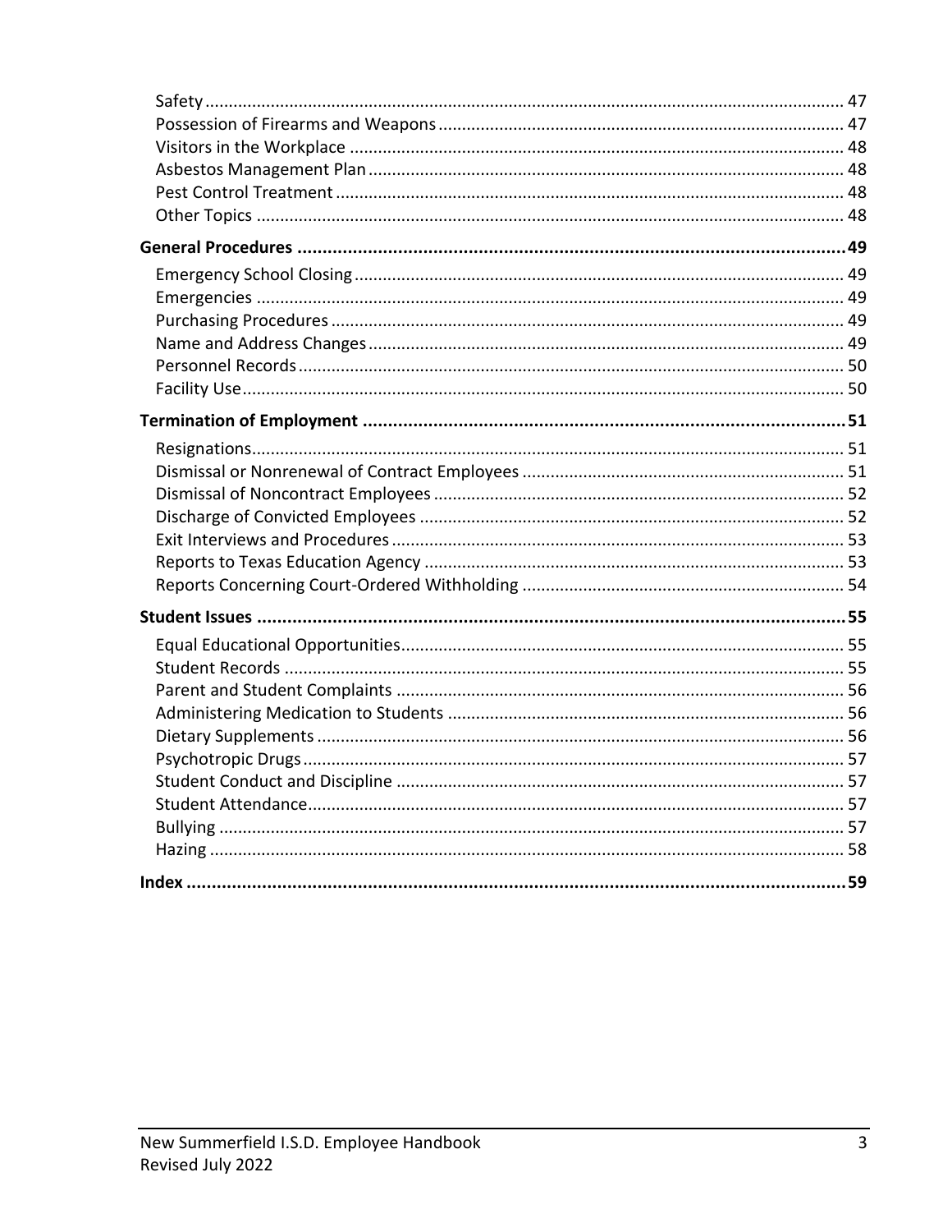Safety ........................................................................................................................ 47
Possession of Firearms and Weapons ...................................................................................... 47
Visitors in the Workplace ........................................................................................................ 48
Asbestos Management Plan ..................................................................................................... 48
Pest Control Treatment ........................................................................................................... 48
Other Topics ........................................................................................................................... 48

**General Procedures ............................................................................................................... 49**

Emergency School Closing ....................................................................................................... 49
Emergencies ........................................................................................................................... 49
Purchasing Procedures ............................................................................................................ 49
Name and Address Changes .................................................................................................... 49
Personnel Records ................................................................................................................... 50
Facility Use .............................................................................................................................. 50

**Termination of Employment .................................................................................................. 51**

Resignations ............................................................................................................................ 51
Dismissal or Nonrenewal of Contract Employees .................................................................... 51
Dismissal of Noncontract Employees ....................................................................................... 52
Discharge of Convicted Employees .......................................................................................... 52
Exit Interviews and Procedures ................................................................................................ 53
Reports to Texas Education Agency ......................................................................................... 53
Reports Concerning Court-Ordered Withholding .................................................................... 54

**Student Issues ....................................................................................................................... 55**

Equal Educational Opportunities ............................................................................................. 55
Student Records ...................................................................................................................... 55
Parent and Student Complaints ............................................................................................... 56
Administering Medication to Students .................................................................................... 56
Dietary Supplements ............................................................................................................... 56
Psychotropic Drugs .................................................................................................................. 57
Student Conduct and Discipline ............................................................................................... 57
Student Attendance ................................................................................................................. 57
Bullying ................................................................................................................................... 57
Hazing ..................................................................................................................................... 58

**Index ..................................................................................................................................... 59**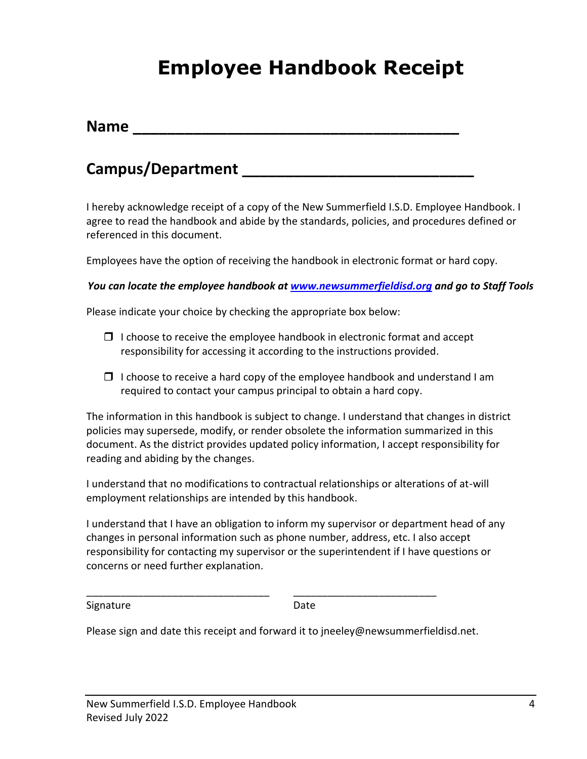# Employee Handbook Receipt

**Name _____________________________________**

**Campus/Department __________________________**

I hereby acknowledge receipt of a copy of the New Summerfield I.S.D. Employee Handbook. I agree to read the handbook and abide by the standards, policies, and procedures defined or referenced in this document.

Employees have the option of receiving the handbook in electronic format or hard copy.

***You can locate the employee handbook at [www.newsummerfieldisd.org](http://www.newsummerfieldisd.org) and go to Staff Tools***

Please indicate your choice by checking the appropriate box below:

- ☐ I choose to receive the employee handbook in electronic format and accept responsibility for accessing it according to the instructions provided.

- ☐ I choose to receive a hard copy of the employee handbook and understand I am required to contact your campus principal to obtain a hard copy.

The information in this handbook is subject to change. I understand that changes in district policies may supersede, modify, or render obsolete the information summarized in this document. As the district provides updated policy information, I accept responsibility for reading and abiding by the changes.

I understand that no modifications to contractual relationships or alterations of at-will employment relationships are intended by this handbook.

I understand that I have an obligation to inform my supervisor or department head of any changes in personal information such as phone number, address, etc. I also accept responsibility for contacting my supervisor or the superintendent if I have questions or concerns or need further explanation.

_______________________________ _________________________

Signature Date

Please sign and date this receipt and forward it to jneeley@newsummerfieldisd.net.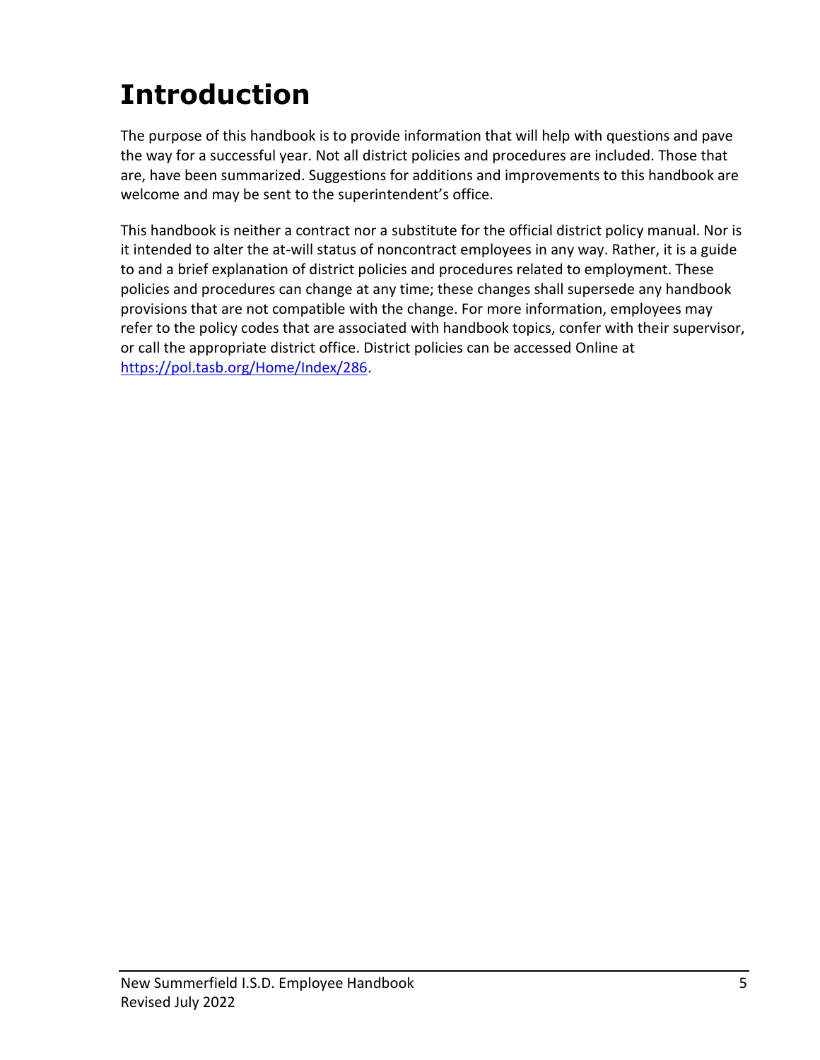# Introduction

The purpose of this handbook is to provide information that will help with questions and pave the way for a successful year. Not all district policies and procedures are included. Those that are, have been summarized. Suggestions for additions and improvements to this handbook are welcome and may be sent to the superintendent's office.

This handbook is neither a contract nor a substitute for the official district policy manual. Nor is it intended to alter the at-will status of noncontract employees in any way. Rather, it is a guide to and a brief explanation of district policies and procedures related to employment. These policies and procedures can change at any time; these changes shall supersede any handbook provisions that are not compatible with the change. For more information, employees may refer to the policy codes that are associated with handbook topics, confer with their supervisor, or call the appropriate district office. District policies can be accessed Online at [https://pol.tasb.org/Home/Index/286](https://pol.tasb.org/Home/Index/286).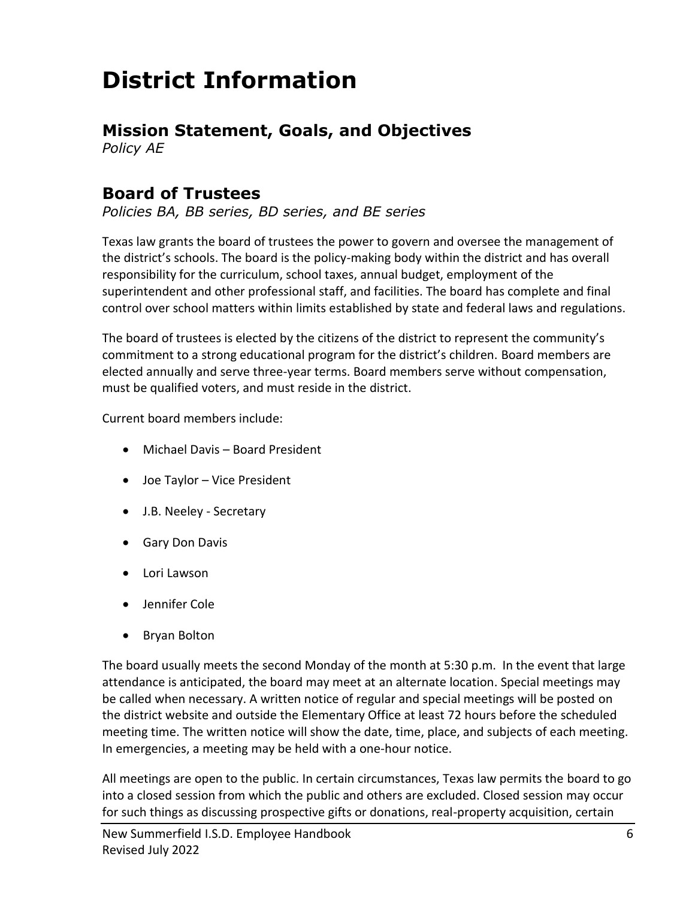# District Information

## Mission Statement, Goals, and Objectives

*Policy AE*

## Board of Trustees

*Policies BA, BB series, BD series, and BE series*

Texas law grants the board of trustees the power to govern and oversee the management of the district's schools. The board is the policy-making body within the district and has overall responsibility for the curriculum, school taxes, annual budget, employment of the superintendent and other professional staff, and facilities. The board has complete and final control over school matters within limits established by state and federal laws and regulations.

The board of trustees is elected by the citizens of the district to represent the community's commitment to a strong educational program for the district's children. Board members are elected annually and serve three-year terms. Board members serve without compensation, must be qualified voters, and must reside in the district.

Current board members include:

- Michael Davis – Board President
- Joe Taylor – Vice President
- J.B. Neeley - Secretary
- Gary Don Davis
- Lori Lawson
- Jennifer Cole
- Bryan Bolton

The board usually meets the second Monday of the month at 5:30 p.m. In the event that large attendance is anticipated, the board may meet at an alternate location. Special meetings may be called when necessary. A written notice of regular and special meetings will be posted on the district website and outside the Elementary Office at least 72 hours before the scheduled meeting time. The written notice will show the date, time, place, and subjects of each meeting. In emergencies, a meeting may be held with a one-hour notice.

All meetings are open to the public. In certain circumstances, Texas law permits the board to go into a closed session from which the public and others are excluded. Closed session may occur for such things as discussing prospective gifts or donations, real-property acquisition, certain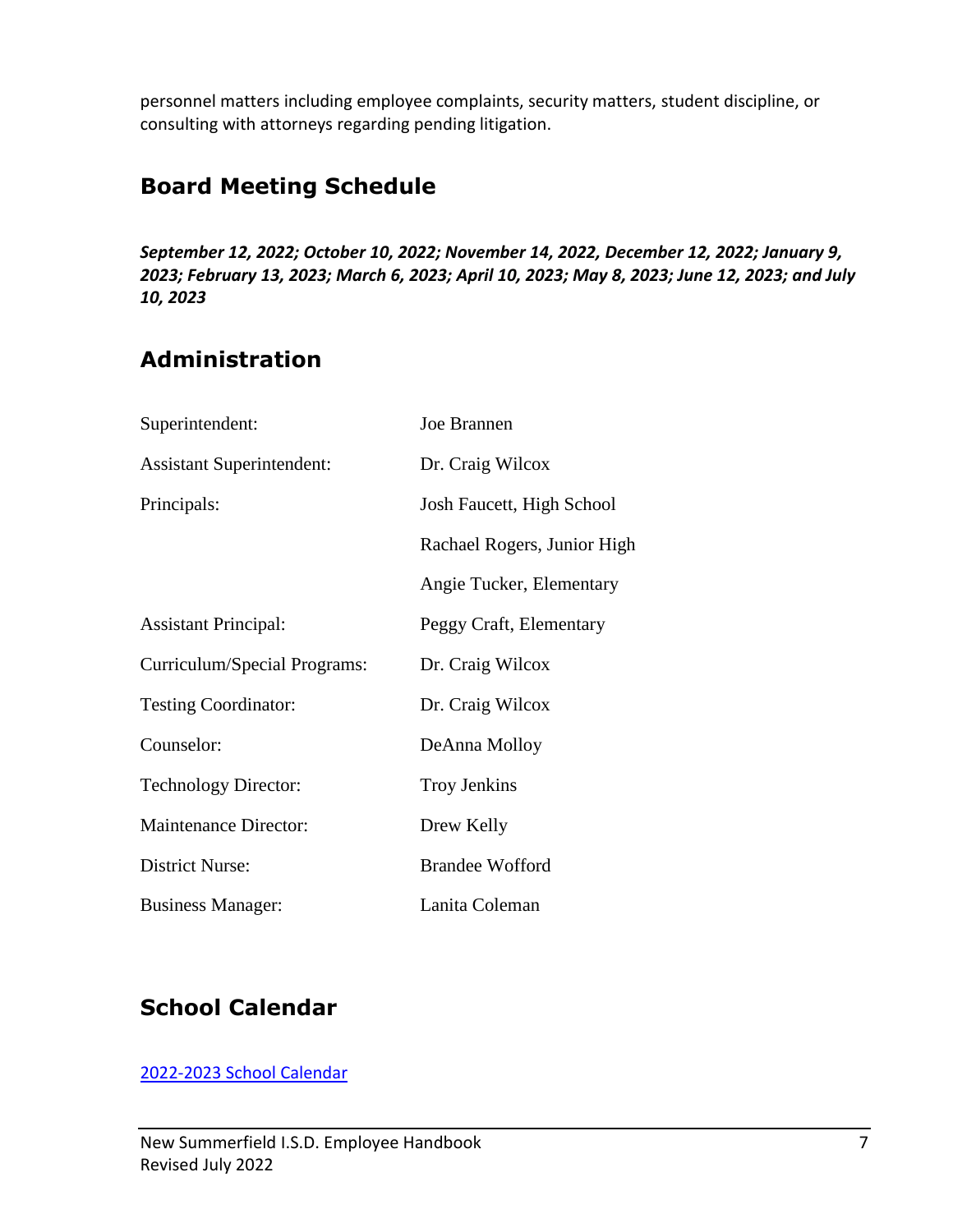personnel matters including employee complaints, security matters, student discipline, or consulting with attorneys regarding pending litigation.

## Board Meeting Schedule

***September 12, 2022; October 10, 2022; November 14, 2022, December 12, 2022; January 9, 2023; February 13, 2023; March 6, 2023; April 10, 2023; May 8, 2023; June 12, 2023; and July 10, 2023***

## Administration

| | |
|---|---|
| Superintendent: | Joe Brannen |
| Assistant Superintendent: | Dr. Craig Wilcox |
| Principals: | Josh Faucett, High School |
| | Rachael Rogers, Junior High |
| | Angie Tucker, Elementary |
| Assistant Principal: | Peggy Craft, Elementary |
| Curriculum/Special Programs: | Dr. Craig Wilcox |
| Testing Coordinator: | Dr. Craig Wilcox |
| Counselor: | DeAnna Molloy |
| Technology Director: | Troy Jenkins |
| Maintenance Director: | Drew Kelly |
| District Nurse: | Brandee Wofford |
| Business Manager: | Lanita Coleman |

## School Calendar

2022-2023 School Calendar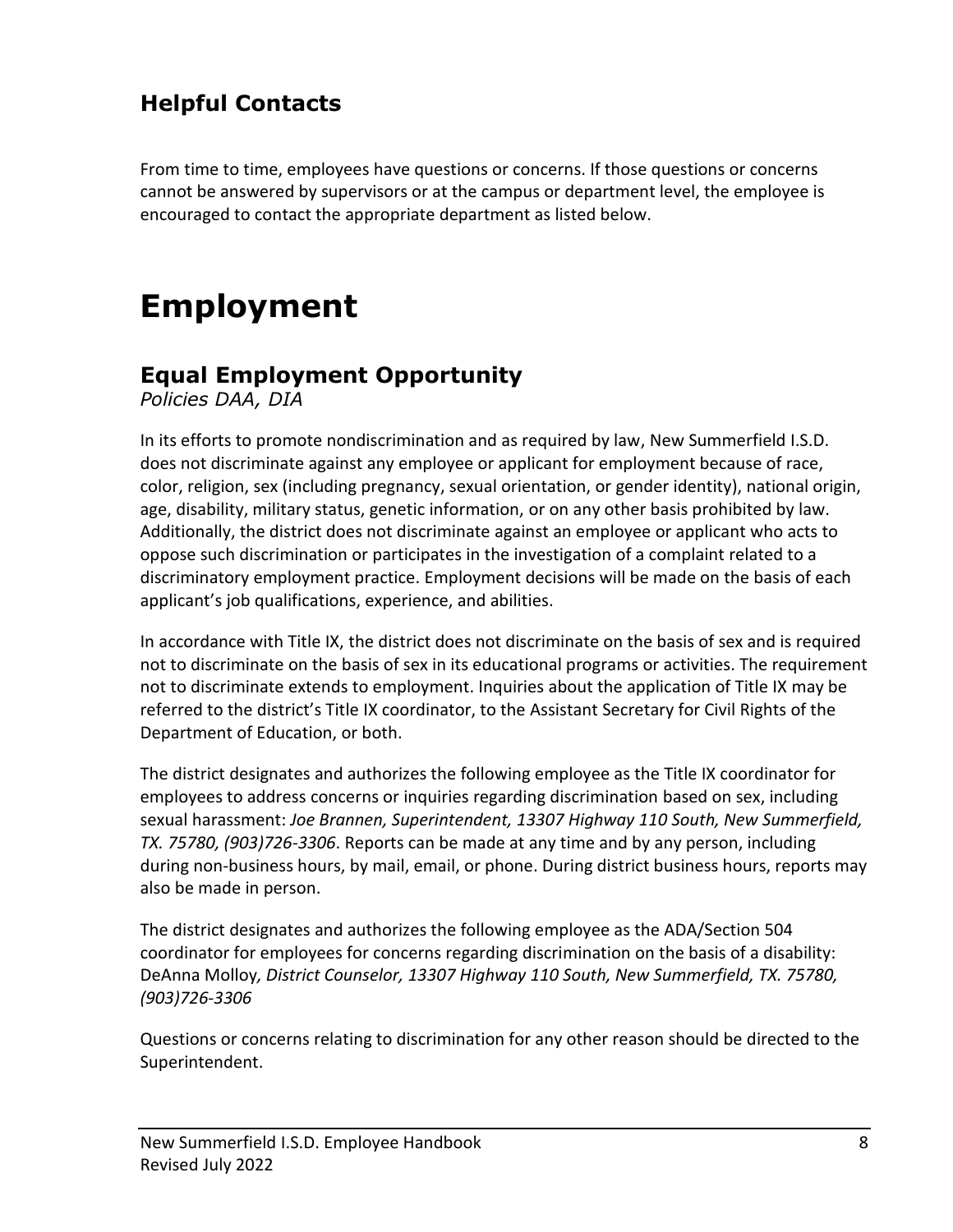## Helpful Contacts

From time to time, employees have questions or concerns. If those questions or concerns cannot be answered by supervisors or at the campus or department level, the employee is encouraged to contact the appropriate department as listed below.

# Employment

## Equal Employment Opportunity

*Policies DAA, DIA*

In its efforts to promote nondiscrimination and as required by law, New Summerfield I.S.D. does not discriminate against any employee or applicant for employment because of race, color, religion, sex (including pregnancy, sexual orientation, or gender identity), national origin, age, disability, military status, genetic information, or on any other basis prohibited by law. Additionally, the district does not discriminate against an employee or applicant who acts to oppose such discrimination or participates in the investigation of a complaint related to a discriminatory employment practice. Employment decisions will be made on the basis of each applicant's job qualifications, experience, and abilities.

In accordance with Title IX, the district does not discriminate on the basis of sex and is required not to discriminate on the basis of sex in its educational programs or activities. The requirement not to discriminate extends to employment. Inquiries about the application of Title IX may be referred to the district's Title IX coordinator, to the Assistant Secretary for Civil Rights of the Department of Education, or both.

The district designates and authorizes the following employee as the Title IX coordinator for employees to address concerns or inquiries regarding discrimination based on sex, including sexual harassment: *Joe Brannen, Superintendent, 13307 Highway 110 South, New Summerfield, TX. 75780, (903)726-3306*. Reports can be made at any time and by any person, including during non-business hours, by mail, email, or phone. During district business hours, reports may also be made in person.

The district designates and authorizes the following employee as the ADA/Section 504 coordinator for employees for concerns regarding discrimination on the basis of a disability: DeAnna Molloy*, District Counselor, 13307 Highway 110 South, New Summerfield, TX. 75780, (903)726-3306*

Questions or concerns relating to discrimination for any other reason should be directed to the Superintendent.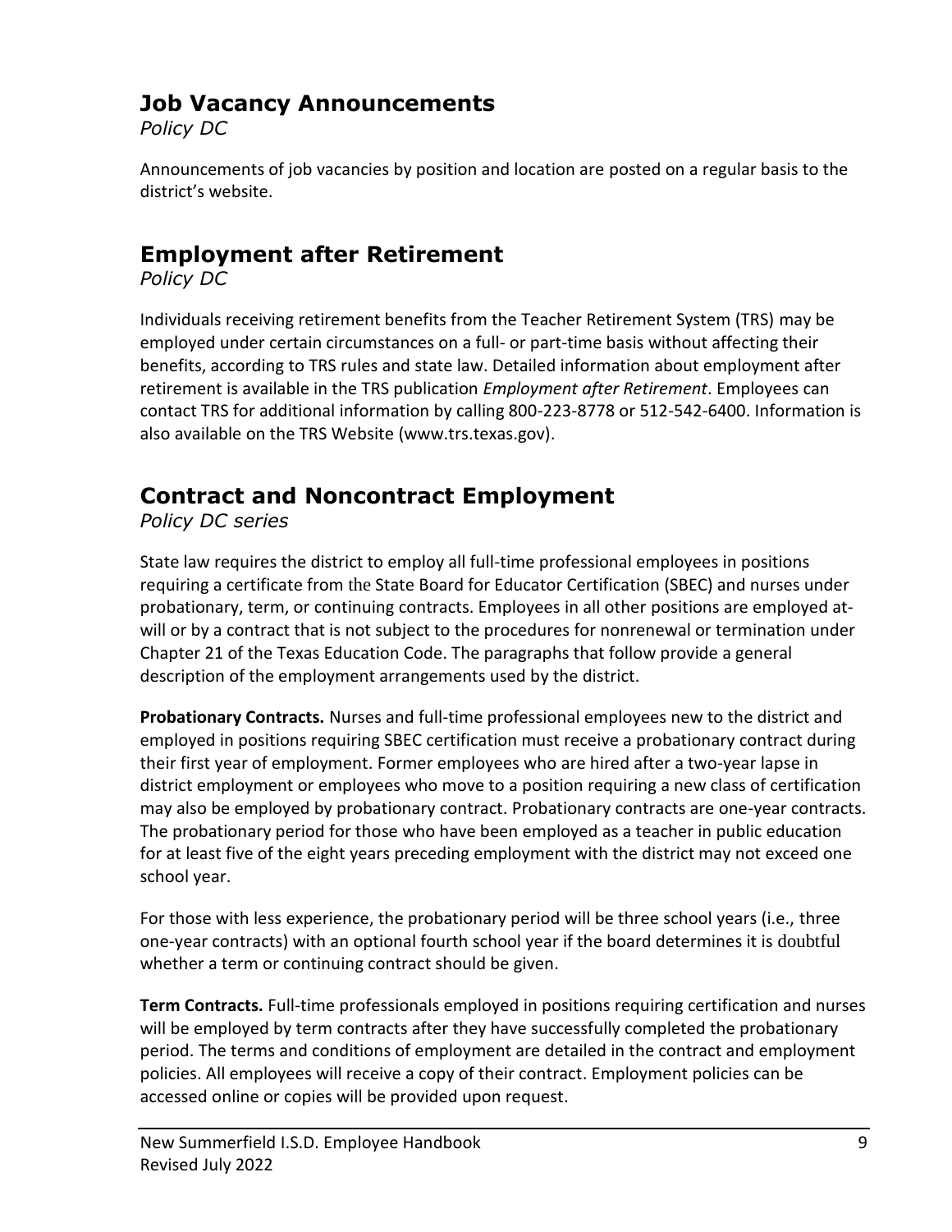## Job Vacancy Announcements

*Policy DC*

Announcements of job vacancies by position and location are posted on a regular basis to the district's website.

## Employment after Retirement

*Policy DC*

Individuals receiving retirement benefits from the Teacher Retirement System (TRS) may be employed under certain circumstances on a full- or part-time basis without affecting their benefits, according to TRS rules and state law. Detailed information about employment after retirement is available in the TRS publication *Employment after Retirement*. Employees can contact TRS for additional information by calling 800-223-8778 or 512-542-6400. Information is also available on the TRS Website (www.trs.texas.gov).

## Contract and Noncontract Employment

*Policy DC series*

State law requires the district to employ all full-time professional employees in positions requiring a certificate from the State Board for Educator Certification (SBEC) and nurses under probationary, term, or continuing contracts. Employees in all other positions are employed at-will or by a contract that is not subject to the procedures for nonrenewal or termination under Chapter 21 of the Texas Education Code. The paragraphs that follow provide a general description of the employment arrangements used by the district.

**Probationary Contracts.** Nurses and full-time professional employees new to the district and employed in positions requiring SBEC certification must receive a probationary contract during their first year of employment. Former employees who are hired after a two-year lapse in district employment or employees who move to a position requiring a new class of certification may also be employed by probationary contract. Probationary contracts are one-year contracts. The probationary period for those who have been employed as a teacher in public education for at least five of the eight years preceding employment with the district may not exceed one school year.

For those with less experience, the probationary period will be three school years (i.e., three one-year contracts) with an optional fourth school year if the board determines it is doubtful whether a term or continuing contract should be given.

**Term Contracts.** Full-time professionals employed in positions requiring certification and nurses will be employed by term contracts after they have successfully completed the probationary period. The terms and conditions of employment are detailed in the contract and employment policies. All employees will receive a copy of their contract. Employment policies can be accessed online or copies will be provided upon request.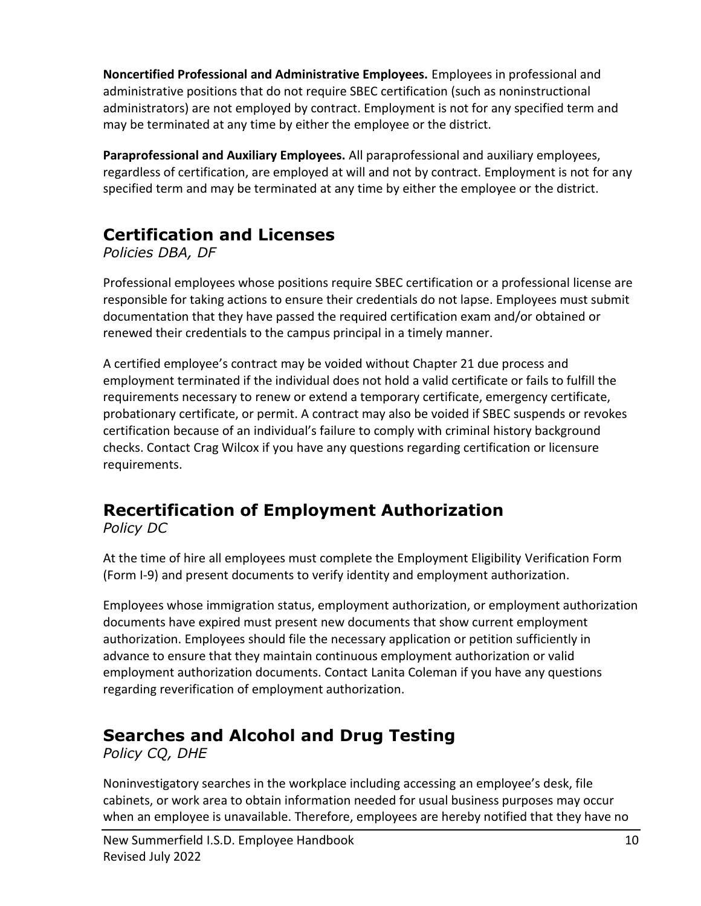**Noncertified Professional and Administrative Employees.** Employees in professional and administrative positions that do not require SBEC certification (such as noninstructional administrators) are not employed by contract. Employment is not for any specified term and may be terminated at any time by either the employee or the district.

**Paraprofessional and Auxiliary Employees.** All paraprofessional and auxiliary employees, regardless of certification, are employed at will and not by contract. Employment is not for any specified term and may be terminated at any time by either the employee or the district.

## Certification and Licenses

*Policies DBA, DF*

Professional employees whose positions require SBEC certification or a professional license are responsible for taking actions to ensure their credentials do not lapse. Employees must submit documentation that they have passed the required certification exam and/or obtained or renewed their credentials to the campus principal in a timely manner.

A certified employee's contract may be voided without Chapter 21 due process and employment terminated if the individual does not hold a valid certificate or fails to fulfill the requirements necessary to renew or extend a temporary certificate, emergency certificate, probationary certificate, or permit. A contract may also be voided if SBEC suspends or revokes certification because of an individual's failure to comply with criminal history background checks. Contact Crag Wilcox if you have any questions regarding certification or licensure requirements.

## Recertification of Employment Authorization

*Policy DC*

At the time of hire all employees must complete the Employment Eligibility Verification Form (Form I-9) and present documents to verify identity and employment authorization.

Employees whose immigration status, employment authorization, or employment authorization documents have expired must present new documents that show current employment authorization. Employees should file the necessary application or petition sufficiently in advance to ensure that they maintain continuous employment authorization or valid employment authorization documents. Contact Lanita Coleman if you have any questions regarding reverification of employment authorization.

## Searches and Alcohol and Drug Testing

*Policy CQ, DHE*

Noninvestigatory searches in the workplace including accessing an employee's desk, file cabinets, or work area to obtain information needed for usual business purposes may occur when an employee is unavailable. Therefore, employees are hereby notified that they have no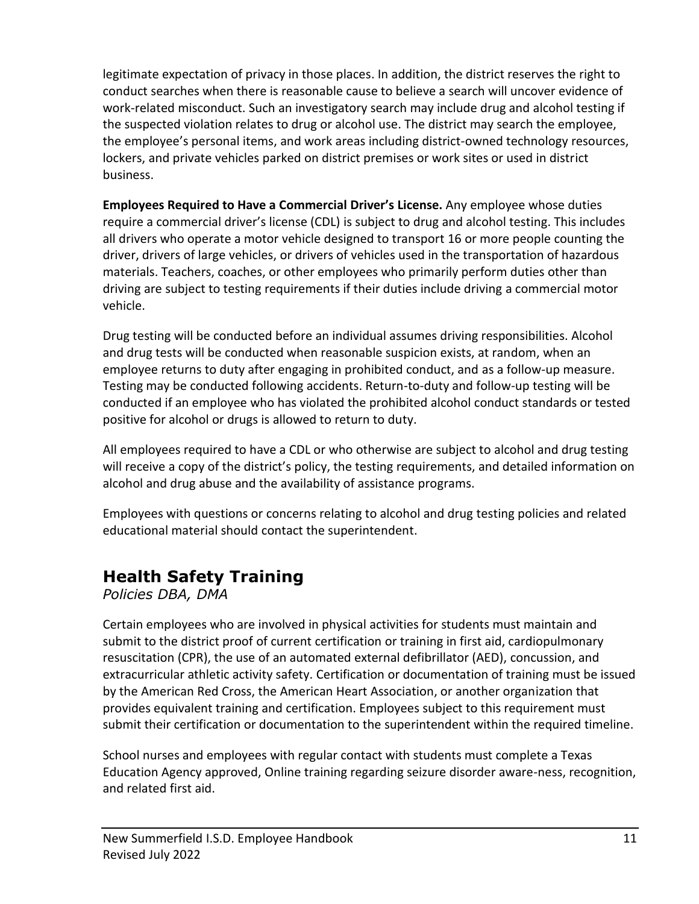legitimate expectation of privacy in those places. In addition, the district reserves the right to conduct searches when there is reasonable cause to believe a search will uncover evidence of work-related misconduct. Such an investigatory search may include drug and alcohol testing if the suspected violation relates to drug or alcohol use. The district may search the employee, the employee's personal items, and work areas including district-owned technology resources, lockers, and private vehicles parked on district premises or work sites or used in district business.

**Employees Required to Have a Commercial Driver's License.** Any employee whose duties require a commercial driver's license (CDL) is subject to drug and alcohol testing. This includes all drivers who operate a motor vehicle designed to transport 16 or more people counting the driver, drivers of large vehicles, or drivers of vehicles used in the transportation of hazardous materials. Teachers, coaches, or other employees who primarily perform duties other than driving are subject to testing requirements if their duties include driving a commercial motor vehicle.

Drug testing will be conducted before an individual assumes driving responsibilities. Alcohol and drug tests will be conducted when reasonable suspicion exists, at random, when an employee returns to duty after engaging in prohibited conduct, and as a follow-up measure. Testing may be conducted following accidents. Return-to-duty and follow-up testing will be conducted if an employee who has violated the prohibited alcohol conduct standards or tested positive for alcohol or drugs is allowed to return to duty.

All employees required to have a CDL or who otherwise are subject to alcohol and drug testing will receive a copy of the district's policy, the testing requirements, and detailed information on alcohol and drug abuse and the availability of assistance programs.

Employees with questions or concerns relating to alcohol and drug testing policies and related educational material should contact the superintendent.

## Health Safety Training

*Policies DBA, DMA*

Certain employees who are involved in physical activities for students must maintain and submit to the district proof of current certification or training in first aid, cardiopulmonary resuscitation (CPR), the use of an automated external defibrillator (AED), concussion, and extracurricular athletic activity safety. Certification or documentation of training must be issued by the American Red Cross, the American Heart Association, or another organization that provides equivalent training and certification. Employees subject to this requirement must submit their certification or documentation to the superintendent within the required timeline.

School nurses and employees with regular contact with students must complete a Texas Education Agency approved, Online training regarding seizure disorder aware-ness, recognition, and related first aid.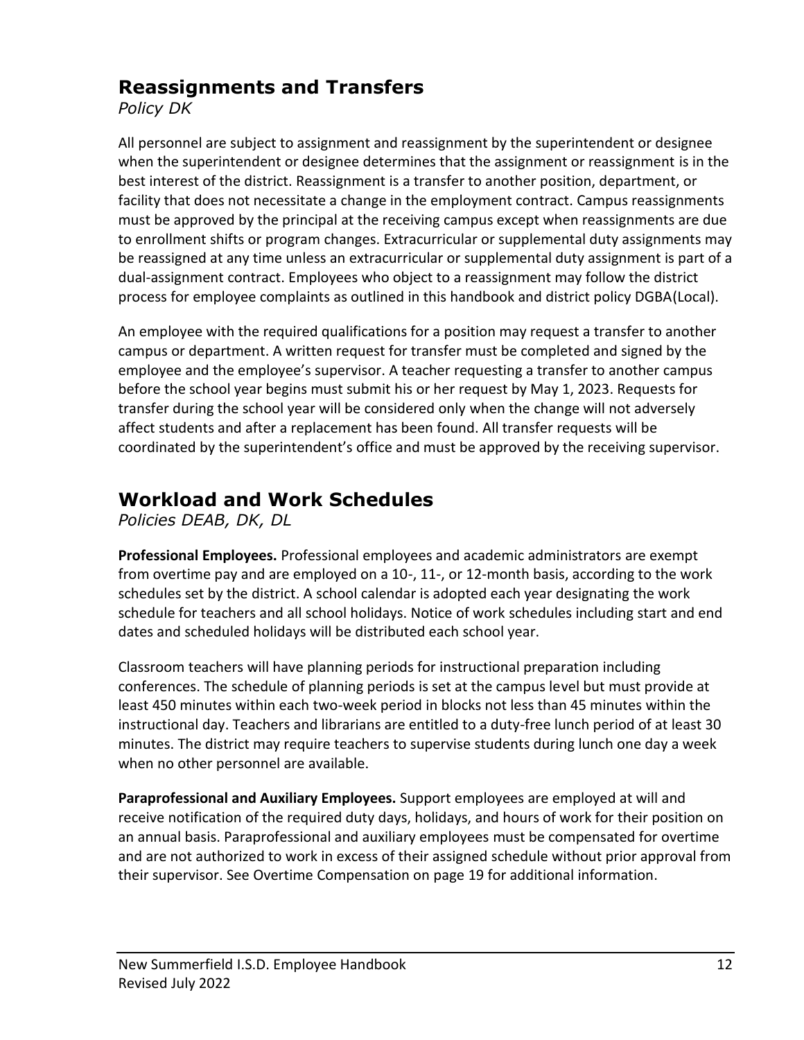## Reassignments and Transfers

*Policy DK*

All personnel are subject to assignment and reassignment by the superintendent or designee when the superintendent or designee determines that the assignment or reassignment is in the best interest of the district. Reassignment is a transfer to another position, department, or facility that does not necessitate a change in the employment contract. Campus reassignments must be approved by the principal at the receiving campus except when reassignments are due to enrollment shifts or program changes. Extracurricular or supplemental duty assignments may be reassigned at any time unless an extracurricular or supplemental duty assignment is part of a dual-assignment contract. Employees who object to a reassignment may follow the district process for employee complaints as outlined in this handbook and district policy DGBA(Local).

An employee with the required qualifications for a position may request a transfer to another campus or department. A written request for transfer must be completed and signed by the employee and the employee's supervisor. A teacher requesting a transfer to another campus before the school year begins must submit his or her request by May 1, 2023. Requests for transfer during the school year will be considered only when the change will not adversely affect students and after a replacement has been found. All transfer requests will be coordinated by the superintendent's office and must be approved by the receiving supervisor.

## Workload and Work Schedules

*Policies DEAB, DK, DL*

**Professional Employees.** Professional employees and academic administrators are exempt from overtime pay and are employed on a 10-, 11-, or 12-month basis, according to the work schedules set by the district. A school calendar is adopted each year designating the work schedule for teachers and all school holidays. Notice of work schedules including start and end dates and scheduled holidays will be distributed each school year.

Classroom teachers will have planning periods for instructional preparation including conferences. The schedule of planning periods is set at the campus level but must provide at least 450 minutes within each two-week period in blocks not less than 45 minutes within the instructional day. Teachers and librarians are entitled to a duty-free lunch period of at least 30 minutes. The district may require teachers to supervise students during lunch one day a week when no other personnel are available.

**Paraprofessional and Auxiliary Employees.** Support employees are employed at will and receive notification of the required duty days, holidays, and hours of work for their position on an annual basis. Paraprofessional and auxiliary employees must be compensated for overtime and are not authorized to work in excess of their assigned schedule without prior approval from their supervisor. See Overtime Compensation on page 19 for additional information.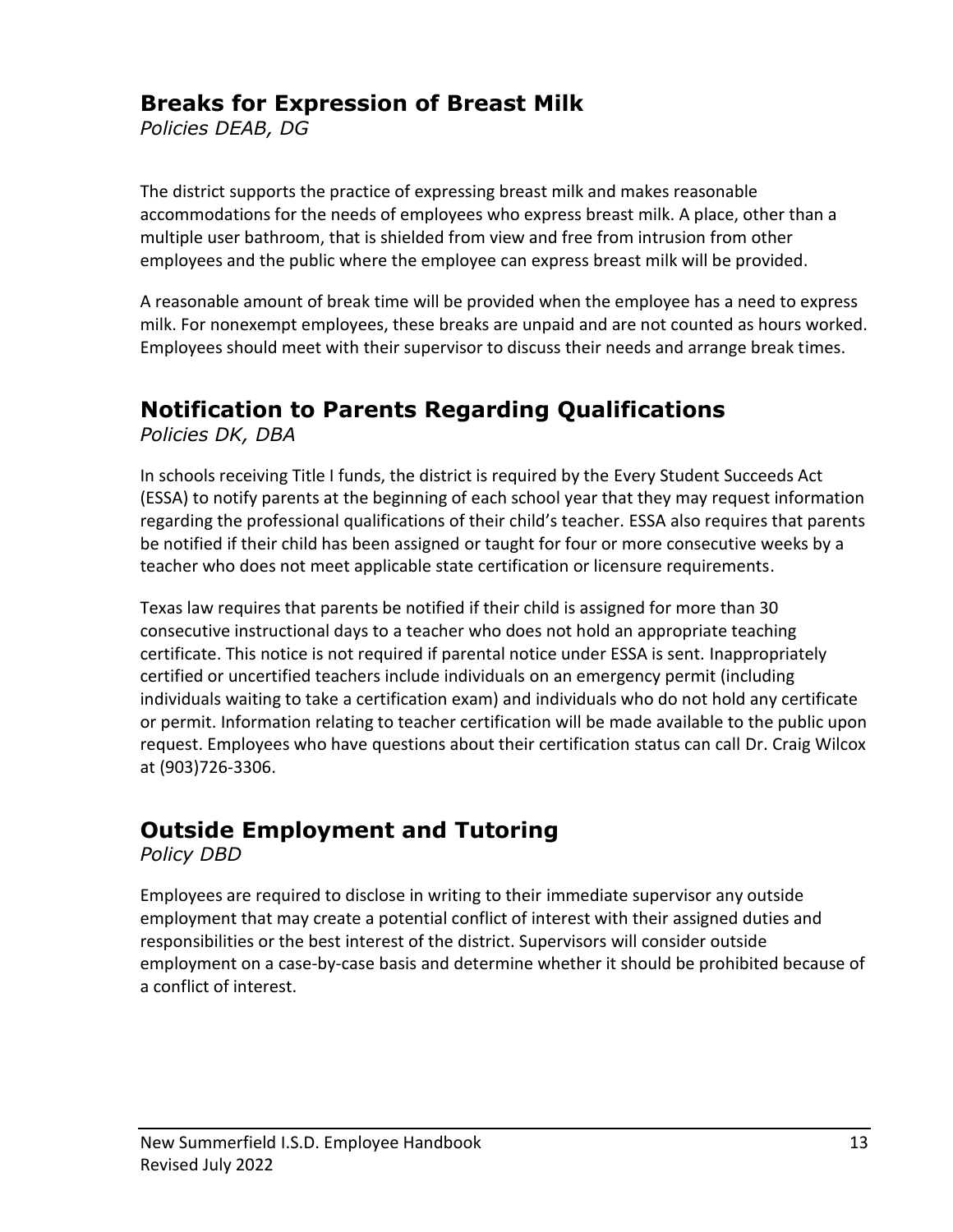## Breaks for Expression of Breast Milk

*Policies DEAB, DG*

The district supports the practice of expressing breast milk and makes reasonable accommodations for the needs of employees who express breast milk. A place, other than a multiple user bathroom, that is shielded from view and free from intrusion from other employees and the public where the employee can express breast milk will be provided.

A reasonable amount of break time will be provided when the employee has a need to express milk. For nonexempt employees, these breaks are unpaid and are not counted as hours worked. Employees should meet with their supervisor to discuss their needs and arrange break times.

## Notification to Parents Regarding Qualifications

*Policies DK, DBA*

In schools receiving Title I funds, the district is required by the Every Student Succeeds Act (ESSA) to notify parents at the beginning of each school year that they may request information regarding the professional qualifications of their child's teacher. ESSA also requires that parents be notified if their child has been assigned or taught for four or more consecutive weeks by a teacher who does not meet applicable state certification or licensure requirements.

Texas law requires that parents be notified if their child is assigned for more than 30 consecutive instructional days to a teacher who does not hold an appropriate teaching certificate. This notice is not required if parental notice under ESSA is sent. Inappropriately certified or uncertified teachers include individuals on an emergency permit (including individuals waiting to take a certification exam) and individuals who do not hold any certificate or permit. Information relating to teacher certification will be made available to the public upon request. Employees who have questions about their certification status can call Dr. Craig Wilcox at (903)726-3306.

## Outside Employment and Tutoring

*Policy DBD*

Employees are required to disclose in writing to their immediate supervisor any outside employment that may create a potential conflict of interest with their assigned duties and responsibilities or the best interest of the district. Supervisors will consider outside employment on a case-by-case basis and determine whether it should be prohibited because of a conflict of interest.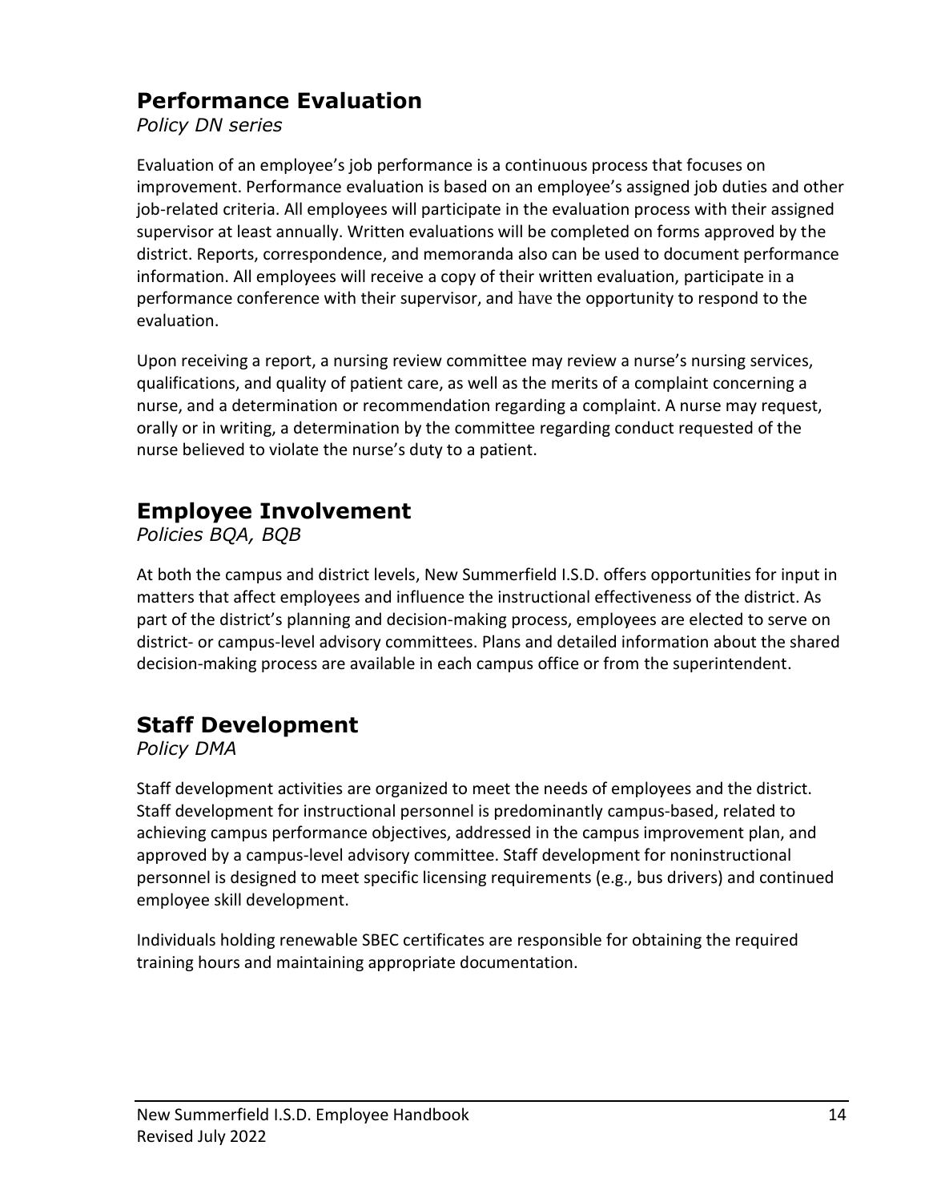## Performance Evaluation

*Policy DN series*

Evaluation of an employee's job performance is a continuous process that focuses on improvement. Performance evaluation is based on an employee's assigned job duties and other job-related criteria. All employees will participate in the evaluation process with their assigned supervisor at least annually. Written evaluations will be completed on forms approved by the district. Reports, correspondence, and memoranda also can be used to document performance information. All employees will receive a copy of their written evaluation, participate in a performance conference with their supervisor, and have the opportunity to respond to the evaluation.

Upon receiving a report, a nursing review committee may review a nurse's nursing services, qualifications, and quality of patient care, as well as the merits of a complaint concerning a nurse, and a determination or recommendation regarding a complaint. A nurse may request, orally or in writing, a determination by the committee regarding conduct requested of the nurse believed to violate the nurse's duty to a patient.

## Employee Involvement

*Policies BQA, BQB*

At both the campus and district levels, New Summerfield I.S.D. offers opportunities for input in matters that affect employees and influence the instructional effectiveness of the district. As part of the district's planning and decision-making process, employees are elected to serve on district- or campus-level advisory committees. Plans and detailed information about the shared decision-making process are available in each campus office or from the superintendent.

## Staff Development

*Policy DMA*

Staff development activities are organized to meet the needs of employees and the district. Staff development for instructional personnel is predominantly campus-based, related to achieving campus performance objectives, addressed in the campus improvement plan, and approved by a campus-level advisory committee. Staff development for noninstructional personnel is designed to meet specific licensing requirements (e.g., bus drivers) and continued employee skill development.

Individuals holding renewable SBEC certificates are responsible for obtaining the required training hours and maintaining appropriate documentation.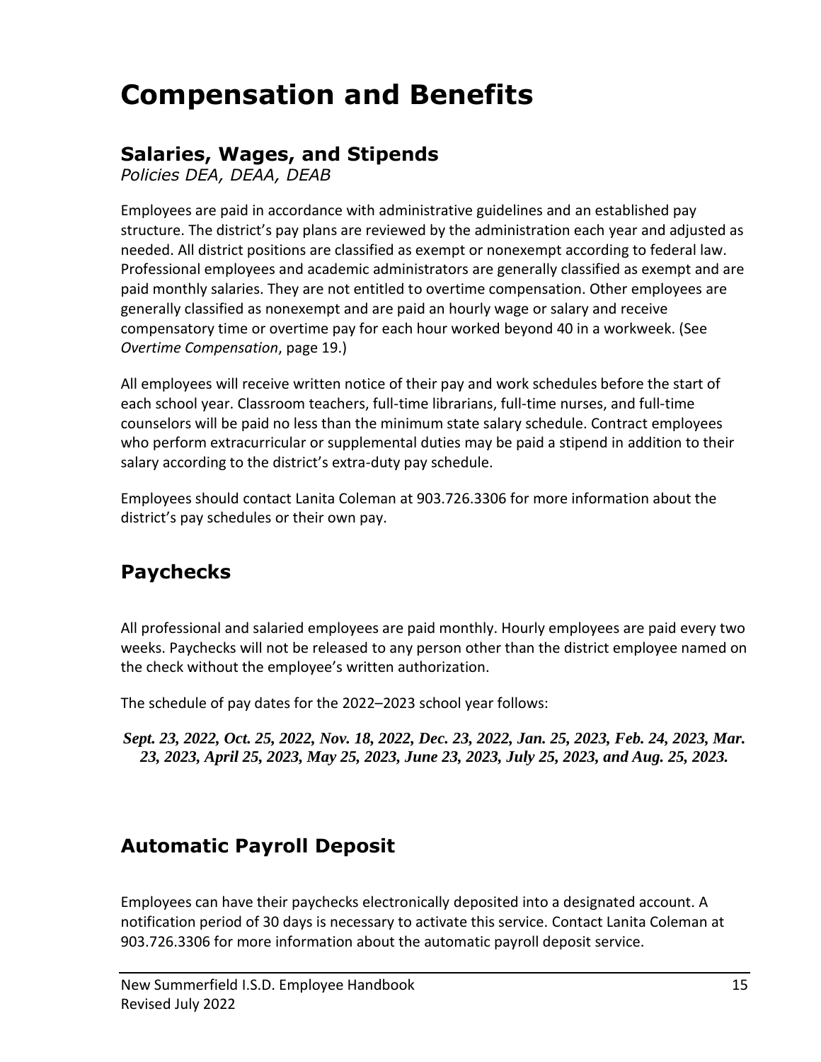# Compensation and Benefits

## Salaries, Wages, and Stipends

*Policies DEA, DEAA, DEAB*

Employees are paid in accordance with administrative guidelines and an established pay structure. The district's pay plans are reviewed by the administration each year and adjusted as needed. All district positions are classified as exempt or nonexempt according to federal law. Professional employees and academic administrators are generally classified as exempt and are paid monthly salaries. They are not entitled to overtime compensation. Other employees are generally classified as nonexempt and are paid an hourly wage or salary and receive compensatory time or overtime pay for each hour worked beyond 40 in a workweek. (See *Overtime Compensation*, page 19.)

All employees will receive written notice of their pay and work schedules before the start of each school year. Classroom teachers, full-time librarians, full-time nurses, and full-time counselors will be paid no less than the minimum state salary schedule. Contract employees who perform extracurricular or supplemental duties may be paid a stipend in addition to their salary according to the district's extra-duty pay schedule.

Employees should contact Lanita Coleman at 903.726.3306 for more information about the district's pay schedules or their own pay.

## Paychecks

All professional and salaried employees are paid monthly. Hourly employees are paid every two weeks. Paychecks will not be released to any person other than the district employee named on the check without the employee's written authorization.

The schedule of pay dates for the 2022–2023 school year follows:

***Sept. 23, 2022, Oct. 25, 2022, Nov. 18, 2022, Dec. 23, 2022, Jan. 25, 2023, Feb. 24, 2023, Mar. 23, 2023, April 25, 2023, May 25, 2023, June 23, 2023, July 25, 2023, and Aug. 25, 2023.***

## Automatic Payroll Deposit

Employees can have their paychecks electronically deposited into a designated account. A notification period of 30 days is necessary to activate this service. Contact Lanita Coleman at 903.726.3306 for more information about the automatic payroll deposit service.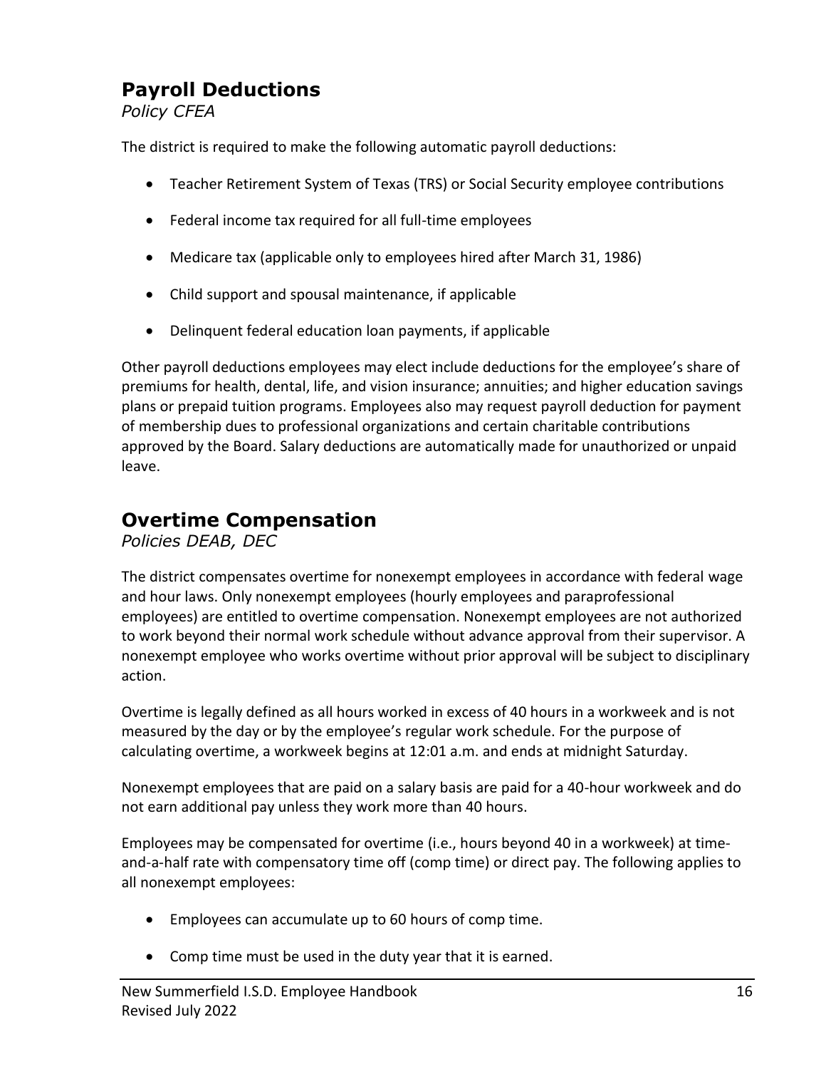## Payroll Deductions

*Policy CFEA*

The district is required to make the following automatic payroll deductions:

- Teacher Retirement System of Texas (TRS) or Social Security employee contributions
- Federal income tax required for all full-time employees
- Medicare tax (applicable only to employees hired after March 31, 1986)
- Child support and spousal maintenance, if applicable
- Delinquent federal education loan payments, if applicable

Other payroll deductions employees may elect include deductions for the employee's share of premiums for health, dental, life, and vision insurance; annuities; and higher education savings plans or prepaid tuition programs. Employees also may request payroll deduction for payment of membership dues to professional organizations and certain charitable contributions approved by the Board. Salary deductions are automatically made for unauthorized or unpaid leave.

## Overtime Compensation

*Policies DEAB, DEC*

The district compensates overtime for nonexempt employees in accordance with federal wage and hour laws. Only nonexempt employees (hourly employees and paraprofessional employees) are entitled to overtime compensation. Nonexempt employees are not authorized to work beyond their normal work schedule without advance approval from their supervisor. A nonexempt employee who works overtime without prior approval will be subject to disciplinary action.

Overtime is legally defined as all hours worked in excess of 40 hours in a workweek and is not measured by the day or by the employee's regular work schedule. For the purpose of calculating overtime, a workweek begins at 12:01 a.m. and ends at midnight Saturday.

Nonexempt employees that are paid on a salary basis are paid for a 40-hour workweek and do not earn additional pay unless they work more than 40 hours.

Employees may be compensated for overtime (i.e., hours beyond 40 in a workweek) at time-and-a-half rate with compensatory time off (comp time) or direct pay. The following applies to all nonexempt employees:

- Employees can accumulate up to 60 hours of comp time.
- Comp time must be used in the duty year that it is earned.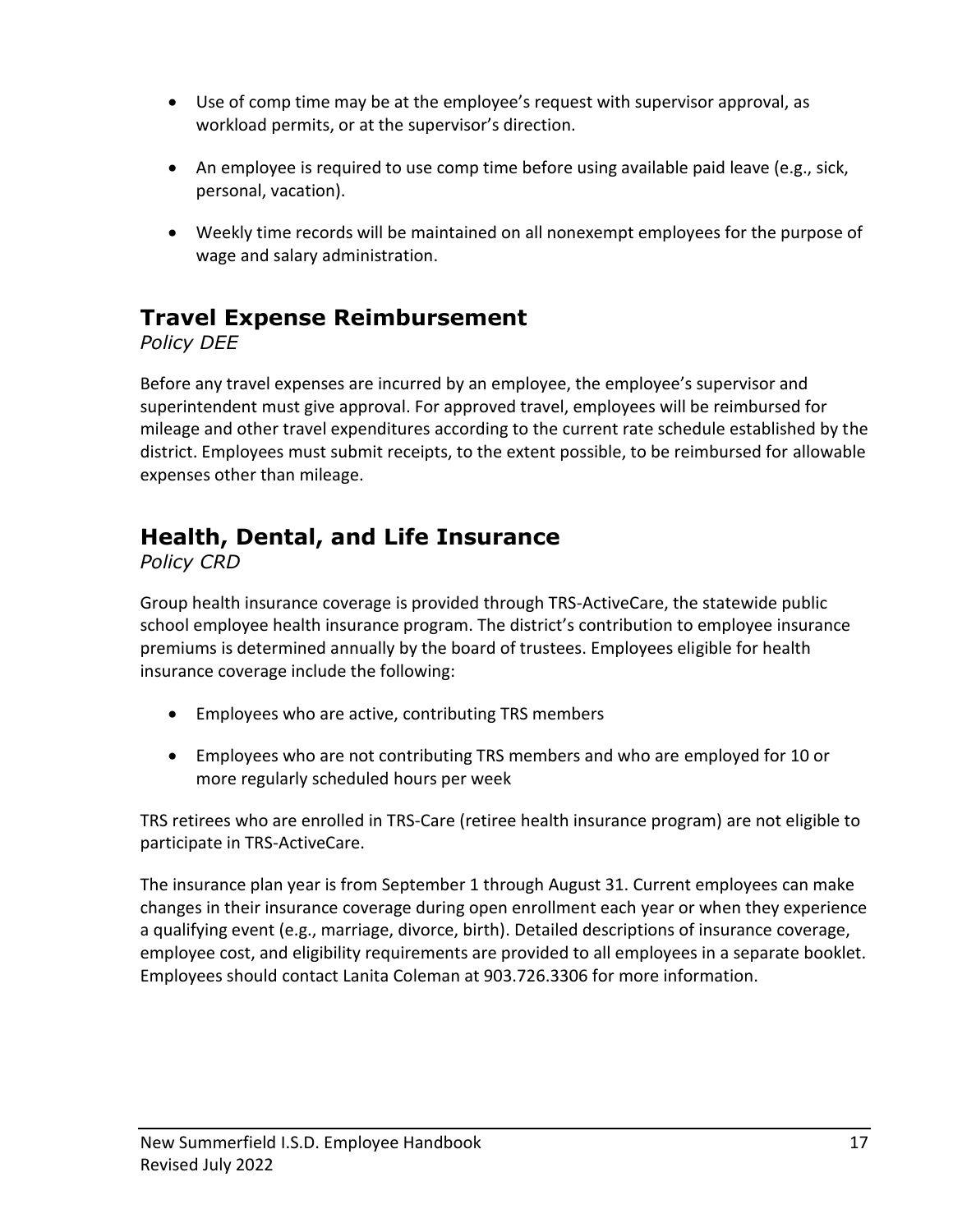- Use of comp time may be at the employee's request with supervisor approval, as workload permits, or at the supervisor's direction.
- An employee is required to use comp time before using available paid leave (e.g., sick, personal, vacation).
- Weekly time records will be maintained on all nonexempt employees for the purpose of wage and salary administration.

## Travel Expense Reimbursement

*Policy DEE*

Before any travel expenses are incurred by an employee, the employee's supervisor and superintendent must give approval. For approved travel, employees will be reimbursed for mileage and other travel expenditures according to the current rate schedule established by the district. Employees must submit receipts, to the extent possible, to be reimbursed for allowable expenses other than mileage.

## Health, Dental, and Life Insurance

*Policy CRD*

Group health insurance coverage is provided through TRS-ActiveCare, the statewide public school employee health insurance program. The district's contribution to employee insurance premiums is determined annually by the board of trustees. Employees eligible for health insurance coverage include the following:

- Employees who are active, contributing TRS members
- Employees who are not contributing TRS members and who are employed for 10 or more regularly scheduled hours per week

TRS retirees who are enrolled in TRS-Care (retiree health insurance program) are not eligible to participate in TRS-ActiveCare.

The insurance plan year is from September 1 through August 31. Current employees can make changes in their insurance coverage during open enrollment each year or when they experience a qualifying event (e.g., marriage, divorce, birth). Detailed descriptions of insurance coverage, employee cost, and eligibility requirements are provided to all employees in a separate booklet. Employees should contact Lanita Coleman at 903.726.3306 for more information.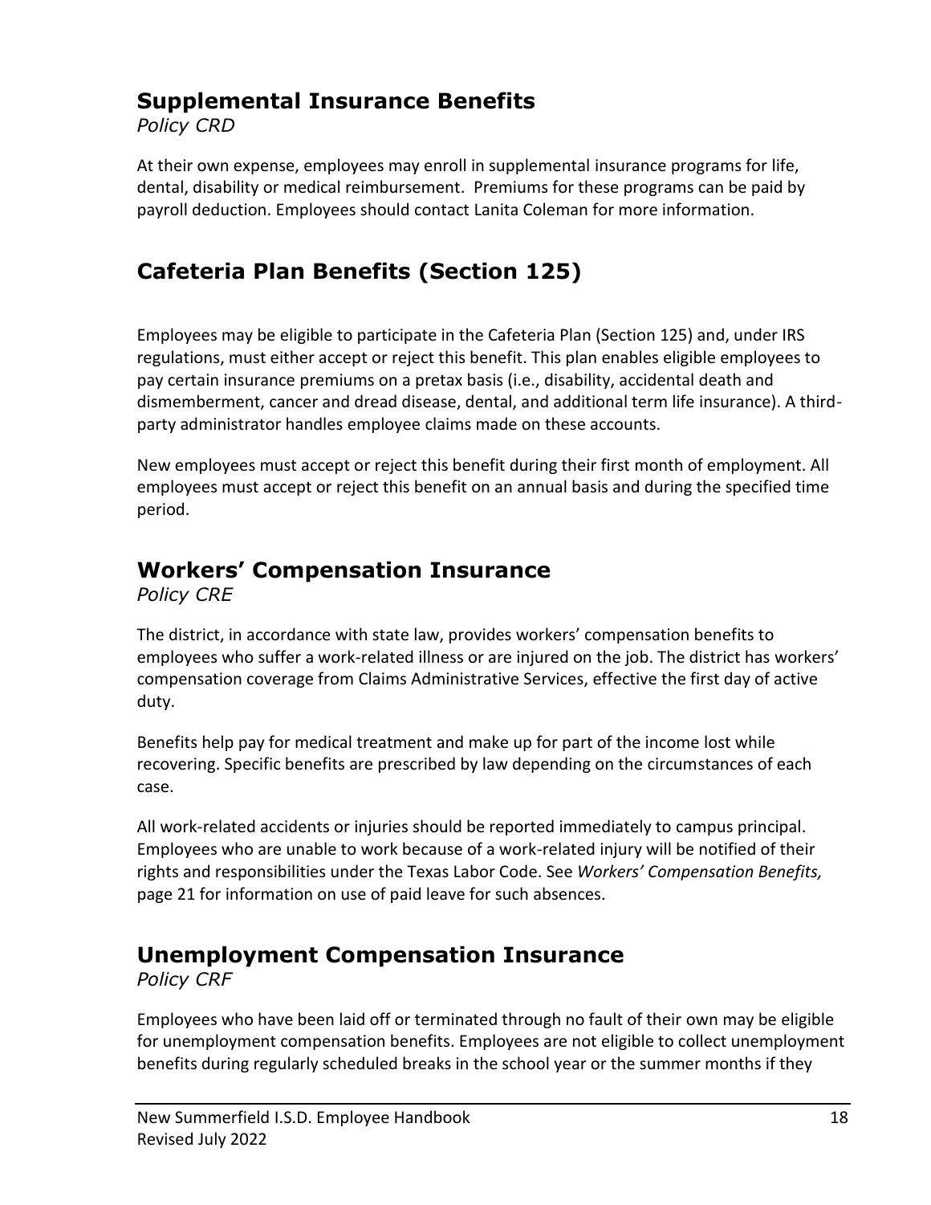## Supplemental Insurance Benefits

*Policy CRD*

At their own expense, employees may enroll in supplemental insurance programs for life, dental, disability or medical reimbursement. Premiums for these programs can be paid by payroll deduction. Employees should contact Lanita Coleman for more information.

## Cafeteria Plan Benefits (Section 125)

Employees may be eligible to participate in the Cafeteria Plan (Section 125) and, under IRS regulations, must either accept or reject this benefit. This plan enables eligible employees to pay certain insurance premiums on a pretax basis (i.e., disability, accidental death and dismemberment, cancer and dread disease, dental, and additional term life insurance). A third-party administrator handles employee claims made on these accounts.

New employees must accept or reject this benefit during their first month of employment. All employees must accept or reject this benefit on an annual basis and during the specified time period.

## Workers' Compensation Insurance

*Policy CRE*

The district, in accordance with state law, provides workers' compensation benefits to employees who suffer a work-related illness or are injured on the job. The district has workers' compensation coverage from Claims Administrative Services, effective the first day of active duty.

Benefits help pay for medical treatment and make up for part of the income lost while recovering. Specific benefits are prescribed by law depending on the circumstances of each case.

All work-related accidents or injuries should be reported immediately to campus principal. Employees who are unable to work because of a work-related injury will be notified of their rights and responsibilities under the Texas Labor Code. See *Workers' Compensation Benefits,* page 21 for information on use of paid leave for such absences.

## Unemployment Compensation Insurance

*Policy CRF*

Employees who have been laid off or terminated through no fault of their own may be eligible for unemployment compensation benefits. Employees are not eligible to collect unemployment benefits during regularly scheduled breaks in the school year or the summer months if they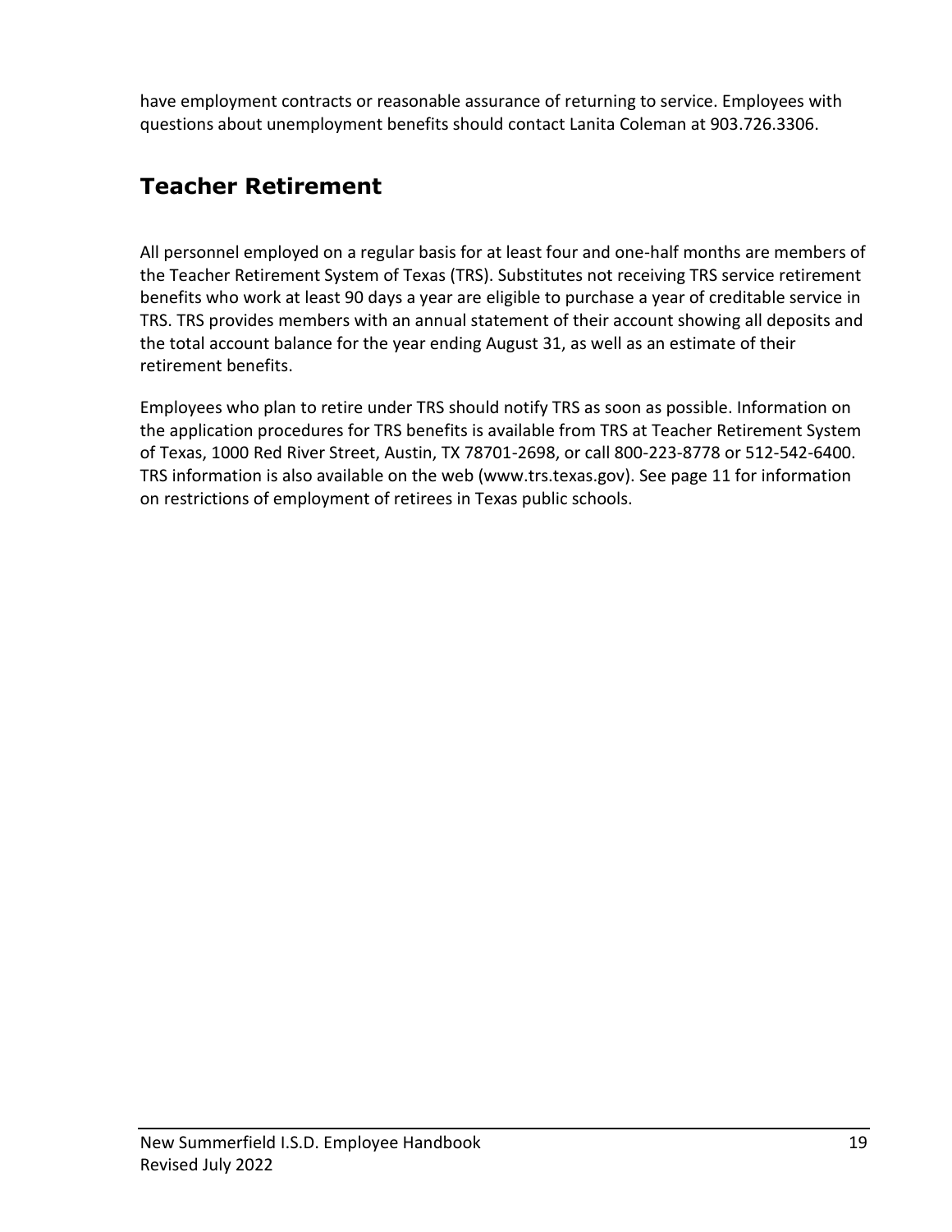have employment contracts or reasonable assurance of returning to service. Employees with questions about unemployment benefits should contact Lanita Coleman at 903.726.3306.

## Teacher Retirement

All personnel employed on a regular basis for at least four and one-half months are members of the Teacher Retirement System of Texas (TRS). Substitutes not receiving TRS service retirement benefits who work at least 90 days a year are eligible to purchase a year of creditable service in TRS. TRS provides members with an annual statement of their account showing all deposits and the total account balance for the year ending August 31, as well as an estimate of their retirement benefits.

Employees who plan to retire under TRS should notify TRS as soon as possible. Information on the application procedures for TRS benefits is available from TRS at Teacher Retirement System of Texas, 1000 Red River Street, Austin, TX 78701-2698, or call 800-223-8778 or 512-542-6400. TRS information is also available on the web (www.trs.texas.gov). See page 11 for information on restrictions of employment of retirees in Texas public schools.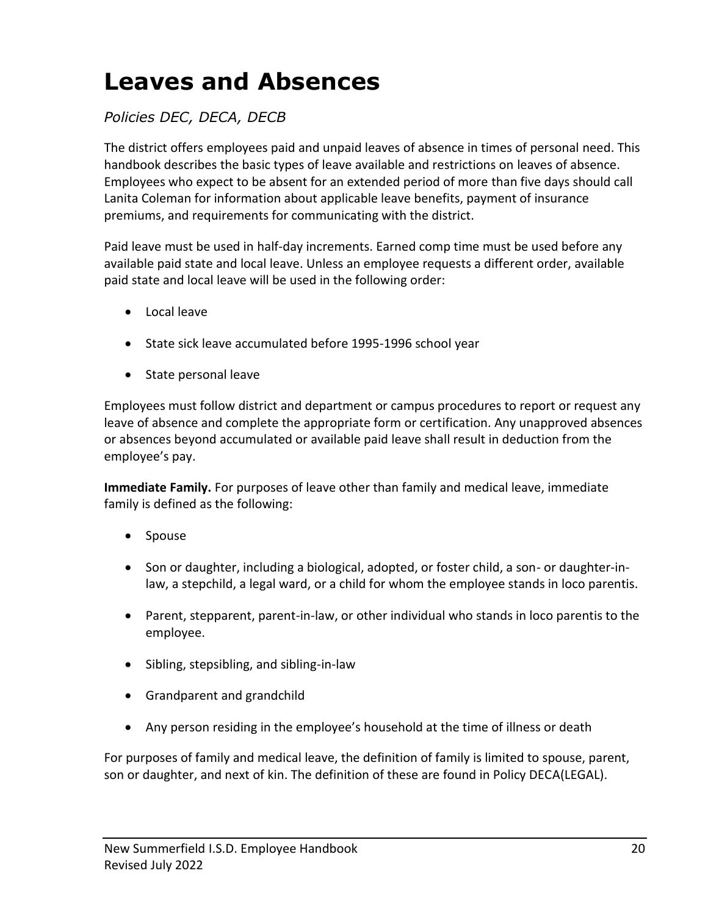# Leaves and Absences

*Policies DEC, DECA, DECB*

The district offers employees paid and unpaid leaves of absence in times of personal need. This handbook describes the basic types of leave available and restrictions on leaves of absence. Employees who expect to be absent for an extended period of more than five days should call Lanita Coleman for information about applicable leave benefits, payment of insurance premiums, and requirements for communicating with the district.

Paid leave must be used in half-day increments. Earned comp time must be used before any available paid state and local leave. Unless an employee requests a different order, available paid state and local leave will be used in the following order:

- Local leave
- State sick leave accumulated before 1995-1996 school year
- State personal leave

Employees must follow district and department or campus procedures to report or request any leave of absence and complete the appropriate form or certification. Any unapproved absences or absences beyond accumulated or available paid leave shall result in deduction from the employee's pay.

**Immediate Family.** For purposes of leave other than family and medical leave, immediate family is defined as the following:

- Spouse
- Son or daughter, including a biological, adopted, or foster child, a son- or daughter-in-law, a stepchild, a legal ward, or a child for whom the employee stands in loco parentis.
- Parent, stepparent, parent-in-law, or other individual who stands in loco parentis to the employee.
- Sibling, stepsibling, and sibling-in-law
- Grandparent and grandchild
- Any person residing in the employee's household at the time of illness or death

For purposes of family and medical leave, the definition of family is limited to spouse, parent, son or daughter, and next of kin. The definition of these are found in Policy DECA(LEGAL).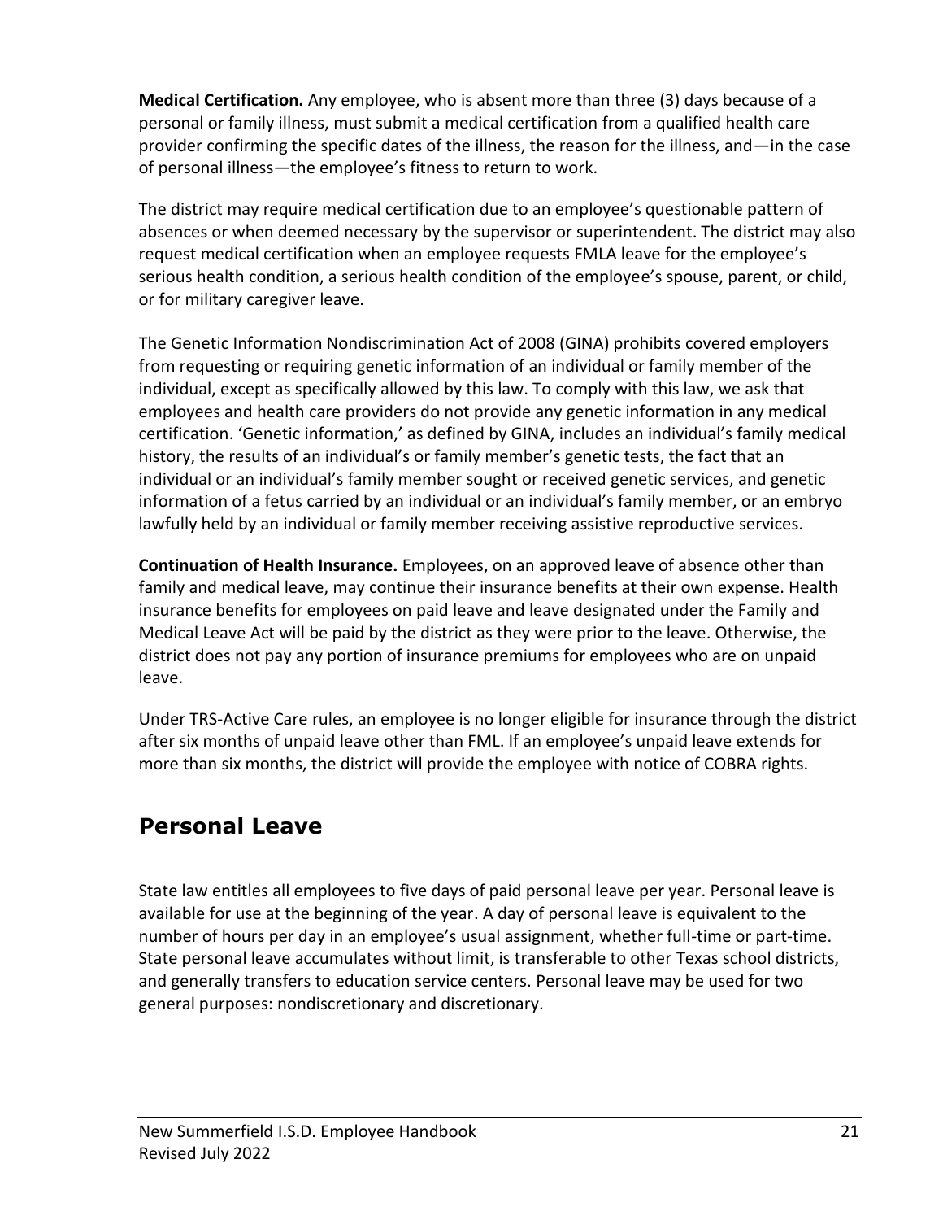**Medical Certification.** Any employee, who is absent more than three (3) days because of a personal or family illness, must submit a medical certification from a qualified health care provider confirming the specific dates of the illness, the reason for the illness, and—in the case of personal illness—the employee's fitness to return to work.

The district may require medical certification due to an employee's questionable pattern of absences or when deemed necessary by the supervisor or superintendent. The district may also request medical certification when an employee requests FMLA leave for the employee's serious health condition, a serious health condition of the employee's spouse, parent, or child, or for military caregiver leave.

The Genetic Information Nondiscrimination Act of 2008 (GINA) prohibits covered employers from requesting or requiring genetic information of an individual or family member of the individual, except as specifically allowed by this law. To comply with this law, we ask that employees and health care providers do not provide any genetic information in any medical certification. 'Genetic information,' as defined by GINA, includes an individual's family medical history, the results of an individual's or family member's genetic tests, the fact that an individual or an individual's family member sought or received genetic services, and genetic information of a fetus carried by an individual or an individual's family member, or an embryo lawfully held by an individual or family member receiving assistive reproductive services.

**Continuation of Health Insurance.** Employees, on an approved leave of absence other than family and medical leave, may continue their insurance benefits at their own expense. Health insurance benefits for employees on paid leave and leave designated under the Family and Medical Leave Act will be paid by the district as they were prior to the leave. Otherwise, the district does not pay any portion of insurance premiums for employees who are on unpaid leave.

Under TRS-Active Care rules, an employee is no longer eligible for insurance through the district after six months of unpaid leave other than FML. If an employee's unpaid leave extends for more than six months, the district will provide the employee with notice of COBRA rights.

## Personal Leave

State law entitles all employees to five days of paid personal leave per year. Personal leave is available for use at the beginning of the year. A day of personal leave is equivalent to the number of hours per day in an employee's usual assignment, whether full-time or part-time. State personal leave accumulates without limit, is transferable to other Texas school districts, and generally transfers to education service centers. Personal leave may be used for two general purposes: nondiscretionary and discretionary.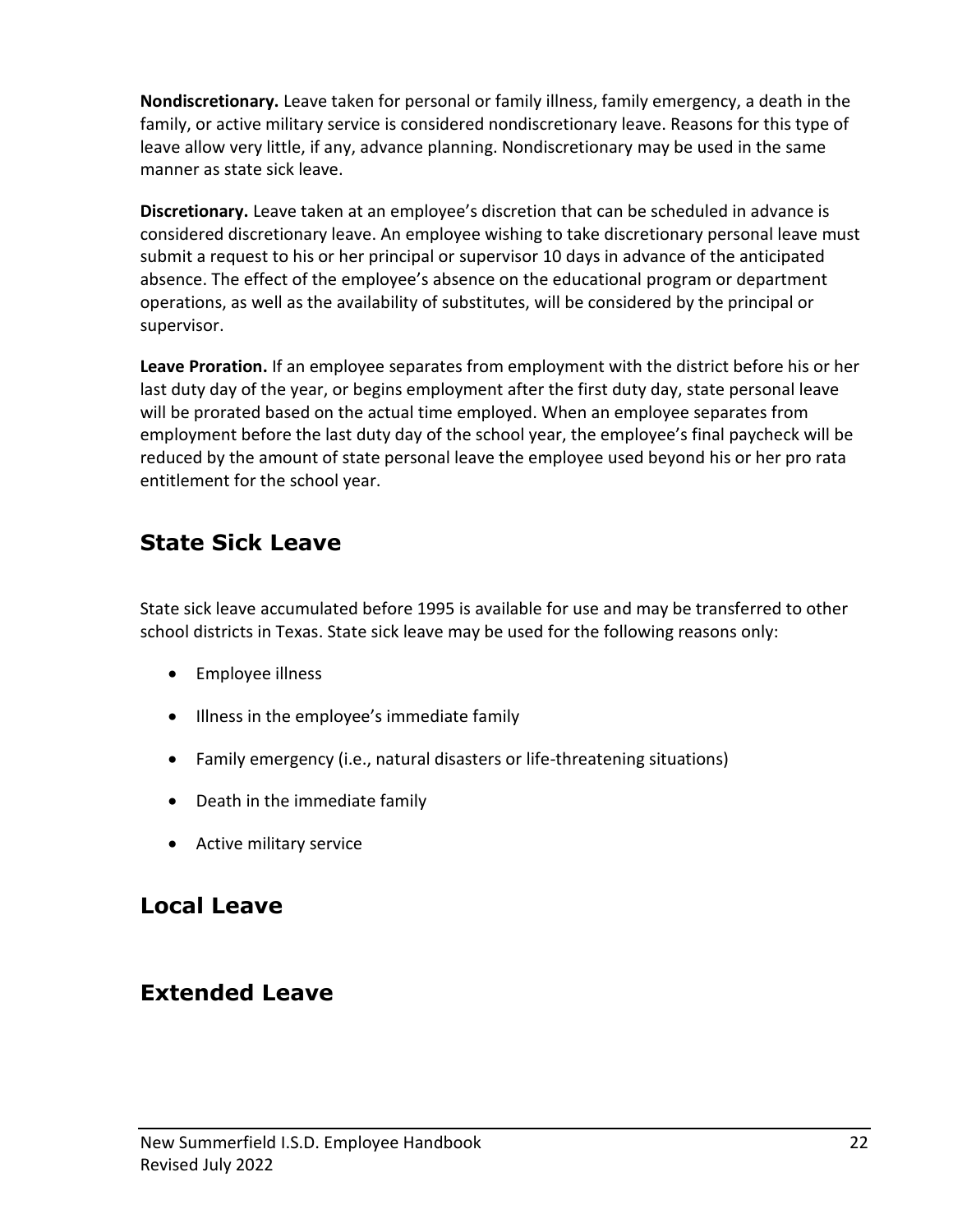**Nondiscretionary.** Leave taken for personal or family illness, family emergency, a death in the family, or active military service is considered nondiscretionary leave. Reasons for this type of leave allow very little, if any, advance planning. Nondiscretionary may be used in the same manner as state sick leave.

**Discretionary.** Leave taken at an employee's discretion that can be scheduled in advance is considered discretionary leave. An employee wishing to take discretionary personal leave must submit a request to his or her principal or supervisor 10 days in advance of the anticipated absence. The effect of the employee's absence on the educational program or department operations, as well as the availability of substitutes, will be considered by the principal or supervisor.

**Leave Proration.** If an employee separates from employment with the district before his or her last duty day of the year, or begins employment after the first duty day, state personal leave will be prorated based on the actual time employed. When an employee separates from employment before the last duty day of the school year, the employee's final paycheck will be reduced by the amount of state personal leave the employee used beyond his or her pro rata entitlement for the school year.

## State Sick Leave

State sick leave accumulated before 1995 is available for use and may be transferred to other school districts in Texas. State sick leave may be used for the following reasons only:

- Employee illness
- Illness in the employee's immediate family
- Family emergency (i.e., natural disasters or life-threatening situations)
- Death in the immediate family
- Active military service

## Local Leave

## Extended Leave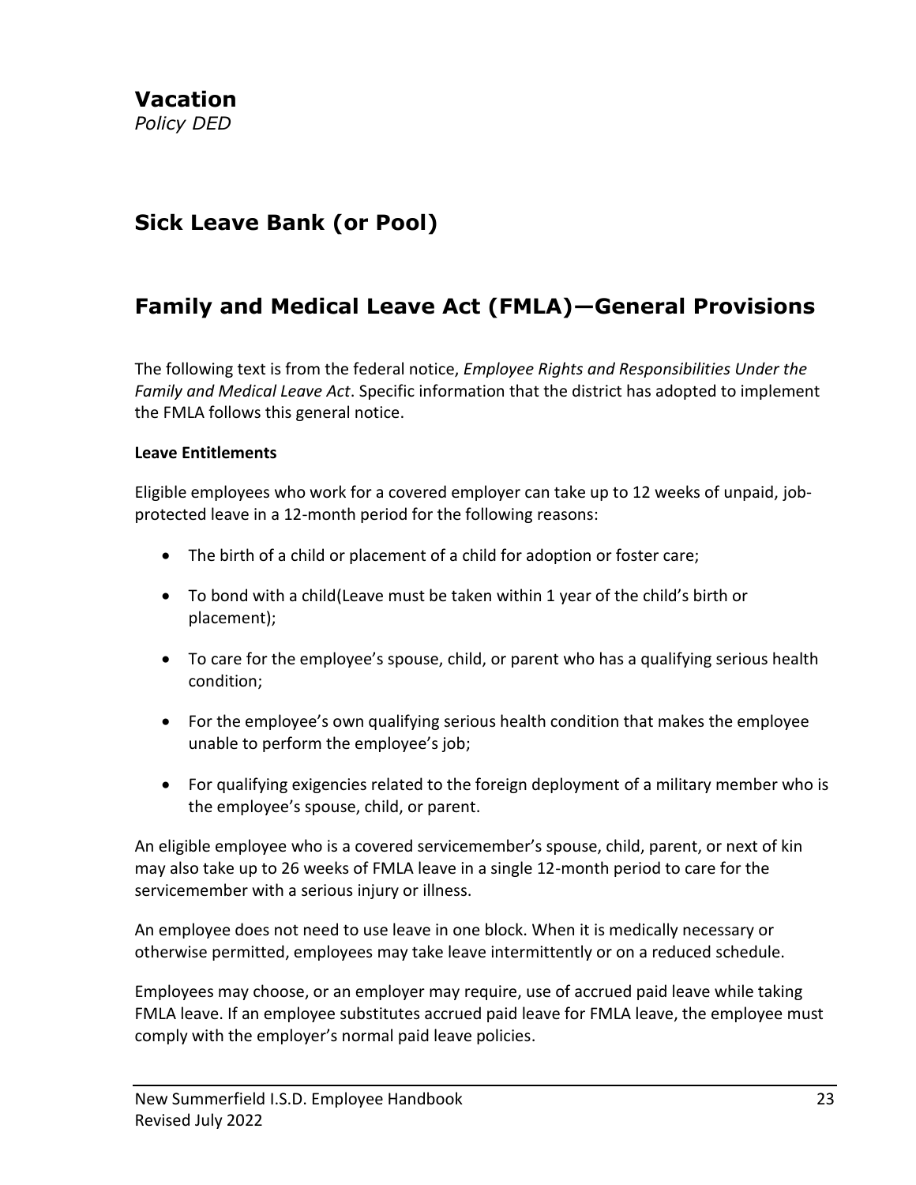## Vacation

*Policy DED*

## Sick Leave Bank (or Pool)

## Family and Medical Leave Act (FMLA)—General Provisions

The following text is from the federal notice, *Employee Rights and Responsibilities Under the Family and Medical Leave Act*. Specific information that the district has adopted to implement the FMLA follows this general notice.

**Leave Entitlements**

Eligible employees who work for a covered employer can take up to 12 weeks of unpaid, job-protected leave in a 12-month period for the following reasons:

- The birth of a child or placement of a child for adoption or foster care;
- To bond with a child(Leave must be taken within 1 year of the child's birth or placement);
- To care for the employee's spouse, child, or parent who has a qualifying serious health condition;
- For the employee's own qualifying serious health condition that makes the employee unable to perform the employee's job;
- For qualifying exigencies related to the foreign deployment of a military member who is the employee's spouse, child, or parent.

An eligible employee who is a covered servicemember's spouse, child, parent, or next of kin may also take up to 26 weeks of FMLA leave in a single 12-month period to care for the servicemember with a serious injury or illness.

An employee does not need to use leave in one block. When it is medically necessary or otherwise permitted, employees may take leave intermittently or on a reduced schedule.

Employees may choose, or an employer may require, use of accrued paid leave while taking FMLA leave. If an employee substitutes accrued paid leave for FMLA leave, the employee must comply with the employer's normal paid leave policies.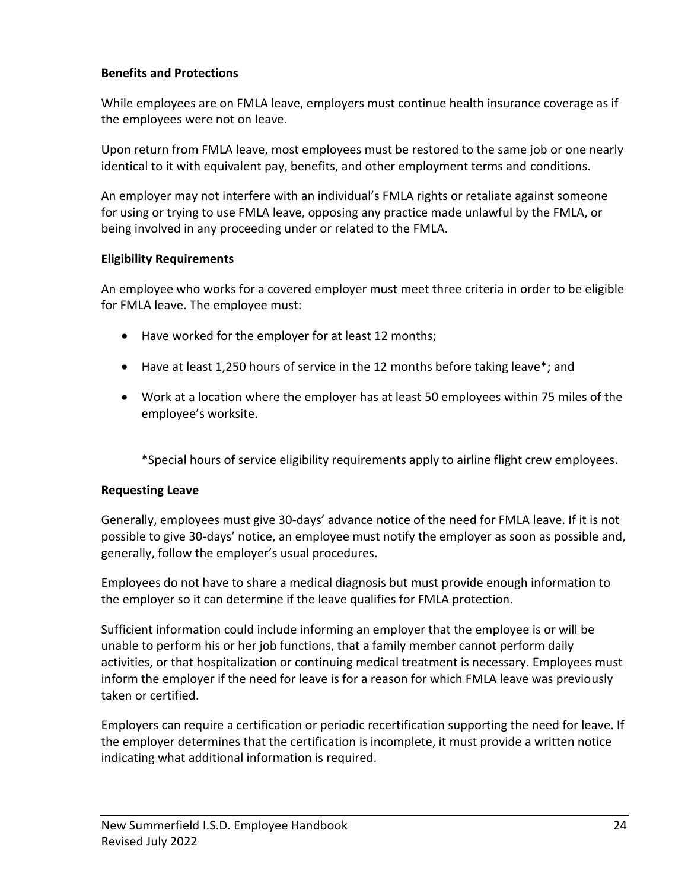**Benefits and Protections**

While employees are on FMLA leave, employers must continue health insurance coverage as if the employees were not on leave.

Upon return from FMLA leave, most employees must be restored to the same job or one nearly identical to it with equivalent pay, benefits, and other employment terms and conditions.

An employer may not interfere with an individual's FMLA rights or retaliate against someone for using or trying to use FMLA leave, opposing any practice made unlawful by the FMLA, or being involved in any proceeding under or related to the FMLA.

**Eligibility Requirements**

An employee who works for a covered employer must meet three criteria in order to be eligible for FMLA leave. The employee must:

- Have worked for the employer for at least 12 months;
- Have at least 1,250 hours of service in the 12 months before taking leave*; and
- Work at a location where the employer has at least 50 employees within 75 miles of the employee's worksite.

*Special hours of service eligibility requirements apply to airline flight crew employees.

**Requesting Leave**

Generally, employees must give 30-days' advance notice of the need for FMLA leave. If it is not possible to give 30-days' notice, an employee must notify the employer as soon as possible and, generally, follow the employer's usual procedures.

Employees do not have to share a medical diagnosis but must provide enough information to the employer so it can determine if the leave qualifies for FMLA protection.

Sufficient information could include informing an employer that the employee is or will be unable to perform his or her job functions, that a family member cannot perform daily activities, or that hospitalization or continuing medical treatment is necessary. Employees must inform the employer if the need for leave is for a reason for which FMLA leave was previously taken or certified.

Employers can require a certification or periodic recertification supporting the need for leave. If the employer determines that the certification is incomplete, it must provide a written notice indicating what additional information is required.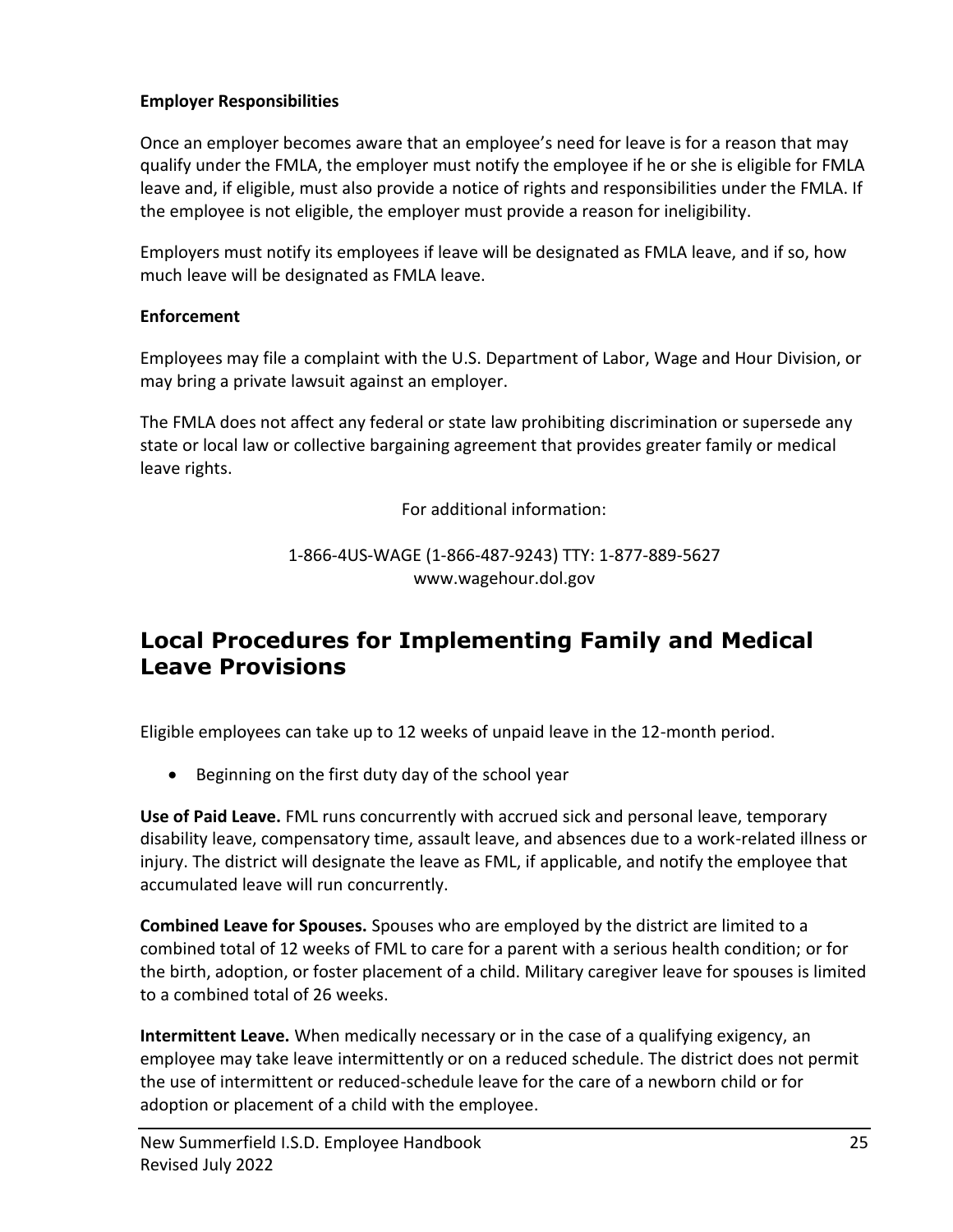**Employer Responsibilities**

Once an employer becomes aware that an employee's need for leave is for a reason that may qualify under the FMLA, the employer must notify the employee if he or she is eligible for FMLA leave and, if eligible, must also provide a notice of rights and responsibilities under the FMLA. If the employee is not eligible, the employer must provide a reason for ineligibility.

Employers must notify its employees if leave will be designated as FMLA leave, and if so, how much leave will be designated as FMLA leave.

**Enforcement**

Employees may file a complaint with the U.S. Department of Labor, Wage and Hour Division, or may bring a private lawsuit against an employer.

The FMLA does not affect any federal or state law prohibiting discrimination or supersede any state or local law or collective bargaining agreement that provides greater family or medical leave rights.

For additional information:

1-866-4US-WAGE (1-866-487-9243) TTY: 1-877-889-5627
www.wagehour.dol.gov

## Local Procedures for Implementing Family and Medical Leave Provisions

Eligible employees can take up to 12 weeks of unpaid leave in the 12-month period.

- Beginning on the first duty day of the school year

**Use of Paid Leave.** FML runs concurrently with accrued sick and personal leave, temporary disability leave, compensatory time, assault leave, and absences due to a work-related illness or injury. The district will designate the leave as FML, if applicable, and notify the employee that accumulated leave will run concurrently.

**Combined Leave for Spouses.** Spouses who are employed by the district are limited to a combined total of 12 weeks of FML to care for a parent with a serious health condition; or for the birth, adoption, or foster placement of a child. Military caregiver leave for spouses is limited to a combined total of 26 weeks.

**Intermittent Leave.** When medically necessary or in the case of a qualifying exigency, an employee may take leave intermittently or on a reduced schedule. The district does not permit the use of intermittent or reduced-schedule leave for the care of a newborn child or for adoption or placement of a child with the employee.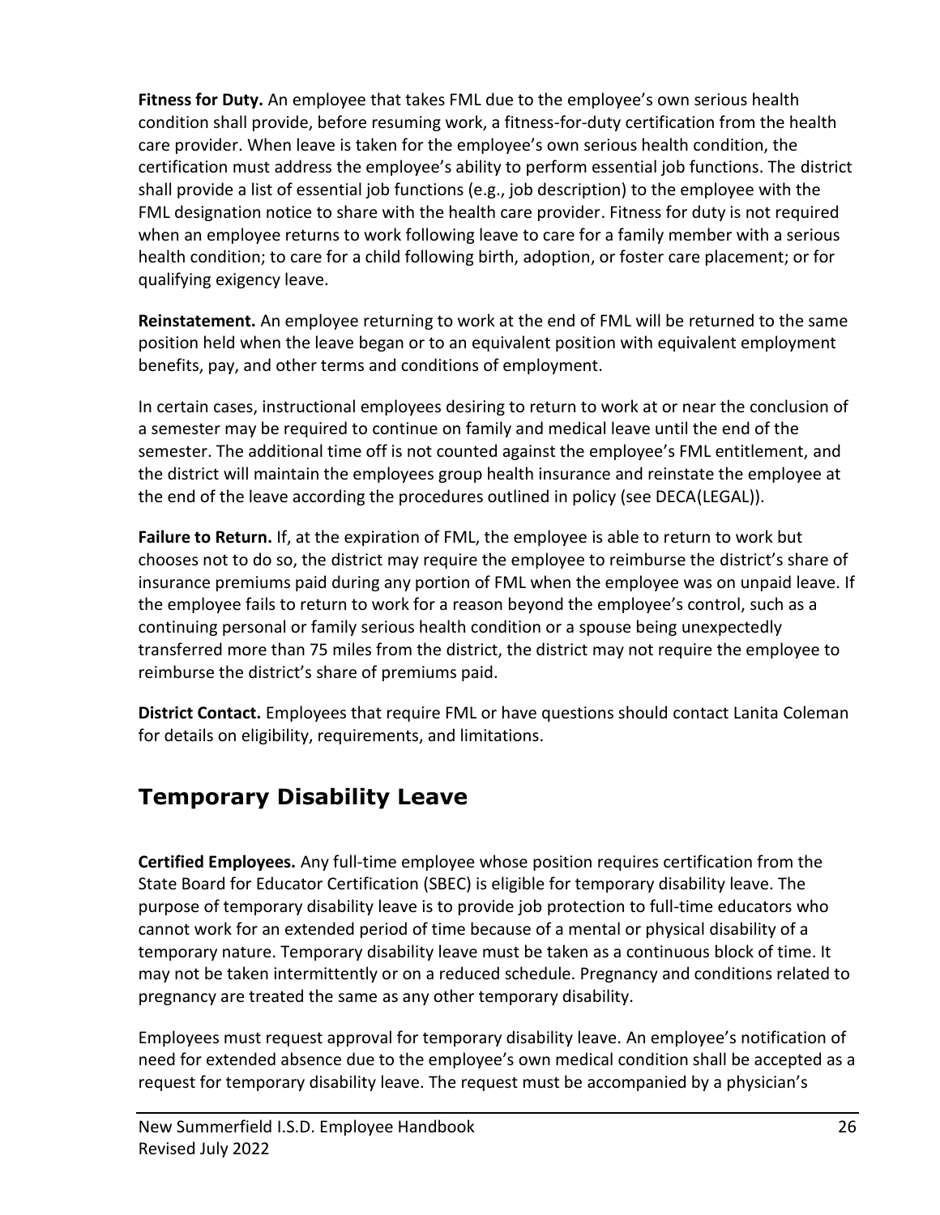**Fitness for Duty.** An employee that takes FML due to the employee's own serious health condition shall provide, before resuming work, a fitness-for-duty certification from the health care provider. When leave is taken for the employee's own serious health condition, the certification must address the employee's ability to perform essential job functions. The district shall provide a list of essential job functions (e.g., job description) to the employee with the FML designation notice to share with the health care provider. Fitness for duty is not required when an employee returns to work following leave to care for a family member with a serious health condition; to care for a child following birth, adoption, or foster care placement; or for qualifying exigency leave.

**Reinstatement.** An employee returning to work at the end of FML will be returned to the same position held when the leave began or to an equivalent position with equivalent employment benefits, pay, and other terms and conditions of employment.

In certain cases, instructional employees desiring to return to work at or near the conclusion of a semester may be required to continue on family and medical leave until the end of the semester. The additional time off is not counted against the employee's FML entitlement, and the district will maintain the employees group health insurance and reinstate the employee at the end of the leave according the procedures outlined in policy (see DECA(LEGAL)).

**Failure to Return.** If, at the expiration of FML, the employee is able to return to work but chooses not to do so, the district may require the employee to reimburse the district's share of insurance premiums paid during any portion of FML when the employee was on unpaid leave. If the employee fails to return to work for a reason beyond the employee's control, such as a continuing personal or family serious health condition or a spouse being unexpectedly transferred more than 75 miles from the district, the district may not require the employee to reimburse the district's share of premiums paid.

**District Contact.** Employees that require FML or have questions should contact Lanita Coleman for details on eligibility, requirements, and limitations.

## Temporary Disability Leave

**Certified Employees.** Any full-time employee whose position requires certification from the State Board for Educator Certification (SBEC) is eligible for temporary disability leave. The purpose of temporary disability leave is to provide job protection to full-time educators who cannot work for an extended period of time because of a mental or physical disability of a temporary nature. Temporary disability leave must be taken as a continuous block of time. It may not be taken intermittently or on a reduced schedule. Pregnancy and conditions related to pregnancy are treated the same as any other temporary disability.

Employees must request approval for temporary disability leave. An employee's notification of need for extended absence due to the employee's own medical condition shall be accepted as a request for temporary disability leave. The request must be accompanied by a physician's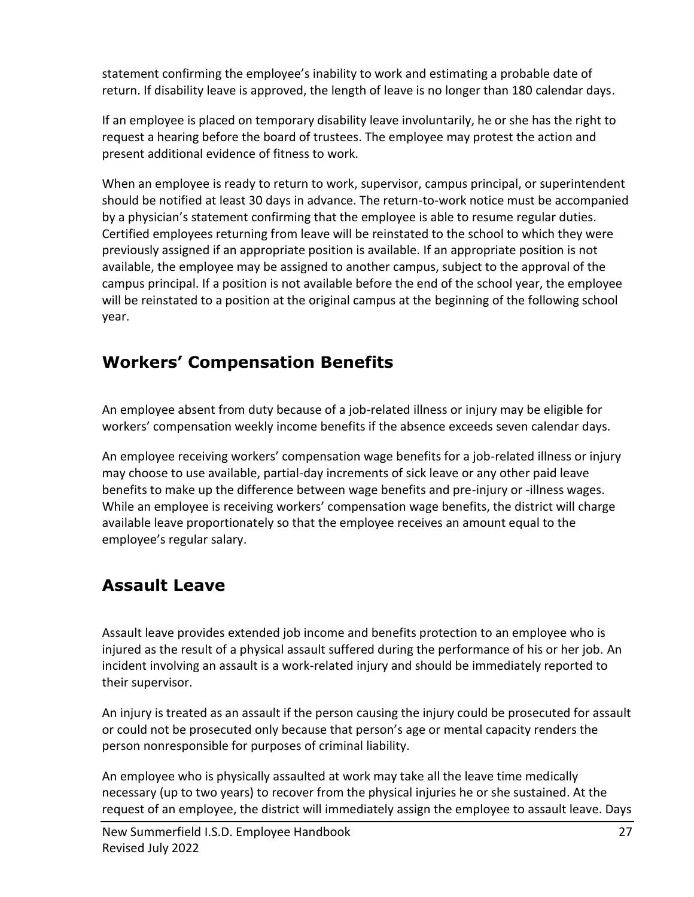statement confirming the employee's inability to work and estimating a probable date of return. If disability leave is approved, the length of leave is no longer than 180 calendar days.

If an employee is placed on temporary disability leave involuntarily, he or she has the right to request a hearing before the board of trustees. The employee may protest the action and present additional evidence of fitness to work.

When an employee is ready to return to work, supervisor, campus principal, or superintendent should be notified at least 30 days in advance. The return-to-work notice must be accompanied by a physician's statement confirming that the employee is able to resume regular duties. Certified employees returning from leave will be reinstated to the school to which they were previously assigned if an appropriate position is available. If an appropriate position is not available, the employee may be assigned to another campus, subject to the approval of the campus principal. If a position is not available before the end of the school year, the employee will be reinstated to a position at the original campus at the beginning of the following school year.

## Workers' Compensation Benefits

An employee absent from duty because of a job-related illness or injury may be eligible for workers' compensation weekly income benefits if the absence exceeds seven calendar days.

An employee receiving workers' compensation wage benefits for a job-related illness or injury may choose to use available, partial-day increments of sick leave or any other paid leave benefits to make up the difference between wage benefits and pre-injury or -illness wages. While an employee is receiving workers' compensation wage benefits, the district will charge available leave proportionately so that the employee receives an amount equal to the employee's regular salary.

## Assault Leave

Assault leave provides extended job income and benefits protection to an employee who is injured as the result of a physical assault suffered during the performance of his or her job. An incident involving an assault is a work-related injury and should be immediately reported to their supervisor.

An injury is treated as an assault if the person causing the injury could be prosecuted for assault or could not be prosecuted only because that person's age or mental capacity renders the person nonresponsible for purposes of criminal liability.

An employee who is physically assaulted at work may take all the leave time medically necessary (up to two years) to recover from the physical injuries he or she sustained. At the request of an employee, the district will immediately assign the employee to assault leave. Days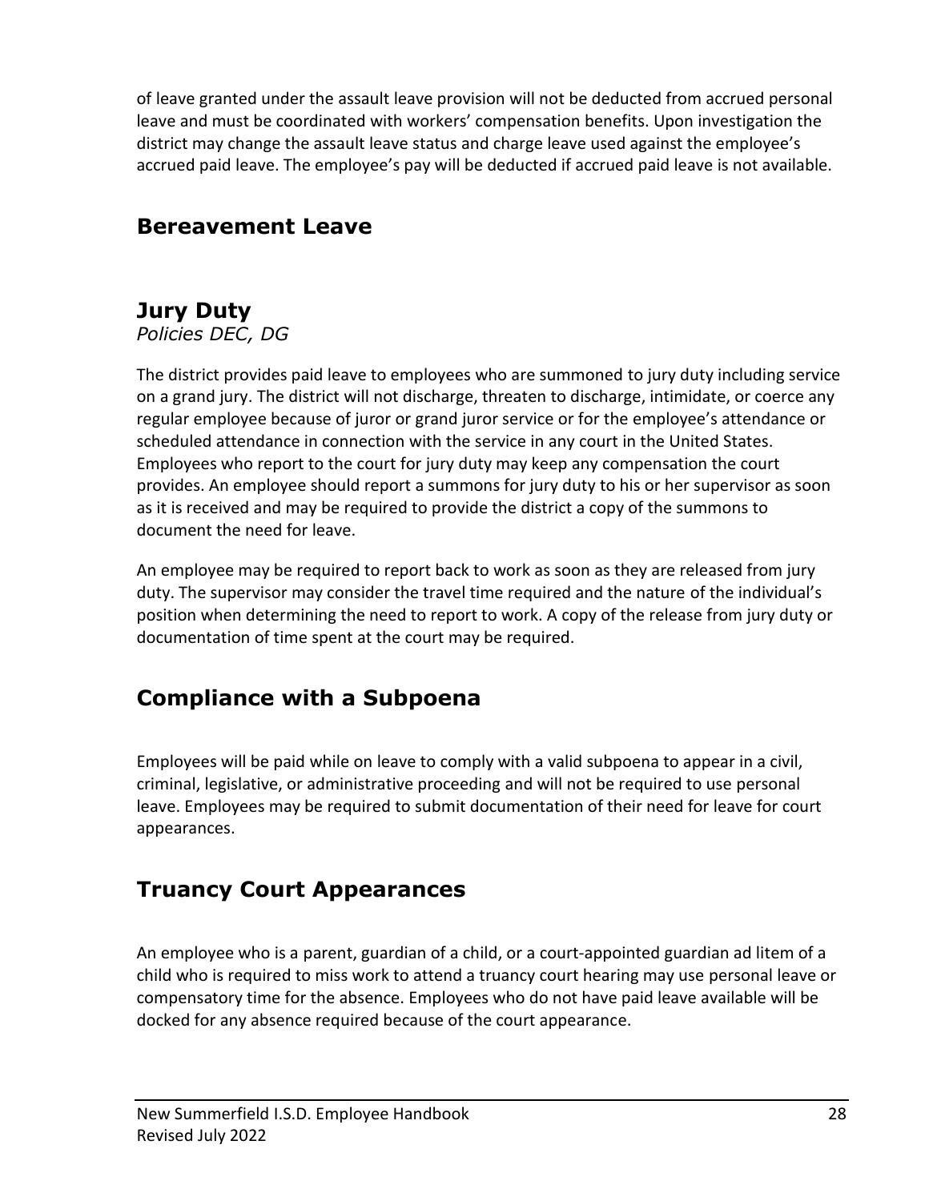of leave granted under the assault leave provision will not be deducted from accrued personal leave and must be coordinated with workers' compensation benefits. Upon investigation the district may change the assault leave status and charge leave used against the employee's accrued paid leave. The employee's pay will be deducted if accrued paid leave is not available.

## Bereavement Leave

## Jury Duty

*Policies DEC, DG*

The district provides paid leave to employees who are summoned to jury duty including service on a grand jury. The district will not discharge, threaten to discharge, intimidate, or coerce any regular employee because of juror or grand juror service or for the employee's attendance or scheduled attendance in connection with the service in any court in the United States. Employees who report to the court for jury duty may keep any compensation the court provides. An employee should report a summons for jury duty to his or her supervisor as soon as it is received and may be required to provide the district a copy of the summons to document the need for leave.

An employee may be required to report back to work as soon as they are released from jury duty. The supervisor may consider the travel time required and the nature of the individual's position when determining the need to report to work. A copy of the release from jury duty or documentation of time spent at the court may be required.

## Compliance with a Subpoena

Employees will be paid while on leave to comply with a valid subpoena to appear in a civil, criminal, legislative, or administrative proceeding and will not be required to use personal leave. Employees may be required to submit documentation of their need for leave for court appearances.

## Truancy Court Appearances

An employee who is a parent, guardian of a child, or a court-appointed guardian ad litem of a child who is required to miss work to attend a truancy court hearing may use personal leave or compensatory time for the absence. Employees who do not have paid leave available will be docked for any absence required because of the court appearance.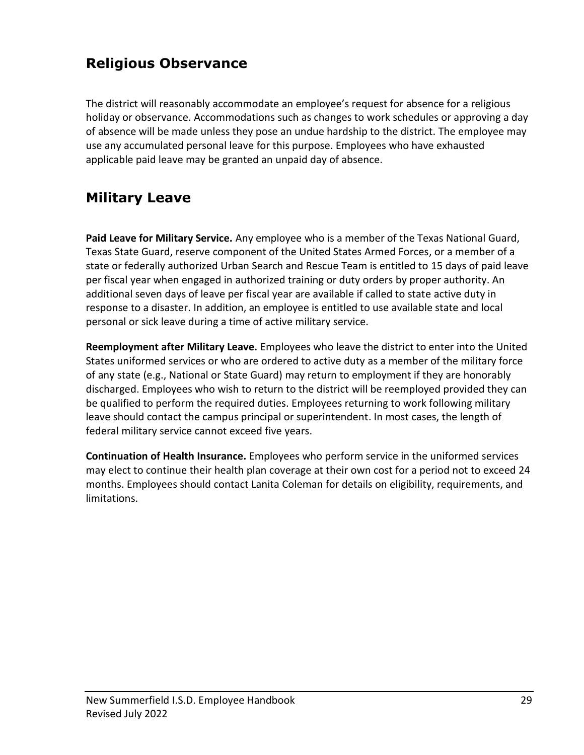## Religious Observance

The district will reasonably accommodate an employee's request for absence for a religious holiday or observance. Accommodations such as changes to work schedules or approving a day of absence will be made unless they pose an undue hardship to the district. The employee may use any accumulated personal leave for this purpose. Employees who have exhausted applicable paid leave may be granted an unpaid day of absence.

## Military Leave

**Paid Leave for Military Service.** Any employee who is a member of the Texas National Guard, Texas State Guard, reserve component of the United States Armed Forces, or a member of a state or federally authorized Urban Search and Rescue Team is entitled to 15 days of paid leave per fiscal year when engaged in authorized training or duty orders by proper authority. An additional seven days of leave per fiscal year are available if called to state active duty in response to a disaster. In addition, an employee is entitled to use available state and local personal or sick leave during a time of active military service.

**Reemployment after Military Leave.** Employees who leave the district to enter into the United States uniformed services or who are ordered to active duty as a member of the military force of any state (e.g., National or State Guard) may return to employment if they are honorably discharged. Employees who wish to return to the district will be reemployed provided they can be qualified to perform the required duties. Employees returning to work following military leave should contact the campus principal or superintendent. In most cases, the length of federal military service cannot exceed five years.

**Continuation of Health Insurance.** Employees who perform service in the uniformed services may elect to continue their health plan coverage at their own cost for a period not to exceed 24 months. Employees should contact Lanita Coleman for details on eligibility, requirements, and limitations.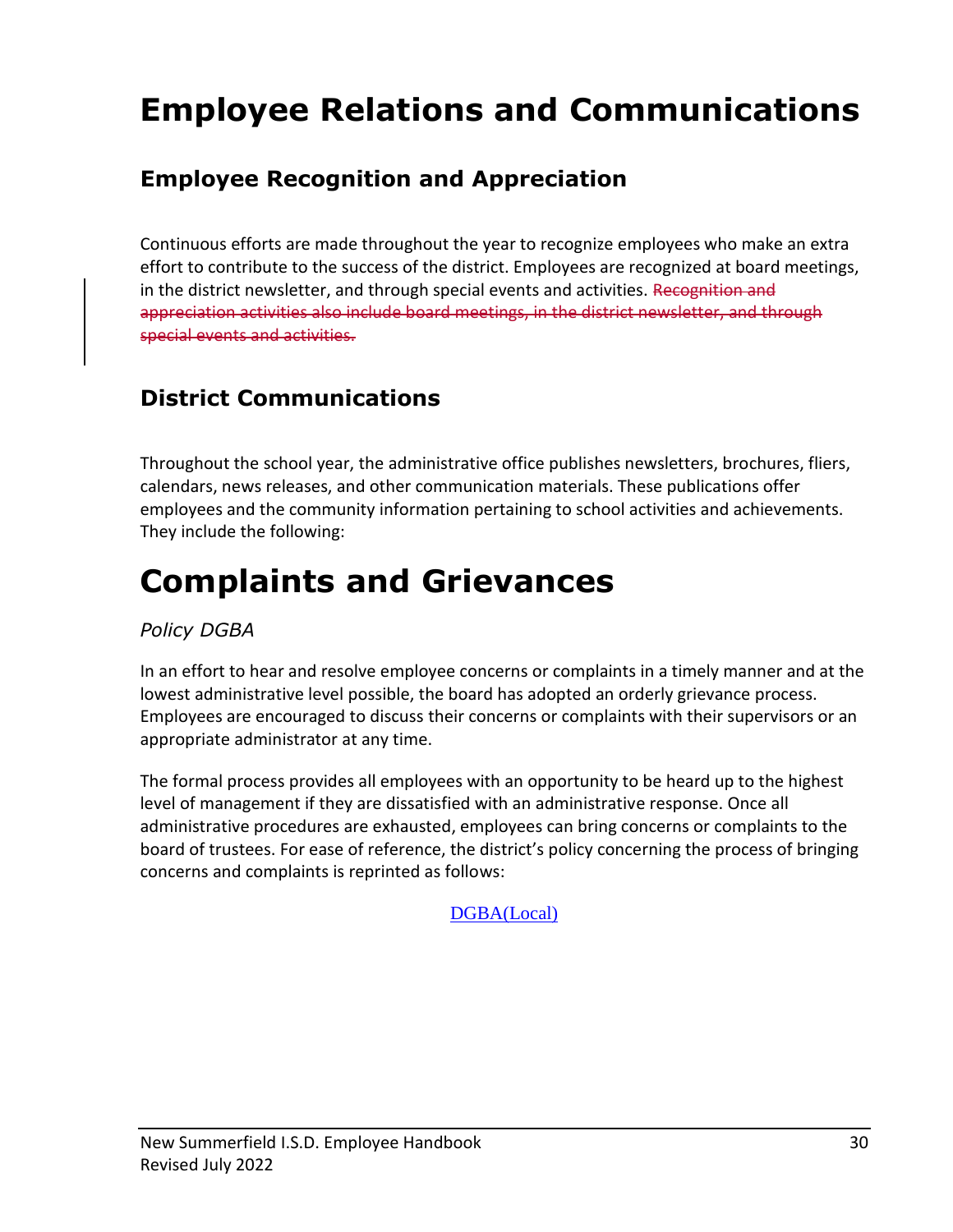# Employee Relations and Communications

## Employee Recognition and Appreciation

Continuous efforts are made throughout the year to recognize employees who make an extra effort to contribute to the success of the district. Employees are recognized at board meetings, in the district newsletter, and through special events and activities. ~~Recognition and appreciation activities also include board meetings, in the district newsletter, and through special events and activities.~~

## District Communications

Throughout the school year, the administrative office publishes newsletters, brochures, fliers, calendars, news releases, and other communication materials. These publications offer employees and the community information pertaining to school activities and achievements. They include the following:

# Complaints and Grievances

*Policy DGBA*

In an effort to hear and resolve employee concerns or complaints in a timely manner and at the lowest administrative level possible, the board has adopted an orderly grievance process. Employees are encouraged to discuss their concerns or complaints with their supervisors or an appropriate administrator at any time.

The formal process provides all employees with an opportunity to be heard up to the highest level of management if they are dissatisfied with an administrative response. Once all administrative procedures are exhausted, employees can bring concerns or complaints to the board of trustees. For ease of reference, the district's policy concerning the process of bringing concerns and complaints is reprinted as follows:

DGBA(Local)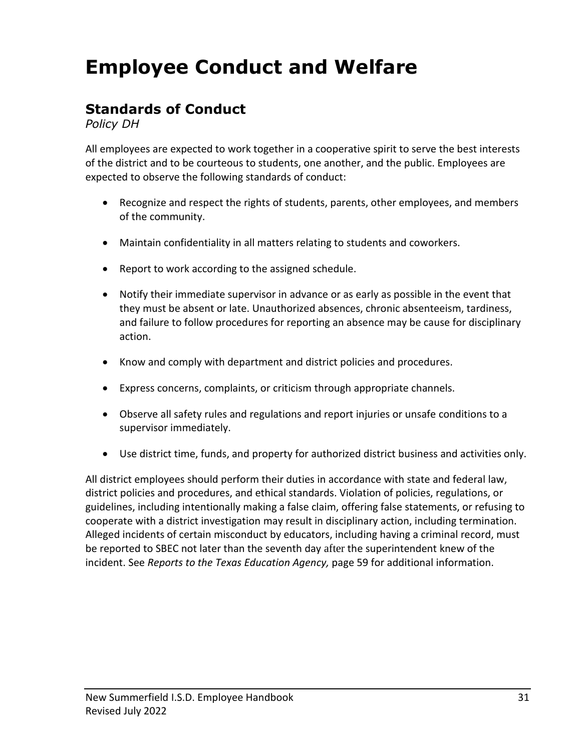# Employee Conduct and Welfare

## Standards of Conduct

*Policy DH*

All employees are expected to work together in a cooperative spirit to serve the best interests of the district and to be courteous to students, one another, and the public. Employees are expected to observe the following standards of conduct:

- Recognize and respect the rights of students, parents, other employees, and members of the community.
- Maintain confidentiality in all matters relating to students and coworkers.
- Report to work according to the assigned schedule.
- Notify their immediate supervisor in advance or as early as possible in the event that they must be absent or late. Unauthorized absences, chronic absenteeism, tardiness, and failure to follow procedures for reporting an absence may be cause for disciplinary action.
- Know and comply with department and district policies and procedures.
- Express concerns, complaints, or criticism through appropriate channels.
- Observe all safety rules and regulations and report injuries or unsafe conditions to a supervisor immediately.
- Use district time, funds, and property for authorized district business and activities only.

All district employees should perform their duties in accordance with state and federal law, district policies and procedures, and ethical standards. Violation of policies, regulations, or guidelines, including intentionally making a false claim, offering false statements, or refusing to cooperate with a district investigation may result in disciplinary action, including termination. Alleged incidents of certain misconduct by educators, including having a criminal record, must be reported to SBEC not later than the seventh day after the superintendent knew of the incident. See *Reports to the Texas Education Agency,* page 59 for additional information.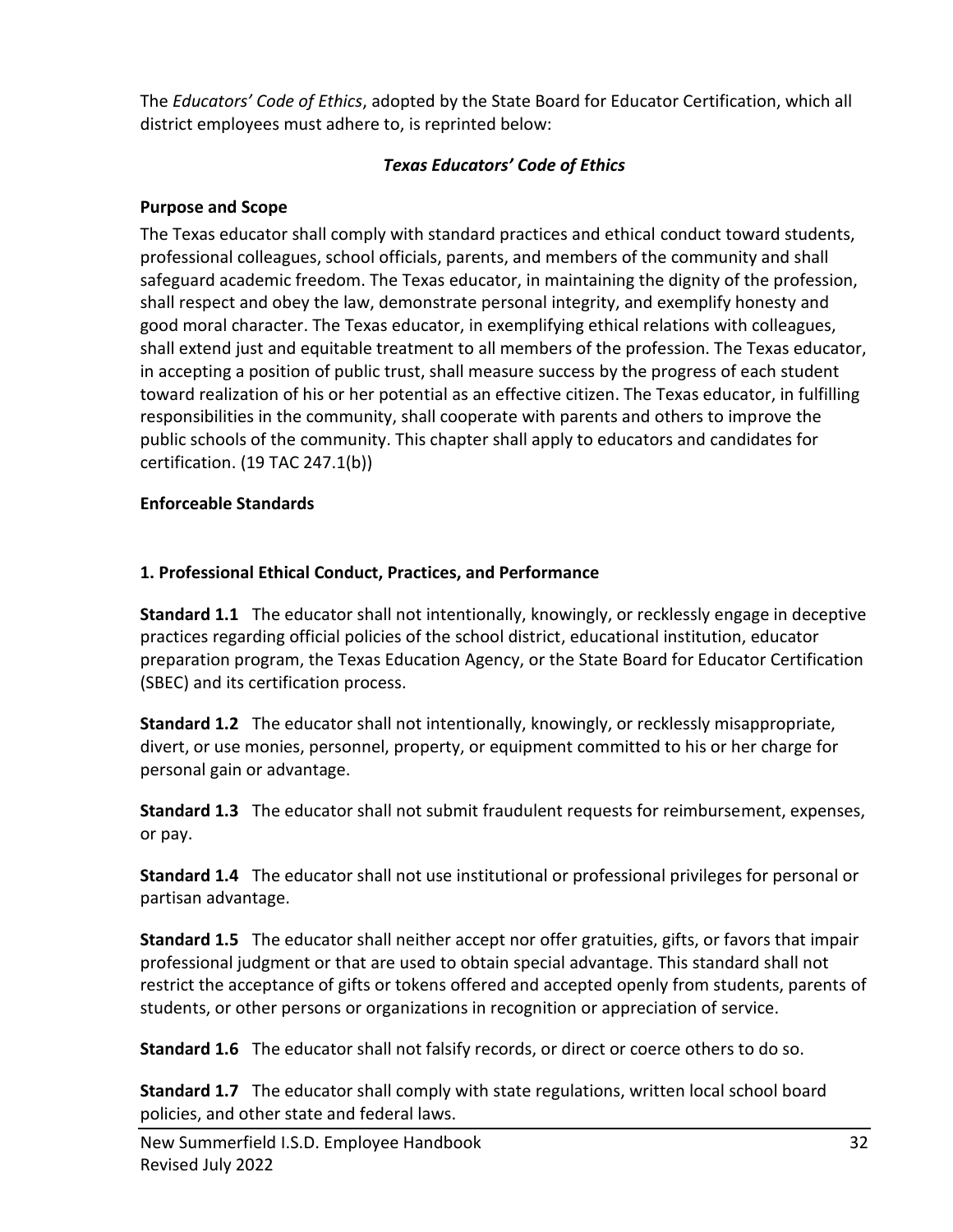The *Educators' Code of Ethics*, adopted by the State Board for Educator Certification, which all district employees must adhere to, is reprinted below:

### *Texas Educators' Code of Ethics*

**Purpose and Scope**

The Texas educator shall comply with standard practices and ethical conduct toward students, professional colleagues, school officials, parents, and members of the community and shall safeguard academic freedom. The Texas educator, in maintaining the dignity of the profession, shall respect and obey the law, demonstrate personal integrity, and exemplify honesty and good moral character. The Texas educator, in exemplifying ethical relations with colleagues, shall extend just and equitable treatment to all members of the profession. The Texas educator, in accepting a position of public trust, shall measure success by the progress of each student toward realization of his or her potential as an effective citizen. The Texas educator, in fulfilling responsibilities in the community, shall cooperate with parents and others to improve the public schools of the community. This chapter shall apply to educators and candidates for certification. (19 TAC 247.1(b))

**Enforceable Standards**

**1. Professional Ethical Conduct, Practices, and Performance**

**Standard 1.1** The educator shall not intentionally, knowingly, or recklessly engage in deceptive practices regarding official policies of the school district, educational institution, educator preparation program, the Texas Education Agency, or the State Board for Educator Certification (SBEC) and its certification process.

**Standard 1.2** The educator shall not intentionally, knowingly, or recklessly misappropriate, divert, or use monies, personnel, property, or equipment committed to his or her charge for personal gain or advantage.

**Standard 1.3** The educator shall not submit fraudulent requests for reimbursement, expenses, or pay.

**Standard 1.4** The educator shall not use institutional or professional privileges for personal or partisan advantage.

**Standard 1.5** The educator shall neither accept nor offer gratuities, gifts, or favors that impair professional judgment or that are used to obtain special advantage. This standard shall not restrict the acceptance of gifts or tokens offered and accepted openly from students, parents of students, or other persons or organizations in recognition or appreciation of service.

**Standard 1.6** The educator shall not falsify records, or direct or coerce others to do so.

**Standard 1.7** The educator shall comply with state regulations, written local school board policies, and other state and federal laws.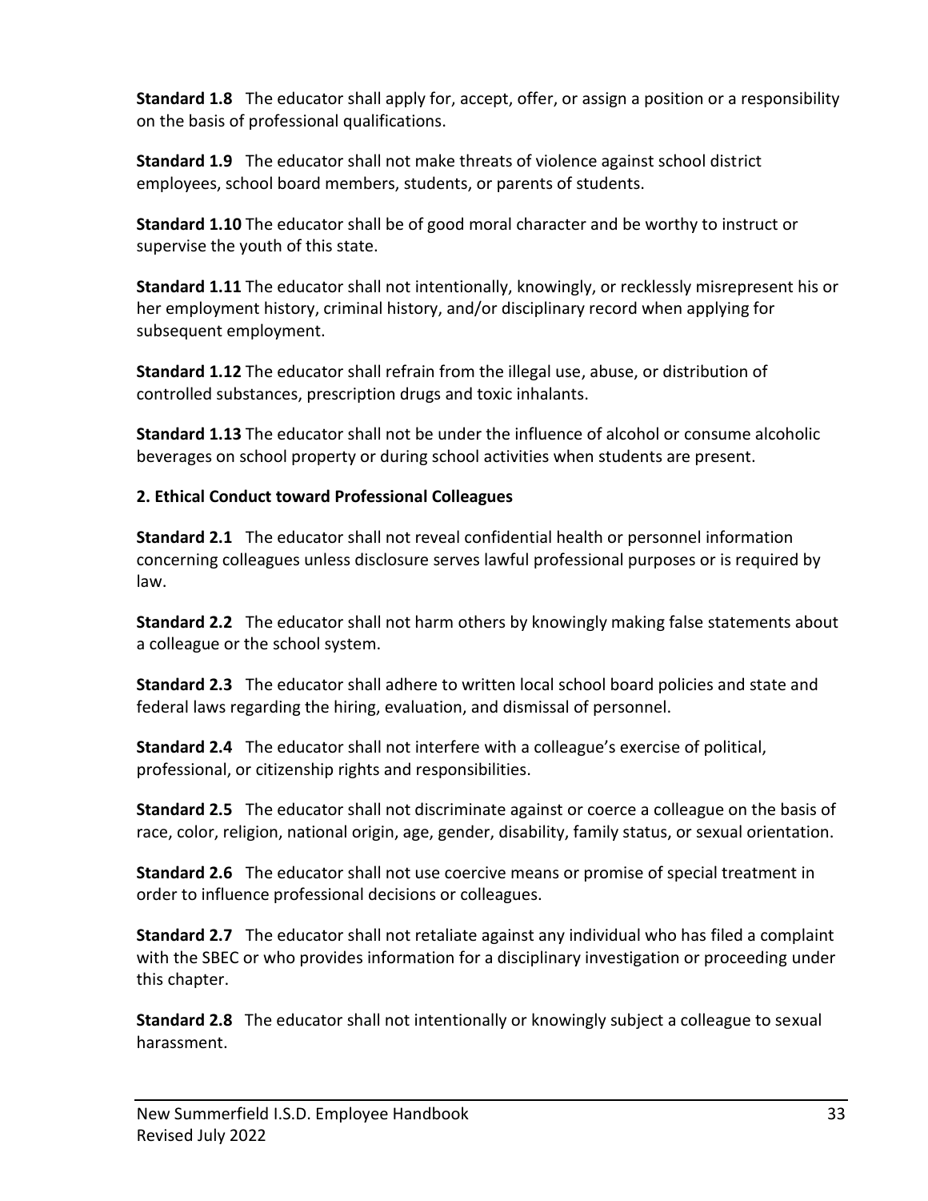**Standard 1.8** The educator shall apply for, accept, offer, or assign a position or a responsibility on the basis of professional qualifications.

**Standard 1.9** The educator shall not make threats of violence against school district employees, school board members, students, or parents of students.

**Standard 1.10** The educator shall be of good moral character and be worthy to instruct or supervise the youth of this state.

**Standard 1.11** The educator shall not intentionally, knowingly, or recklessly misrepresent his or her employment history, criminal history, and/or disciplinary record when applying for subsequent employment.

**Standard 1.12** The educator shall refrain from the illegal use, abuse, or distribution of controlled substances, prescription drugs and toxic inhalants.

**Standard 1.13** The educator shall not be under the influence of alcohol or consume alcoholic beverages on school property or during school activities when students are present.

**2. Ethical Conduct toward Professional Colleagues**

**Standard 2.1** The educator shall not reveal confidential health or personnel information concerning colleagues unless disclosure serves lawful professional purposes or is required by law.

**Standard 2.2** The educator shall not harm others by knowingly making false statements about a colleague or the school system.

**Standard 2.3** The educator shall adhere to written local school board policies and state and federal laws regarding the hiring, evaluation, and dismissal of personnel.

**Standard 2.4** The educator shall not interfere with a colleague's exercise of political, professional, or citizenship rights and responsibilities.

**Standard 2.5** The educator shall not discriminate against or coerce a colleague on the basis of race, color, religion, national origin, age, gender, disability, family status, or sexual orientation.

**Standard 2.6** The educator shall not use coercive means or promise of special treatment in order to influence professional decisions or colleagues.

**Standard 2.7** The educator shall not retaliate against any individual who has filed a complaint with the SBEC or who provides information for a disciplinary investigation or proceeding under this chapter.

**Standard 2.8** The educator shall not intentionally or knowingly subject a colleague to sexual harassment.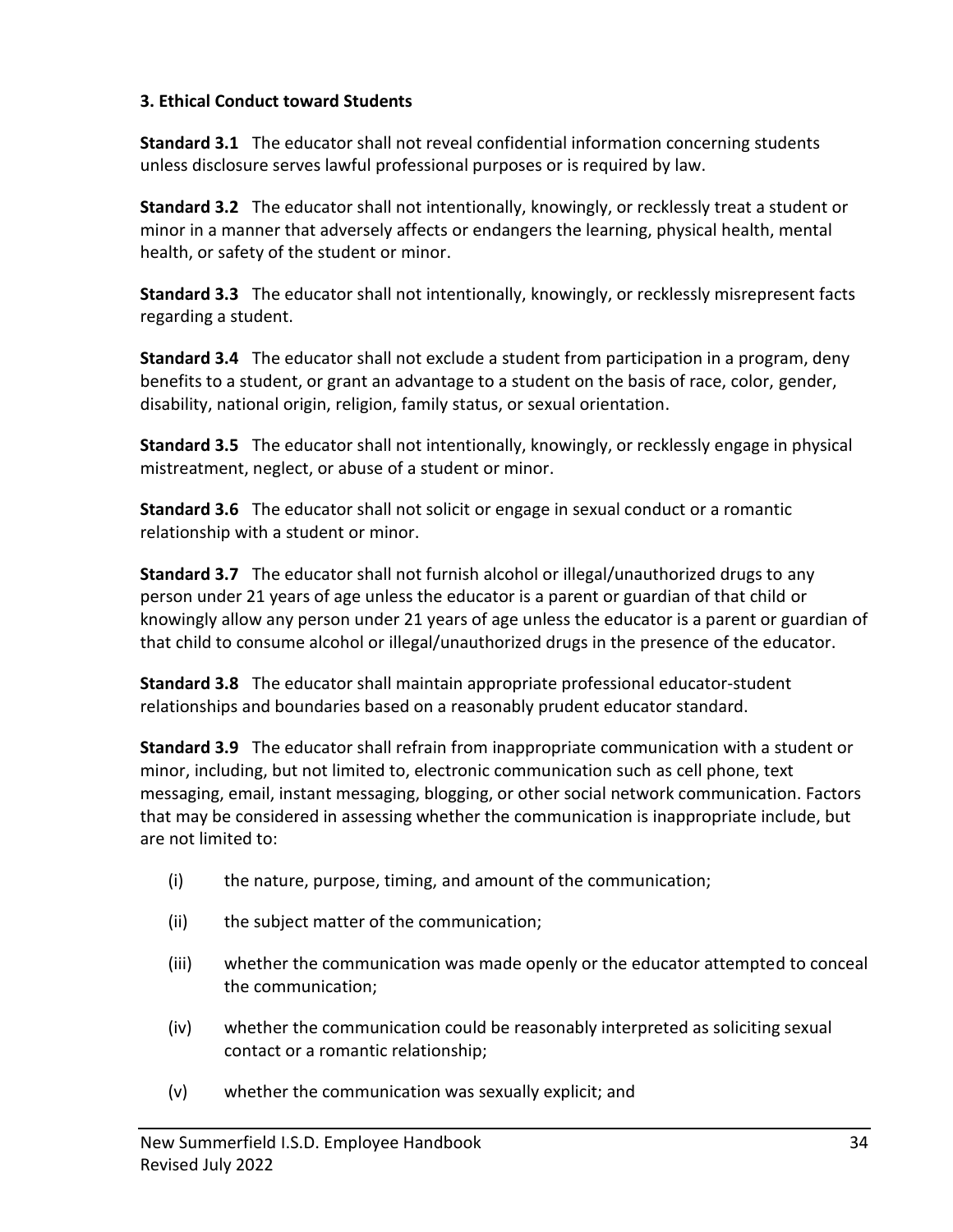### 3. Ethical Conduct toward Students

**Standard 3.1** The educator shall not reveal confidential information concerning students unless disclosure serves lawful professional purposes or is required by law.

**Standard 3.2** The educator shall not intentionally, knowingly, or recklessly treat a student or minor in a manner that adversely affects or endangers the learning, physical health, mental health, or safety of the student or minor.

**Standard 3.3** The educator shall not intentionally, knowingly, or recklessly misrepresent facts regarding a student.

**Standard 3.4** The educator shall not exclude a student from participation in a program, deny benefits to a student, or grant an advantage to a student on the basis of race, color, gender, disability, national origin, religion, family status, or sexual orientation.

**Standard 3.5** The educator shall not intentionally, knowingly, or recklessly engage in physical mistreatment, neglect, or abuse of a student or minor.

**Standard 3.6** The educator shall not solicit or engage in sexual conduct or a romantic relationship with a student or minor.

**Standard 3.7** The educator shall not furnish alcohol or illegal/unauthorized drugs to any person under 21 years of age unless the educator is a parent or guardian of that child or knowingly allow any person under 21 years of age unless the educator is a parent or guardian of that child to consume alcohol or illegal/unauthorized drugs in the presence of the educator.

**Standard 3.8** The educator shall maintain appropriate professional educator-student relationships and boundaries based on a reasonably prudent educator standard.

**Standard 3.9** The educator shall refrain from inappropriate communication with a student or minor, including, but not limited to, electronic communication such as cell phone, text messaging, email, instant messaging, blogging, or other social network communication. Factors that may be considered in assessing whether the communication is inappropriate include, but are not limited to:

(i) the nature, purpose, timing, and amount of the communication;

(ii) the subject matter of the communication;

(iii) whether the communication was made openly or the educator attempted to conceal the communication;

(iv) whether the communication could be reasonably interpreted as soliciting sexual contact or a romantic relationship;

(v) whether the communication was sexually explicit; and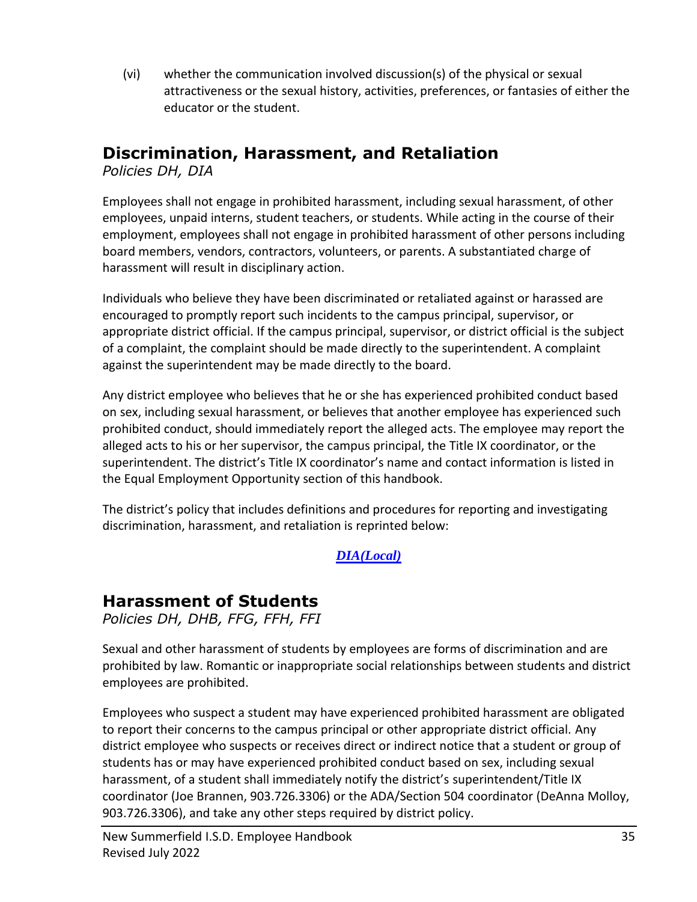(vi) whether the communication involved discussion(s) of the physical or sexual attractiveness or the sexual history, activities, preferences, or fantasies of either the educator or the student.

## Discrimination, Harassment, and Retaliation

*Policies DH, DIA*

Employees shall not engage in prohibited harassment, including sexual harassment, of other employees, unpaid interns, student teachers, or students. While acting in the course of their employment, employees shall not engage in prohibited harassment of other persons including board members, vendors, contractors, volunteers, or parents. A substantiated charge of harassment will result in disciplinary action.

Individuals who believe they have been discriminated or retaliated against or harassed are encouraged to promptly report such incidents to the campus principal, supervisor, or appropriate district official. If the campus principal, supervisor, or district official is the subject of a complaint, the complaint should be made directly to the superintendent. A complaint against the superintendent may be made directly to the board.

Any district employee who believes that he or she has experienced prohibited conduct based on sex, including sexual harassment, or believes that another employee has experienced such prohibited conduct, should immediately report the alleged acts. The employee may report the alleged acts to his or her supervisor, the campus principal, the Title IX coordinator, or the superintendent. The district's Title IX coordinator's name and contact information is listed in the Equal Employment Opportunity section of this handbook.

The district's policy that includes definitions and procedures for reporting and investigating discrimination, harassment, and retaliation is reprinted below:

***DIA(Local)***

## Harassment of Students

*Policies DH, DHB, FFG, FFH, FFI*

Sexual and other harassment of students by employees are forms of discrimination and are prohibited by law. Romantic or inappropriate social relationships between students and district employees are prohibited.

Employees who suspect a student may have experienced prohibited harassment are obligated to report their concerns to the campus principal or other appropriate district official. Any district employee who suspects or receives direct or indirect notice that a student or group of students has or may have experienced prohibited conduct based on sex, including sexual harassment, of a student shall immediately notify the district's superintendent/Title IX coordinator (Joe Brannen, 903.726.3306) or the ADA/Section 504 coordinator (DeAnna Molloy, 903.726.3306), and take any other steps required by district policy.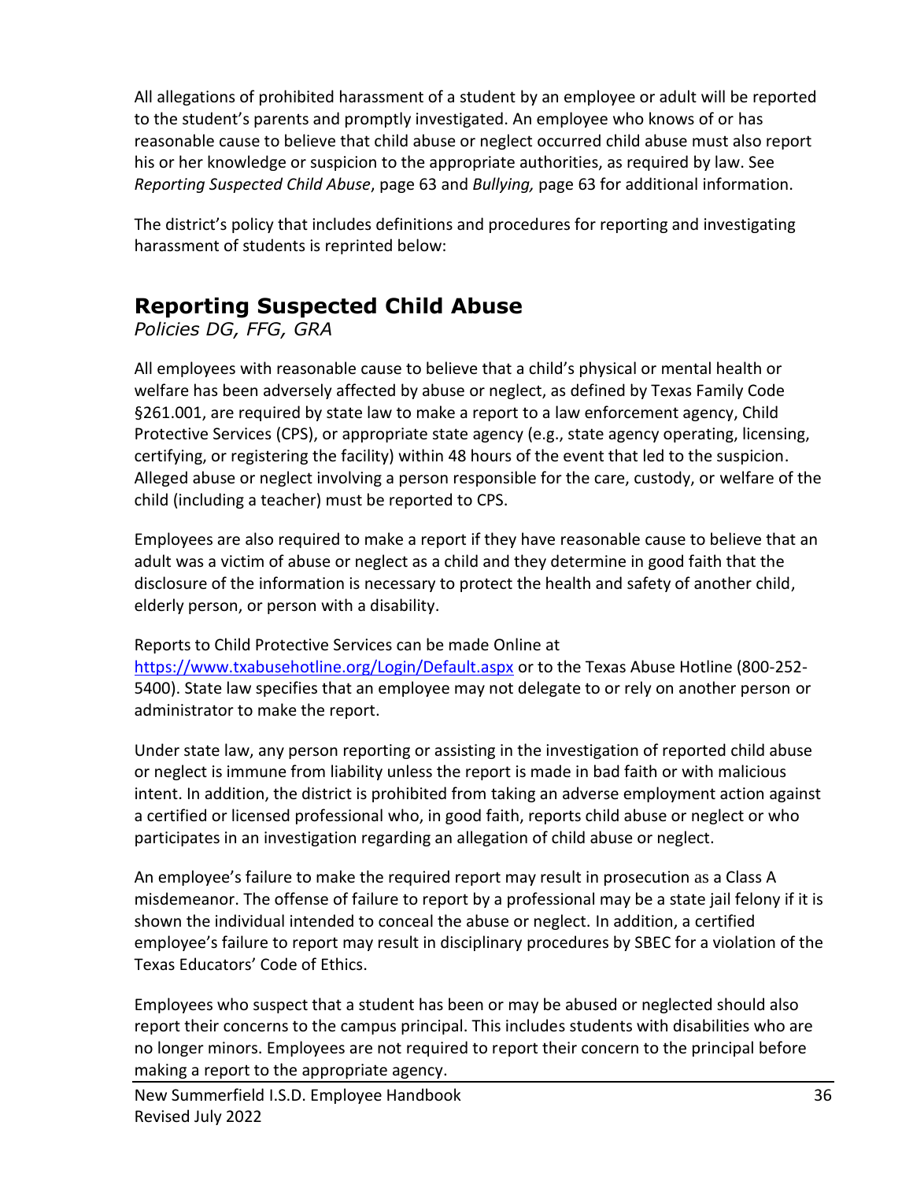All allegations of prohibited harassment of a student by an employee or adult will be reported to the student's parents and promptly investigated. An employee who knows of or has reasonable cause to believe that child abuse or neglect occurred child abuse must also report his or her knowledge or suspicion to the appropriate authorities, as required by law. See *Reporting Suspected Child Abuse*, page 63 and *Bullying,* page 63 for additional information.

The district's policy that includes definitions and procedures for reporting and investigating harassment of students is reprinted below:

## Reporting Suspected Child Abuse

*Policies DG, FFG, GRA*

All employees with reasonable cause to believe that a child's physical or mental health or welfare has been adversely affected by abuse or neglect, as defined by Texas Family Code §261.001, are required by state law to make a report to a law enforcement agency, Child Protective Services (CPS), or appropriate state agency (e.g., state agency operating, licensing, certifying, or registering the facility) within 48 hours of the event that led to the suspicion. Alleged abuse or neglect involving a person responsible for the care, custody, or welfare of the child (including a teacher) must be reported to CPS.

Employees are also required to make a report if they have reasonable cause to believe that an adult was a victim of abuse or neglect as a child and they determine in good faith that the disclosure of the information is necessary to protect the health and safety of another child, elderly person, or person with a disability.

Reports to Child Protective Services can be made Online at [https://www.txabusehotline.org/Login/Default.aspx](https://www.txabusehotline.org/Login/Default.aspx) or to the Texas Abuse Hotline (800-252-5400). State law specifies that an employee may not delegate to or rely on another person or administrator to make the report.

Under state law, any person reporting or assisting in the investigation of reported child abuse or neglect is immune from liability unless the report is made in bad faith or with malicious intent. In addition, the district is prohibited from taking an adverse employment action against a certified or licensed professional who, in good faith, reports child abuse or neglect or who participates in an investigation regarding an allegation of child abuse or neglect.

An employee's failure to make the required report may result in prosecution as a Class A misdemeanor. The offense of failure to report by a professional may be a state jail felony if it is shown the individual intended to conceal the abuse or neglect. In addition, a certified employee's failure to report may result in disciplinary procedures by SBEC for a violation of the Texas Educators' Code of Ethics.

Employees who suspect that a student has been or may be abused or neglected should also report their concerns to the campus principal. This includes students with disabilities who are no longer minors. Employees are not required to report their concern to the principal before making a report to the appropriate agency.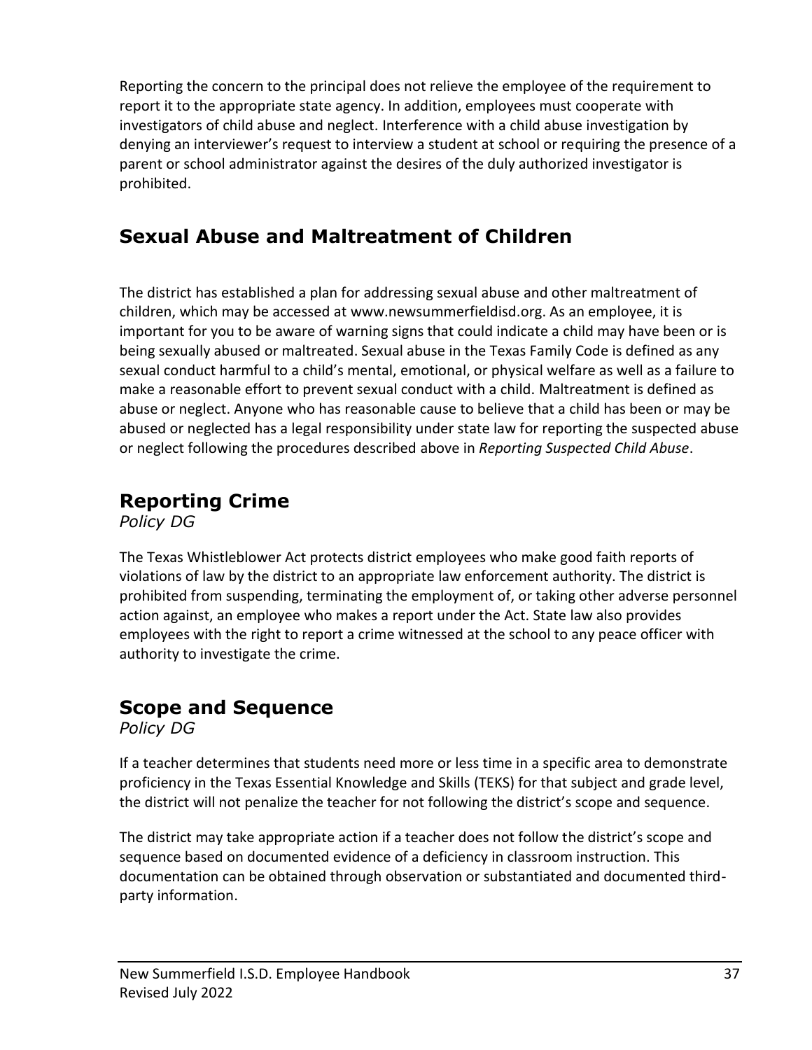Reporting the concern to the principal does not relieve the employee of the requirement to report it to the appropriate state agency. In addition, employees must cooperate with investigators of child abuse and neglect. Interference with a child abuse investigation by denying an interviewer's request to interview a student at school or requiring the presence of a parent or school administrator against the desires of the duly authorized investigator is prohibited.

## Sexual Abuse and Maltreatment of Children

The district has established a plan for addressing sexual abuse and other maltreatment of children, which may be accessed at www.newsummerfieldisd.org. As an employee, it is important for you to be aware of warning signs that could indicate a child may have been or is being sexually abused or maltreated. Sexual abuse in the Texas Family Code is defined as any sexual conduct harmful to a child's mental, emotional, or physical welfare as well as a failure to make a reasonable effort to prevent sexual conduct with a child. Maltreatment is defined as abuse or neglect. Anyone who has reasonable cause to believe that a child has been or may be abused or neglected has a legal responsibility under state law for reporting the suspected abuse or neglect following the procedures described above in *Reporting Suspected Child Abuse*.

## Reporting Crime

*Policy DG*

The Texas Whistleblower Act protects district employees who make good faith reports of violations of law by the district to an appropriate law enforcement authority. The district is prohibited from suspending, terminating the employment of, or taking other adverse personnel action against, an employee who makes a report under the Act. State law also provides employees with the right to report a crime witnessed at the school to any peace officer with authority to investigate the crime.

## Scope and Sequence

*Policy DG*

If a teacher determines that students need more or less time in a specific area to demonstrate proficiency in the Texas Essential Knowledge and Skills (TEKS) for that subject and grade level, the district will not penalize the teacher for not following the district's scope and sequence.

The district may take appropriate action if a teacher does not follow the district's scope and sequence based on documented evidence of a deficiency in classroom instruction. This documentation can be obtained through observation or substantiated and documented third-party information.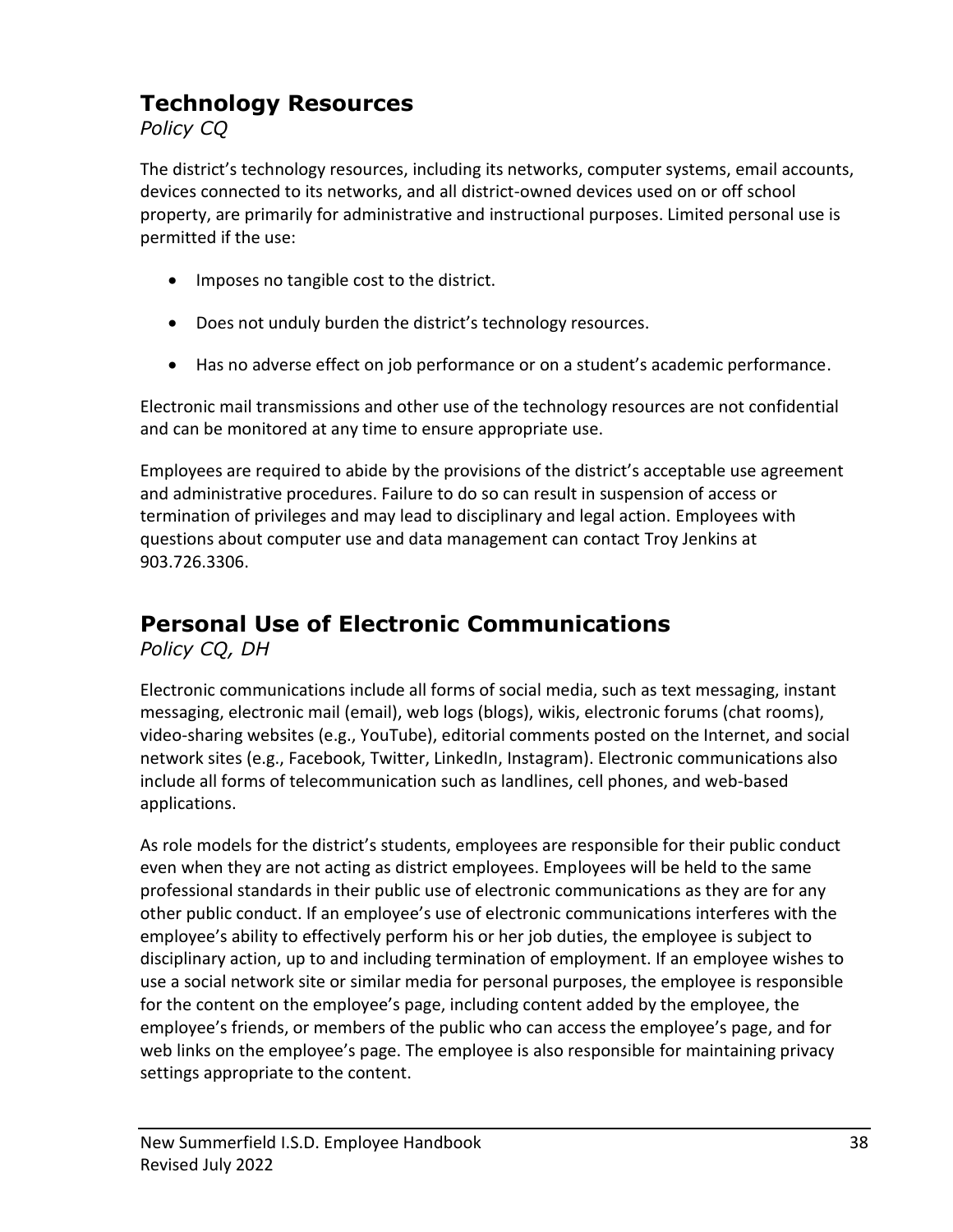## Technology Resources

*Policy CQ*

The district's technology resources, including its networks, computer systems, email accounts, devices connected to its networks, and all district-owned devices used on or off school property, are primarily for administrative and instructional purposes. Limited personal use is permitted if the use:

- Imposes no tangible cost to the district.
- Does not unduly burden the district's technology resources.
- Has no adverse effect on job performance or on a student's academic performance.

Electronic mail transmissions and other use of the technology resources are not confidential and can be monitored at any time to ensure appropriate use.

Employees are required to abide by the provisions of the district's acceptable use agreement and administrative procedures. Failure to do so can result in suspension of access or termination of privileges and may lead to disciplinary and legal action. Employees with questions about computer use and data management can contact Troy Jenkins at 903.726.3306.

## Personal Use of Electronic Communications

*Policy CQ, DH*

Electronic communications include all forms of social media, such as text messaging, instant messaging, electronic mail (email), web logs (blogs), wikis, electronic forums (chat rooms), video-sharing websites (e.g., YouTube), editorial comments posted on the Internet, and social network sites (e.g., Facebook, Twitter, LinkedIn, Instagram). Electronic communications also include all forms of telecommunication such as landlines, cell phones, and web-based applications.

As role models for the district's students, employees are responsible for their public conduct even when they are not acting as district employees. Employees will be held to the same professional standards in their public use of electronic communications as they are for any other public conduct. If an employee's use of electronic communications interferes with the employee's ability to effectively perform his or her job duties, the employee is subject to disciplinary action, up to and including termination of employment. If an employee wishes to use a social network site or similar media for personal purposes, the employee is responsible for the content on the employee's page, including content added by the employee, the employee's friends, or members of the public who can access the employee's page, and for web links on the employee's page. The employee is also responsible for maintaining privacy settings appropriate to the content.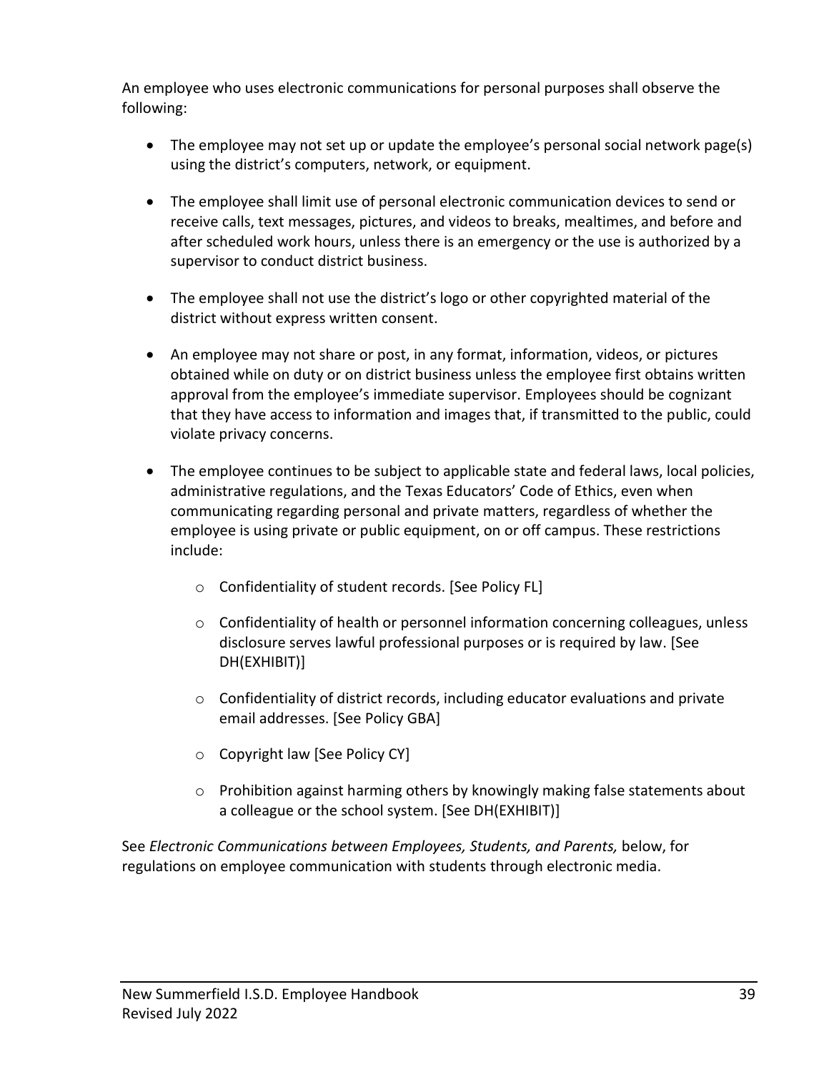An employee who uses electronic communications for personal purposes shall observe the following:

- The employee may not set up or update the employee's personal social network page(s) using the district's computers, network, or equipment.
- The employee shall limit use of personal electronic communication devices to send or receive calls, text messages, pictures, and videos to breaks, mealtimes, and before and after scheduled work hours, unless there is an emergency or the use is authorized by a supervisor to conduct district business.
- The employee shall not use the district's logo or other copyrighted material of the district without express written consent.
- An employee may not share or post, in any format, information, videos, or pictures obtained while on duty or on district business unless the employee first obtains written approval from the employee's immediate supervisor. Employees should be cognizant that they have access to information and images that, if transmitted to the public, could violate privacy concerns.
- The employee continues to be subject to applicable state and federal laws, local policies, administrative regulations, and the Texas Educators' Code of Ethics, even when communicating regarding personal and private matters, regardless of whether the employee is using private or public equipment, on or off campus. These restrictions include:
    - Confidentiality of student records. [See Policy FL]
    - Confidentiality of health or personnel information concerning colleagues, unless disclosure serves lawful professional purposes or is required by law. [See DH(EXHIBIT)]
    - Confidentiality of district records, including educator evaluations and private email addresses. [See Policy GBA]
    - Copyright law [See Policy CY]
    - Prohibition against harming others by knowingly making false statements about a colleague or the school system. [See DH(EXHIBIT)]

See *Electronic Communications between Employees, Students, and Parents,* below, for regulations on employee communication with students through electronic media.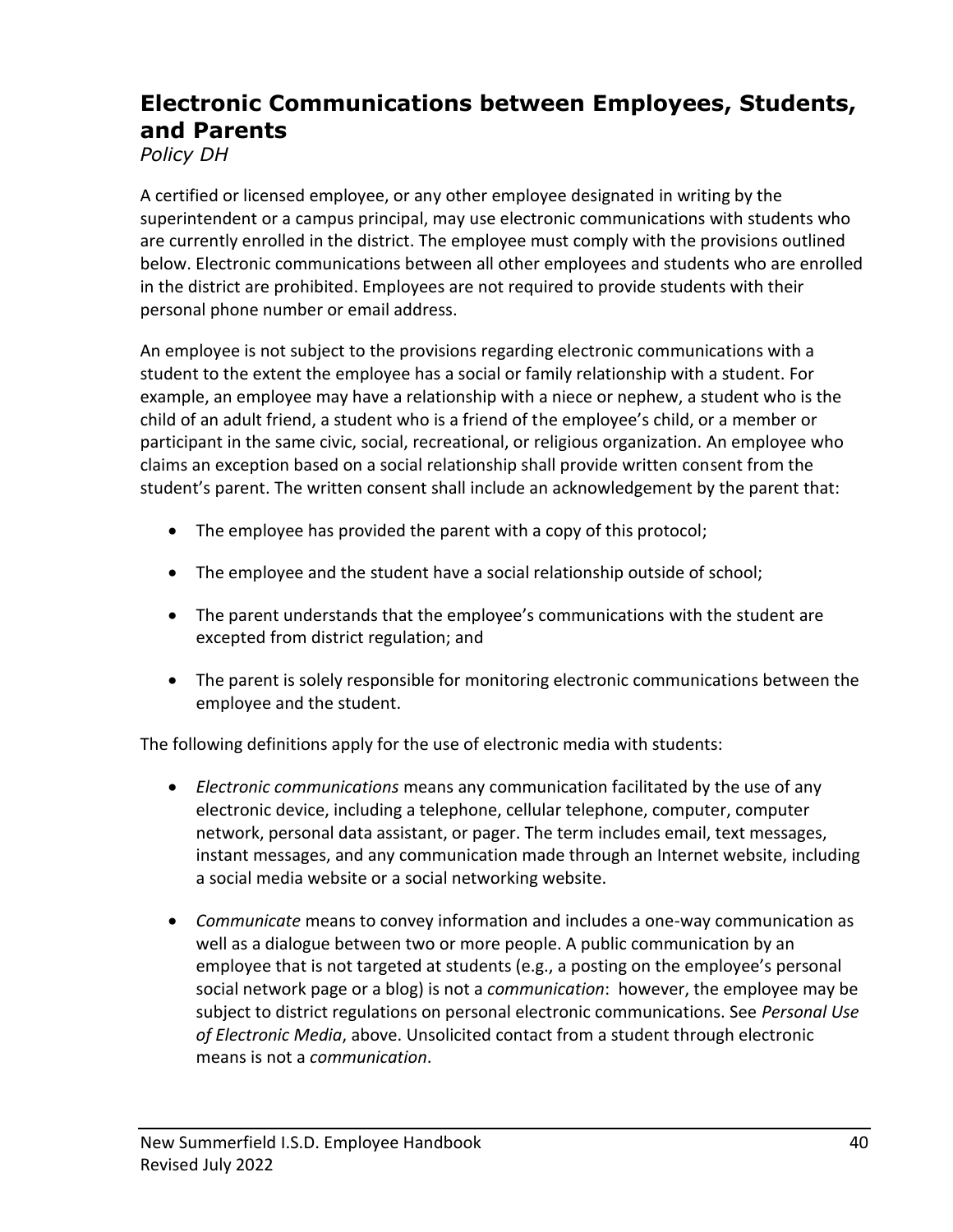## Electronic Communications between Employees, Students, and Parents

*Policy DH*

A certified or licensed employee, or any other employee designated in writing by the superintendent or a campus principal, may use electronic communications with students who are currently enrolled in the district. The employee must comply with the provisions outlined below. Electronic communications between all other employees and students who are enrolled in the district are prohibited. Employees are not required to provide students with their personal phone number or email address.

An employee is not subject to the provisions regarding electronic communications with a student to the extent the employee has a social or family relationship with a student. For example, an employee may have a relationship with a niece or nephew, a student who is the child of an adult friend, a student who is a friend of the employee's child, or a member or participant in the same civic, social, recreational, or religious organization. An employee who claims an exception based on a social relationship shall provide written consent from the student's parent. The written consent shall include an acknowledgement by the parent that:

- The employee has provided the parent with a copy of this protocol;
- The employee and the student have a social relationship outside of school;
- The parent understands that the employee's communications with the student are excepted from district regulation; and
- The parent is solely responsible for monitoring electronic communications between the employee and the student.

The following definitions apply for the use of electronic media with students:

- *Electronic communications* means any communication facilitated by the use of any electronic device, including a telephone, cellular telephone, computer, computer network, personal data assistant, or pager. The term includes email, text messages, instant messages, and any communication made through an Internet website, including a social media website or a social networking website.
- *Communicate* means to convey information and includes a one-way communication as well as a dialogue between two or more people. A public communication by an employee that is not targeted at students (e.g., a posting on the employee's personal social network page or a blog) is not a *communication*: however, the employee may be subject to district regulations on personal electronic communications. See *Personal Use of Electronic Media*, above. Unsolicited contact from a student through electronic means is not a *communication*.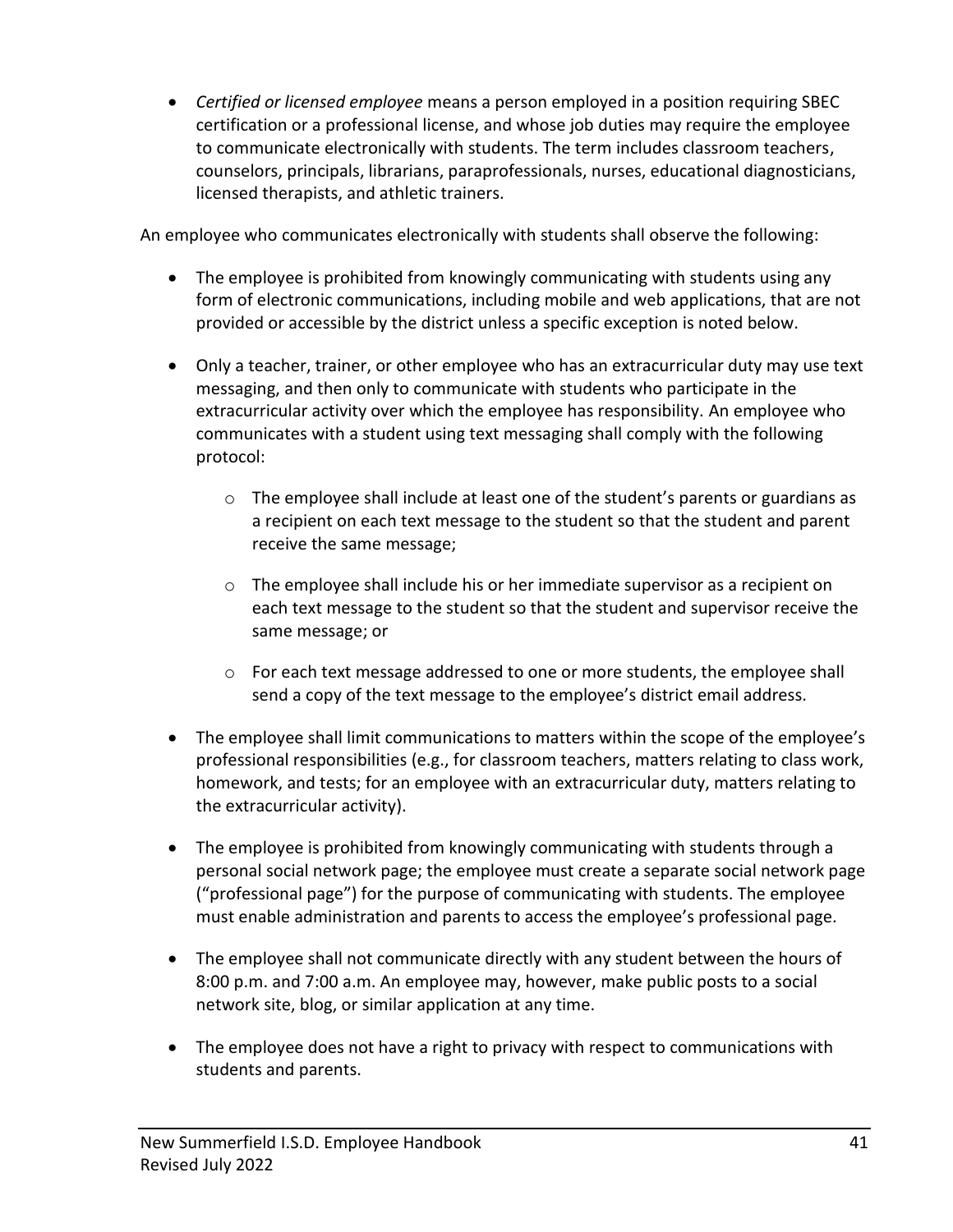- *Certified or licensed employee* means a person employed in a position requiring SBEC certification or a professional license, and whose job duties may require the employee to communicate electronically with students. The term includes classroom teachers, counselors, principals, librarians, paraprofessionals, nurses, educational diagnosticians, licensed therapists, and athletic trainers.

An employee who communicates electronically with students shall observe the following:

- The employee is prohibited from knowingly communicating with students using any form of electronic communications, including mobile and web applications, that are not provided or accessible by the district unless a specific exception is noted below.
- Only a teacher, trainer, or other employee who has an extracurricular duty may use text messaging, and then only to communicate with students who participate in the extracurricular activity over which the employee has responsibility. An employee who communicates with a student using text messaging shall comply with the following protocol:
  - The employee shall include at least one of the student's parents or guardians as a recipient on each text message to the student so that the student and parent receive the same message;
  - The employee shall include his or her immediate supervisor as a recipient on each text message to the student so that the student and supervisor receive the same message; or
  - For each text message addressed to one or more students, the employee shall send a copy of the text message to the employee's district email address.
- The employee shall limit communications to matters within the scope of the employee's professional responsibilities (e.g., for classroom teachers, matters relating to class work, homework, and tests; for an employee with an extracurricular duty, matters relating to the extracurricular activity).
- The employee is prohibited from knowingly communicating with students through a personal social network page; the employee must create a separate social network page ("professional page") for the purpose of communicating with students. The employee must enable administration and parents to access the employee's professional page.
- The employee shall not communicate directly with any student between the hours of 8:00 p.m. and 7:00 a.m. An employee may, however, make public posts to a social network site, blog, or similar application at any time.
- The employee does not have a right to privacy with respect to communications with students and parents.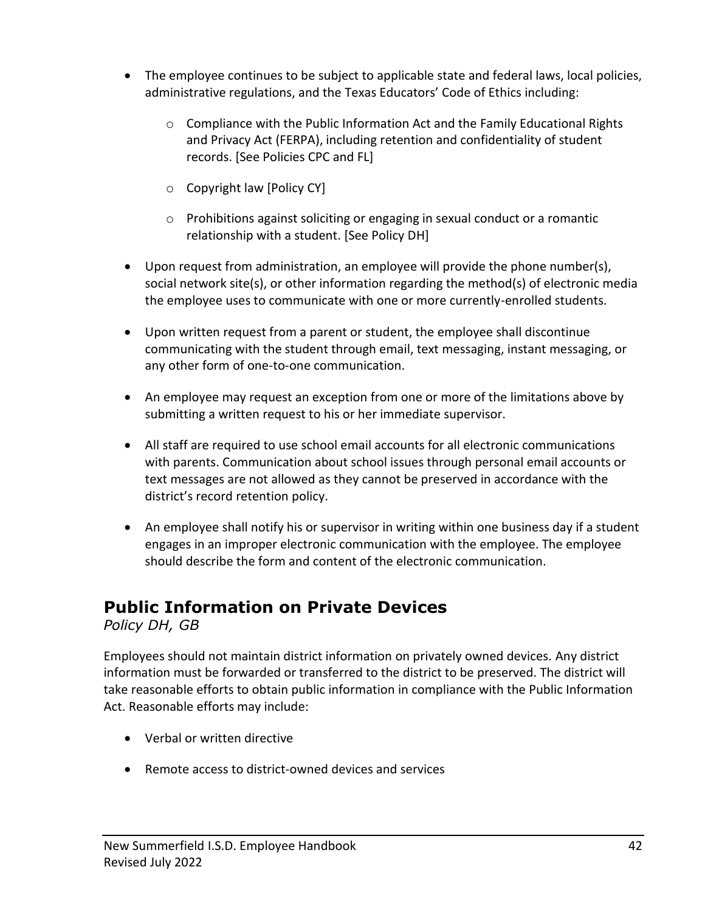- The employee continues to be subject to applicable state and federal laws, local policies, administrative regulations, and the Texas Educators' Code of Ethics including:
  - Compliance with the Public Information Act and the Family Educational Rights and Privacy Act (FERPA), including retention and confidentiality of student records. [See Policies CPC and FL]
  - Copyright law [Policy CY]
  - Prohibitions against soliciting or engaging in sexual conduct or a romantic relationship with a student. [See Policy DH]
- Upon request from administration, an employee will provide the phone number(s), social network site(s), or other information regarding the method(s) of electronic media the employee uses to communicate with one or more currently-enrolled students.
- Upon written request from a parent or student, the employee shall discontinue communicating with the student through email, text messaging, instant messaging, or any other form of one-to-one communication.
- An employee may request an exception from one or more of the limitations above by submitting a written request to his or her immediate supervisor.
- All staff are required to use school email accounts for all electronic communications with parents. Communication about school issues through personal email accounts or text messages are not allowed as they cannot be preserved in accordance with the district's record retention policy.
- An employee shall notify his or supervisor in writing within one business day if a student engages in an improper electronic communication with the employee. The employee should describe the form and content of the electronic communication.

## Public Information on Private Devices

*Policy DH, GB*

Employees should not maintain district information on privately owned devices. Any district information must be forwarded or transferred to the district to be preserved. The district will take reasonable efforts to obtain public information in compliance with the Public Information Act. Reasonable efforts may include:

- Verbal or written directive
- Remote access to district-owned devices and services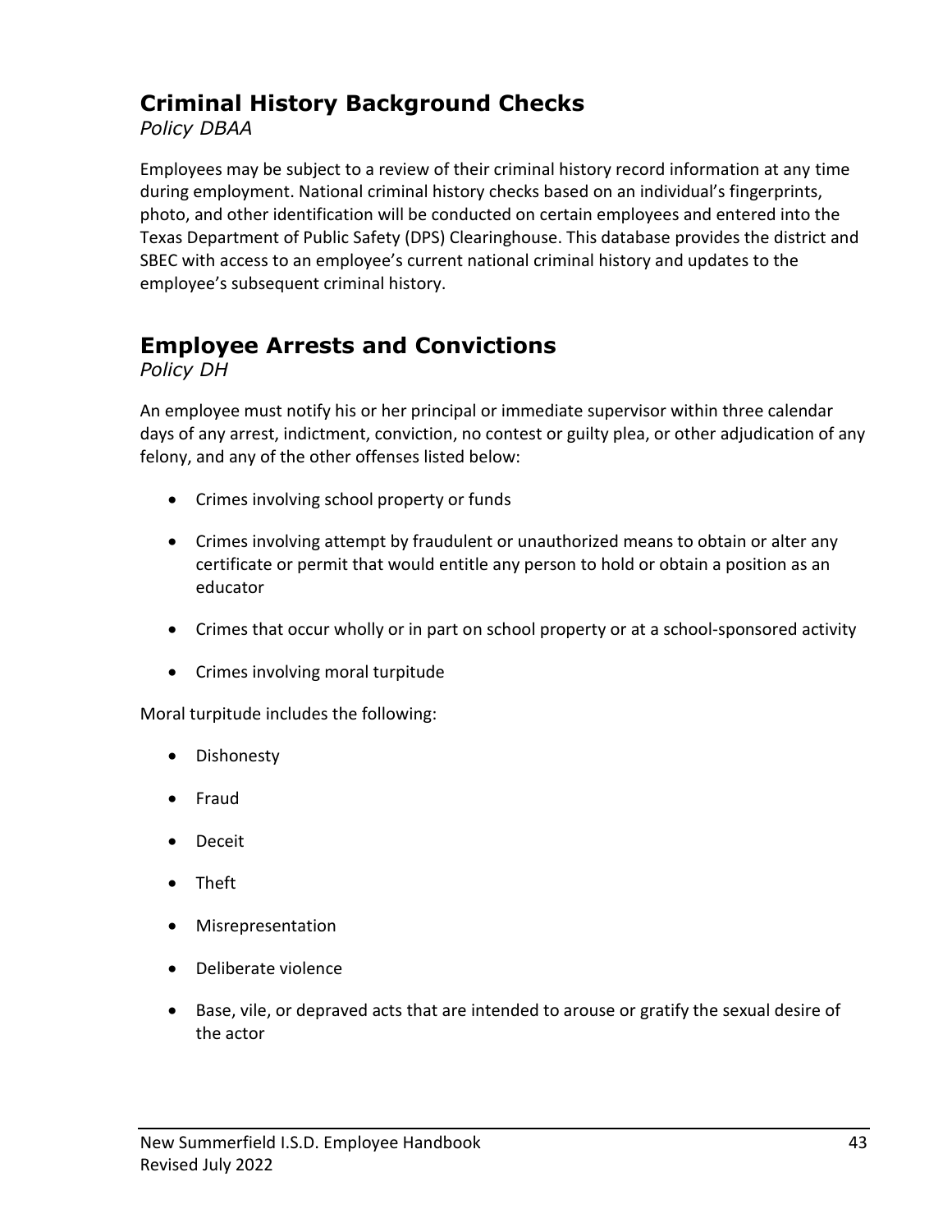## Criminal History Background Checks

*Policy DBAA*

Employees may be subject to a review of their criminal history record information at any time during employment. National criminal history checks based on an individual's fingerprints, photo, and other identification will be conducted on certain employees and entered into the Texas Department of Public Safety (DPS) Clearinghouse. This database provides the district and SBEC with access to an employee's current national criminal history and updates to the employee's subsequent criminal history.

## Employee Arrests and Convictions

*Policy DH*

An employee must notify his or her principal or immediate supervisor within three calendar days of any arrest, indictment, conviction, no contest or guilty plea, or other adjudication of any felony, and any of the other offenses listed below:

- Crimes involving school property or funds
- Crimes involving attempt by fraudulent or unauthorized means to obtain or alter any certificate or permit that would entitle any person to hold or obtain a position as an educator
- Crimes that occur wholly or in part on school property or at a school-sponsored activity
- Crimes involving moral turpitude

Moral turpitude includes the following:

- Dishonesty
- Fraud
- Deceit
- Theft
- Misrepresentation
- Deliberate violence
- Base, vile, or depraved acts that are intended to arouse or gratify the sexual desire of the actor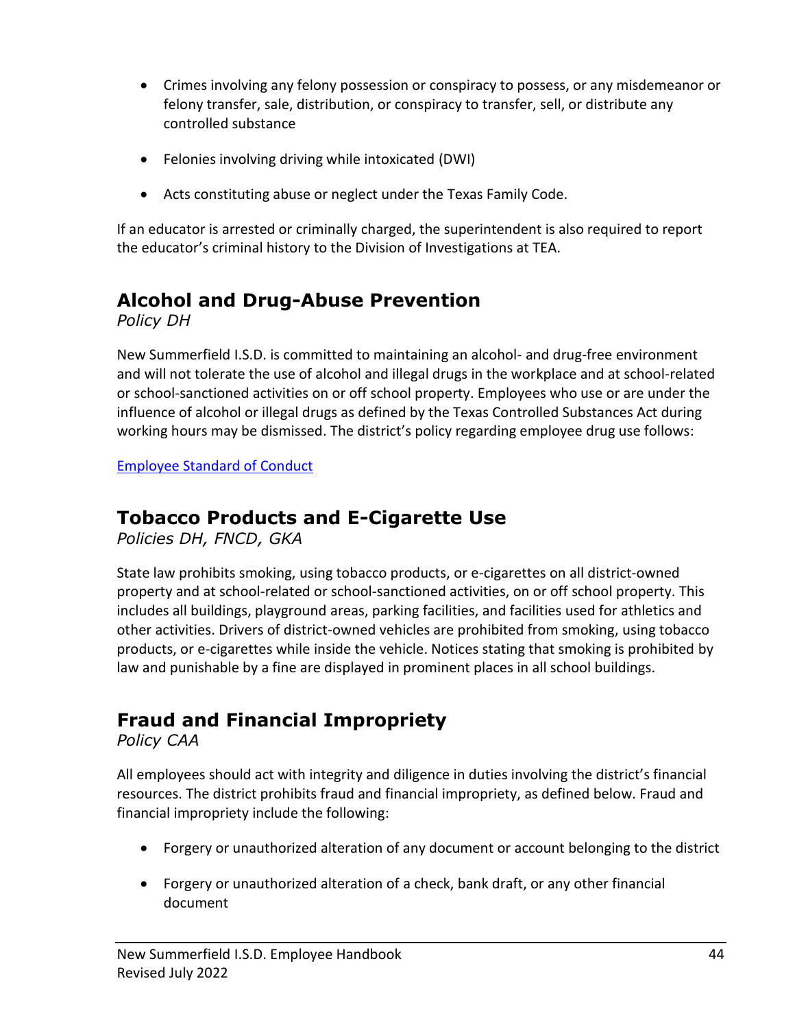- Crimes involving any felony possession or conspiracy to possess, or any misdemeanor or felony transfer, sale, distribution, or conspiracy to transfer, sell, or distribute any controlled substance
- Felonies involving driving while intoxicated (DWI)
- Acts constituting abuse or neglect under the Texas Family Code.

If an educator is arrested or criminally charged, the superintendent is also required to report the educator's criminal history to the Division of Investigations at TEA.

## Alcohol and Drug-Abuse Prevention

*Policy DH*

New Summerfield I.S.D. is committed to maintaining an alcohol- and drug-free environment and will not tolerate the use of alcohol and illegal drugs in the workplace and at school-related or school-sanctioned activities on or off school property. Employees who use or are under the influence of alcohol or illegal drugs as defined by the Texas Controlled Substances Act during working hours may be dismissed. The district's policy regarding employee drug use follows:

Employee Standard of Conduct

## Tobacco Products and E-Cigarette Use

*Policies DH, FNCD, GKA*

State law prohibits smoking, using tobacco products, or e-cigarettes on all district-owned property and at school-related or school-sanctioned activities, on or off school property. This includes all buildings, playground areas, parking facilities, and facilities used for athletics and other activities. Drivers of district-owned vehicles are prohibited from smoking, using tobacco products, or e-cigarettes while inside the vehicle. Notices stating that smoking is prohibited by law and punishable by a fine are displayed in prominent places in all school buildings.

## Fraud and Financial Impropriety

*Policy CAA*

All employees should act with integrity and diligence in duties involving the district's financial resources. The district prohibits fraud and financial impropriety, as defined below. Fraud and financial impropriety include the following:

- Forgery or unauthorized alteration of any document or account belonging to the district
- Forgery or unauthorized alteration of a check, bank draft, or any other financial document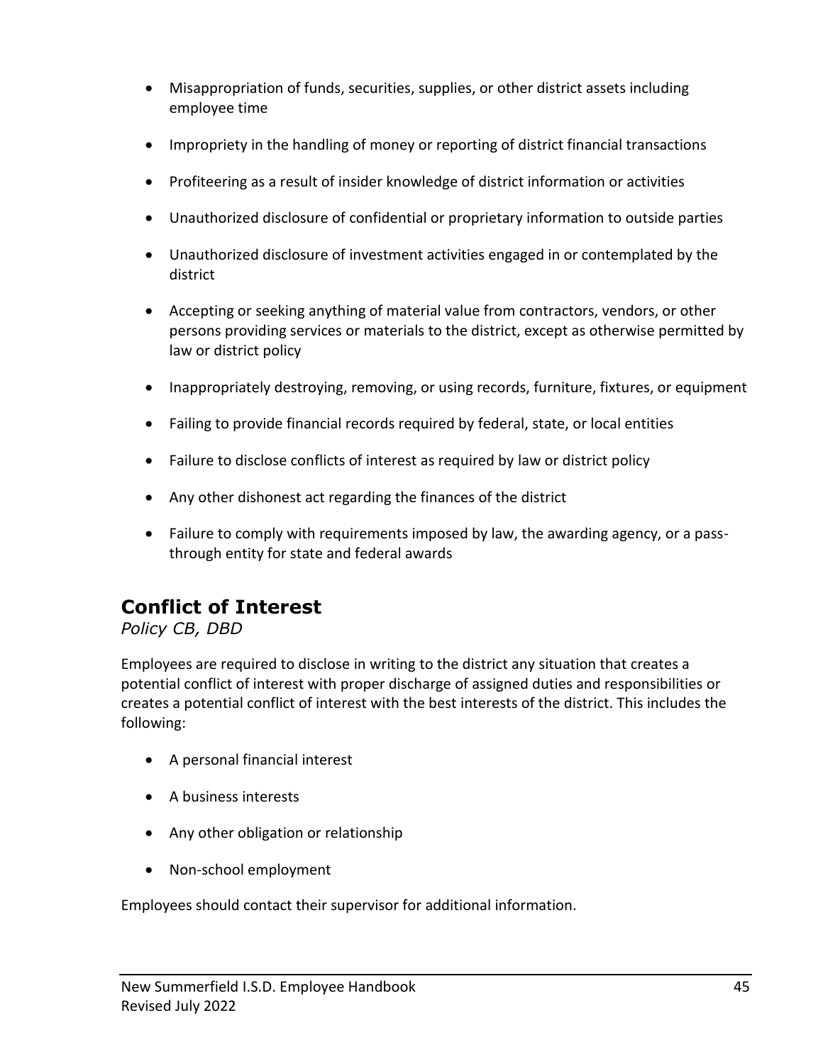- Misappropriation of funds, securities, supplies, or other district assets including employee time
- Impropriety in the handling of money or reporting of district financial transactions
- Profiteering as a result of insider knowledge of district information or activities
- Unauthorized disclosure of confidential or proprietary information to outside parties
- Unauthorized disclosure of investment activities engaged in or contemplated by the district
- Accepting or seeking anything of material value from contractors, vendors, or other persons providing services or materials to the district, except as otherwise permitted by law or district policy
- Inappropriately destroying, removing, or using records, furniture, fixtures, or equipment
- Failing to provide financial records required by federal, state, or local entities
- Failure to disclose conflicts of interest as required by law or district policy
- Any other dishonest act regarding the finances of the district
- Failure to comply with requirements imposed by law, the awarding agency, or a pass-through entity for state and federal awards

## Conflict of Interest

*Policy CB, DBD*

Employees are required to disclose in writing to the district any situation that creates a potential conflict of interest with proper discharge of assigned duties and responsibilities or creates a potential conflict of interest with the best interests of the district. This includes the following:

- A personal financial interest
- A business interests
- Any other obligation or relationship
- Non-school employment

Employees should contact their supervisor for additional information.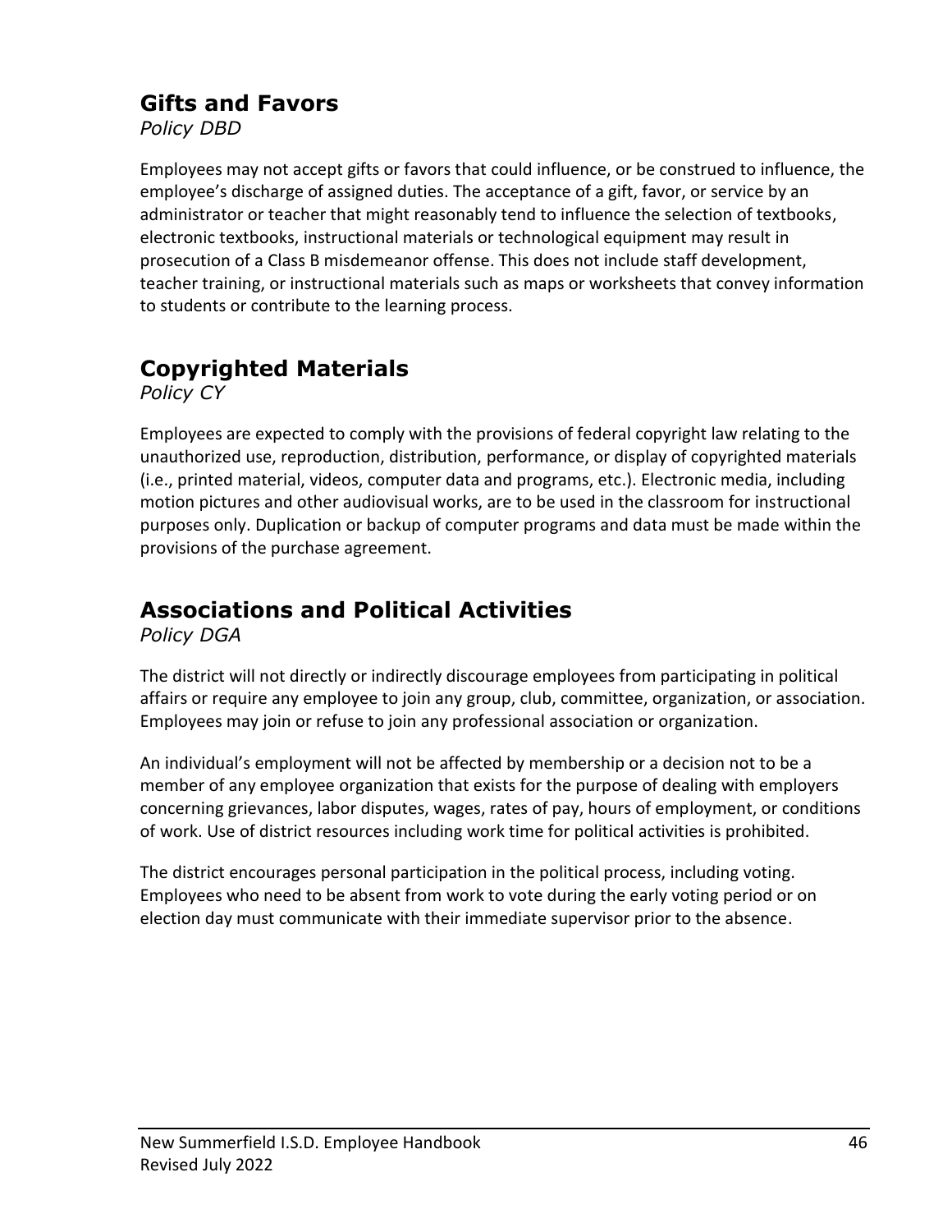## Gifts and Favors

*Policy DBD*

Employees may not accept gifts or favors that could influence, or be construed to influence, the employee's discharge of assigned duties. The acceptance of a gift, favor, or service by an administrator or teacher that might reasonably tend to influence the selection of textbooks, electronic textbooks, instructional materials or technological equipment may result in prosecution of a Class B misdemeanor offense. This does not include staff development, teacher training, or instructional materials such as maps or worksheets that convey information to students or contribute to the learning process.

## Copyrighted Materials

*Policy CY*

Employees are expected to comply with the provisions of federal copyright law relating to the unauthorized use, reproduction, distribution, performance, or display of copyrighted materials (i.e., printed material, videos, computer data and programs, etc.). Electronic media, including motion pictures and other audiovisual works, are to be used in the classroom for instructional purposes only. Duplication or backup of computer programs and data must be made within the provisions of the purchase agreement.

## Associations and Political Activities

*Policy DGA*

The district will not directly or indirectly discourage employees from participating in political affairs or require any employee to join any group, club, committee, organization, or association. Employees may join or refuse to join any professional association or organization.

An individual's employment will not be affected by membership or a decision not to be a member of any employee organization that exists for the purpose of dealing with employers concerning grievances, labor disputes, wages, rates of pay, hours of employment, or conditions of work. Use of district resources including work time for political activities is prohibited.

The district encourages personal participation in the political process, including voting. Employees who need to be absent from work to vote during the early voting period or on election day must communicate with their immediate supervisor prior to the absence.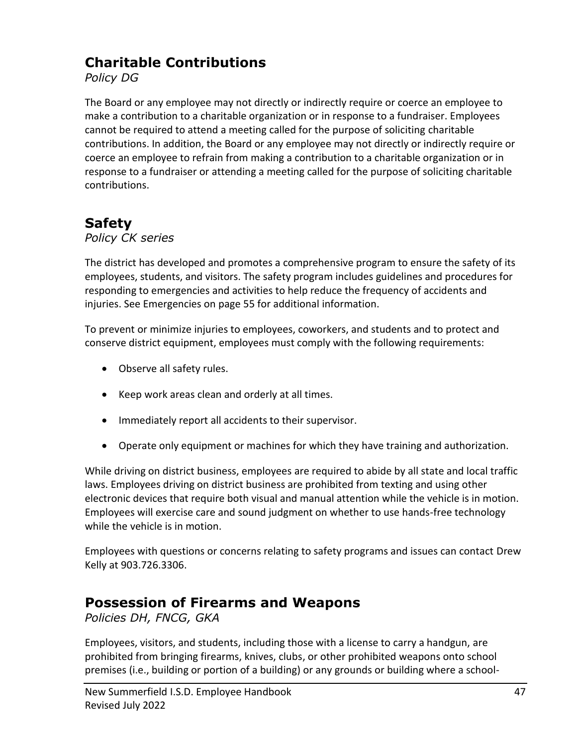## Charitable Contributions

*Policy DG*

The Board or any employee may not directly or indirectly require or coerce an employee to make a contribution to a charitable organization or in response to a fundraiser. Employees cannot be required to attend a meeting called for the purpose of soliciting charitable contributions. In addition, the Board or any employee may not directly or indirectly require or coerce an employee to refrain from making a contribution to a charitable organization or in response to a fundraiser or attending a meeting called for the purpose of soliciting charitable contributions.

## Safety

*Policy CK series*

The district has developed and promotes a comprehensive program to ensure the safety of its employees, students, and visitors. The safety program includes guidelines and procedures for responding to emergencies and activities to help reduce the frequency of accidents and injuries. See Emergencies on page 55 for additional information.

To prevent or minimize injuries to employees, coworkers, and students and to protect and conserve district equipment, employees must comply with the following requirements:

- Observe all safety rules.
- Keep work areas clean and orderly at all times.
- Immediately report all accidents to their supervisor.
- Operate only equipment or machines for which they have training and authorization.

While driving on district business, employees are required to abide by all state and local traffic laws. Employees driving on district business are prohibited from texting and using other electronic devices that require both visual and manual attention while the vehicle is in motion. Employees will exercise care and sound judgment on whether to use hands-free technology while the vehicle is in motion.

Employees with questions or concerns relating to safety programs and issues can contact Drew Kelly at 903.726.3306.

## Possession of Firearms and Weapons

*Policies DH, FNCG, GKA*

Employees, visitors, and students, including those with a license to carry a handgun, are prohibited from bringing firearms, knives, clubs, or other prohibited weapons onto school premises (i.e., building or portion of a building) or any grounds or building where a school-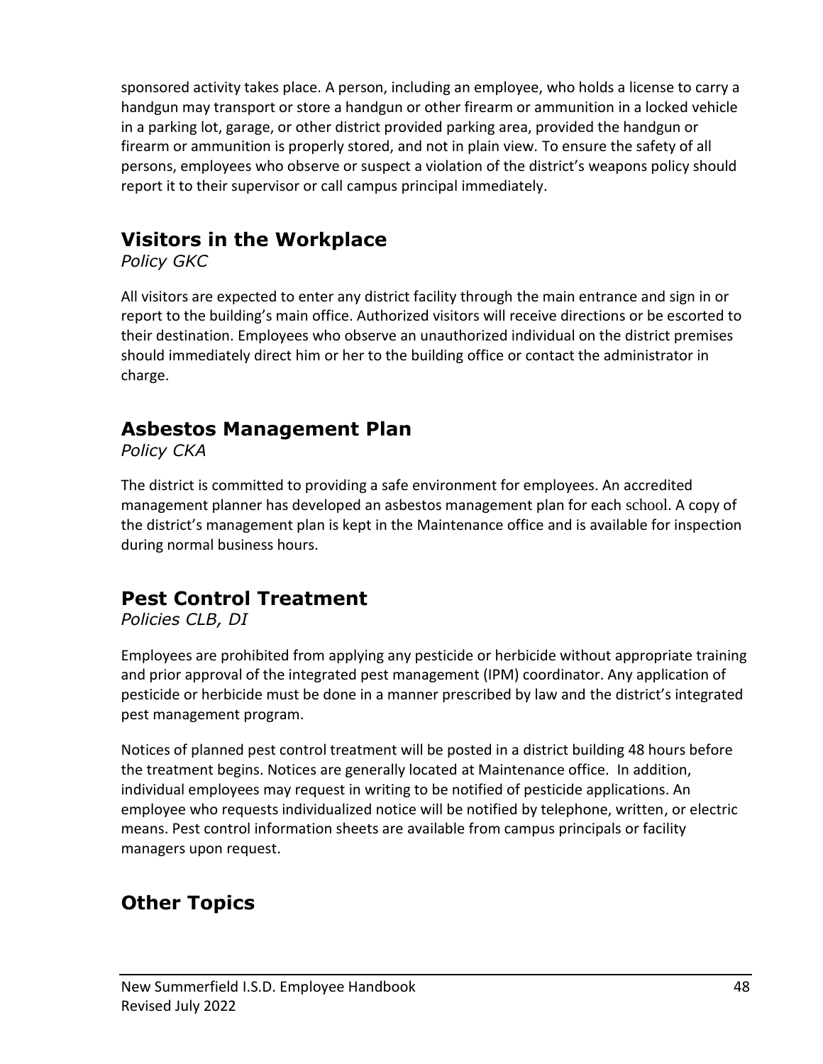sponsored activity takes place. A person, including an employee, who holds a license to carry a handgun may transport or store a handgun or other firearm or ammunition in a locked vehicle in a parking lot, garage, or other district provided parking area, provided the handgun or firearm or ammunition is properly stored, and not in plain view. To ensure the safety of all persons, employees who observe or suspect a violation of the district's weapons policy should report it to their supervisor or call campus principal immediately.

## Visitors in the Workplace

*Policy GKC*

All visitors are expected to enter any district facility through the main entrance and sign in or report to the building's main office. Authorized visitors will receive directions or be escorted to their destination. Employees who observe an unauthorized individual on the district premises should immediately direct him or her to the building office or contact the administrator in charge.

## Asbestos Management Plan

*Policy CKA*

The district is committed to providing a safe environment for employees. An accredited management planner has developed an asbestos management plan for each school. A copy of the district's management plan is kept in the Maintenance office and is available for inspection during normal business hours.

## Pest Control Treatment

*Policies CLB, DI*

Employees are prohibited from applying any pesticide or herbicide without appropriate training and prior approval of the integrated pest management (IPM) coordinator. Any application of pesticide or herbicide must be done in a manner prescribed by law and the district's integrated pest management program.

Notices of planned pest control treatment will be posted in a district building 48 hours before the treatment begins. Notices are generally located at Maintenance office. In addition, individual employees may request in writing to be notified of pesticide applications. An employee who requests individualized notice will be notified by telephone, written, or electric means. Pest control information sheets are available from campus principals or facility managers upon request.

## Other Topics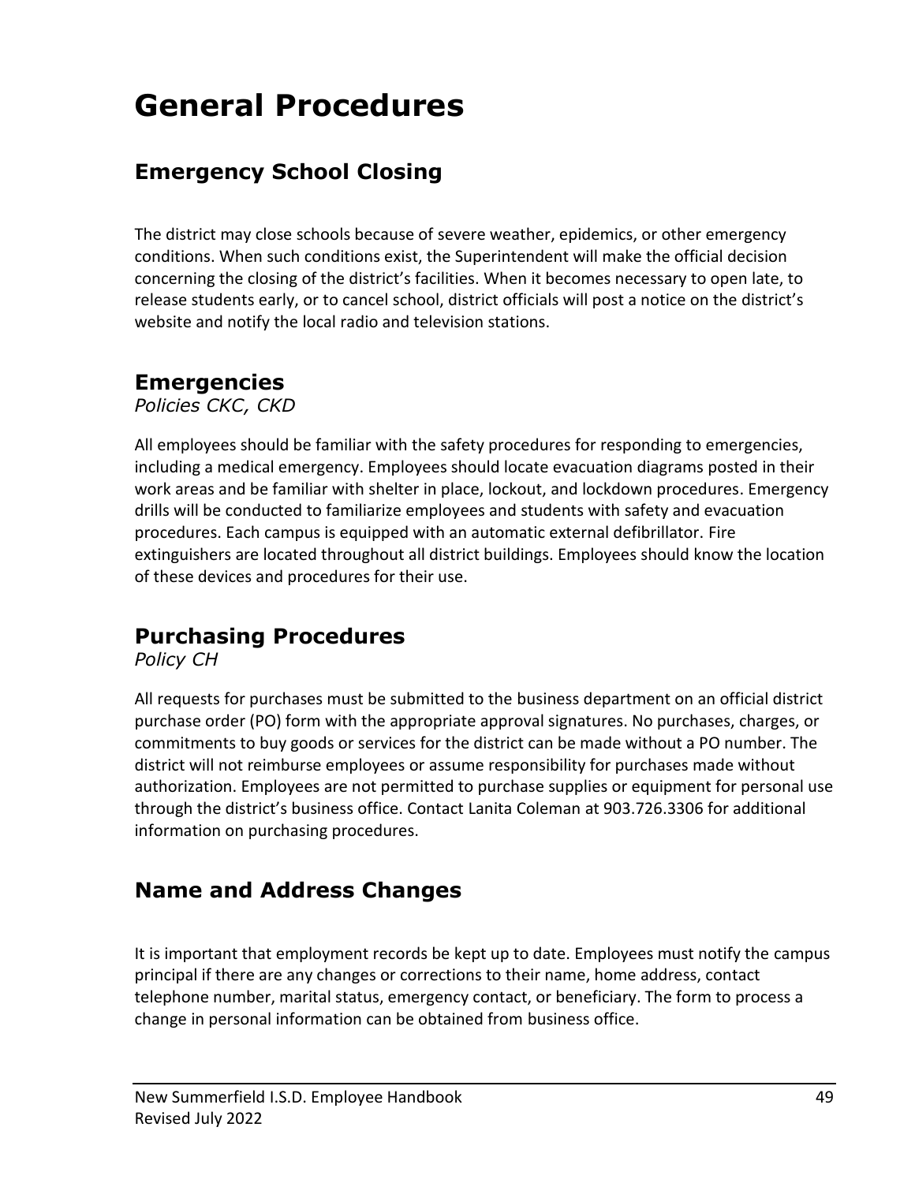# General Procedures

## Emergency School Closing

The district may close schools because of severe weather, epidemics, or other emergency conditions. When such conditions exist, the Superintendent will make the official decision concerning the closing of the district's facilities. When it becomes necessary to open late, to release students early, or to cancel school, district officials will post a notice on the district's website and notify the local radio and television stations.

## Emergencies

*Policies CKC, CKD*

All employees should be familiar with the safety procedures for responding to emergencies, including a medical emergency. Employees should locate evacuation diagrams posted in their work areas and be familiar with shelter in place, lockout, and lockdown procedures. Emergency drills will be conducted to familiarize employees and students with safety and evacuation procedures. Each campus is equipped with an automatic external defibrillator. Fire extinguishers are located throughout all district buildings. Employees should know the location of these devices and procedures for their use.

## Purchasing Procedures

*Policy CH*

All requests for purchases must be submitted to the business department on an official district purchase order (PO) form with the appropriate approval signatures. No purchases, charges, or commitments to buy goods or services for the district can be made without a PO number. The district will not reimburse employees or assume responsibility for purchases made without authorization. Employees are not permitted to purchase supplies or equipment for personal use through the district's business office. Contact Lanita Coleman at 903.726.3306 for additional information on purchasing procedures.

## Name and Address Changes

It is important that employment records be kept up to date. Employees must notify the campus principal if there are any changes or corrections to their name, home address, contact telephone number, marital status, emergency contact, or beneficiary. The form to process a change in personal information can be obtained from business office.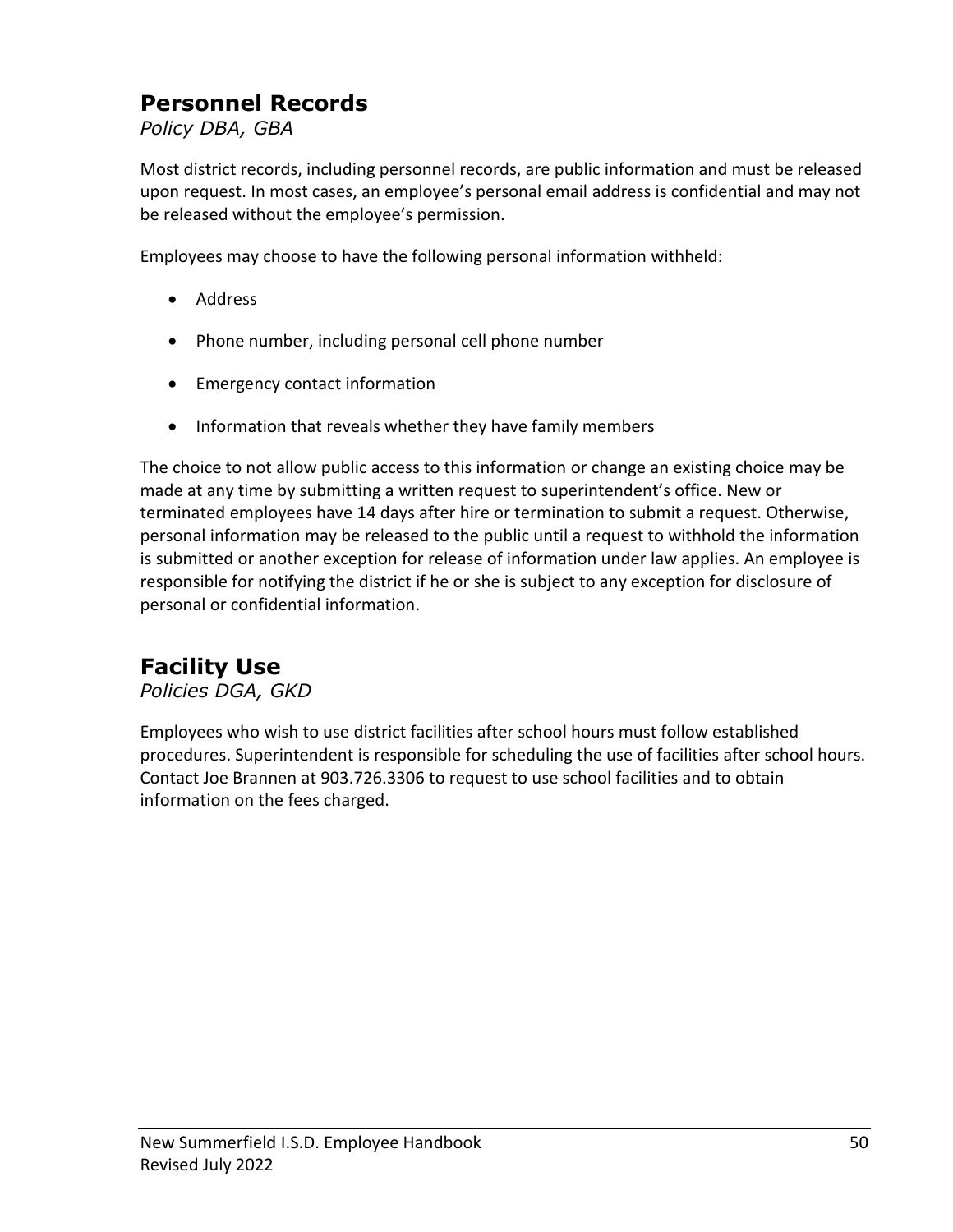## Personnel Records

*Policy DBA, GBA*

Most district records, including personnel records, are public information and must be released upon request. In most cases, an employee's personal email address is confidential and may not be released without the employee's permission.

Employees may choose to have the following personal information withheld:

- Address
- Phone number, including personal cell phone number
- Emergency contact information
- Information that reveals whether they have family members

The choice to not allow public access to this information or change an existing choice may be made at any time by submitting a written request to superintendent's office. New or terminated employees have 14 days after hire or termination to submit a request. Otherwise, personal information may be released to the public until a request to withhold the information is submitted or another exception for release of information under law applies. An employee is responsible for notifying the district if he or she is subject to any exception for disclosure of personal or confidential information.

## Facility Use

*Policies DGA, GKD*

Employees who wish to use district facilities after school hours must follow established procedures. Superintendent is responsible for scheduling the use of facilities after school hours. Contact Joe Brannen at 903.726.3306 to request to use school facilities and to obtain information on the fees charged.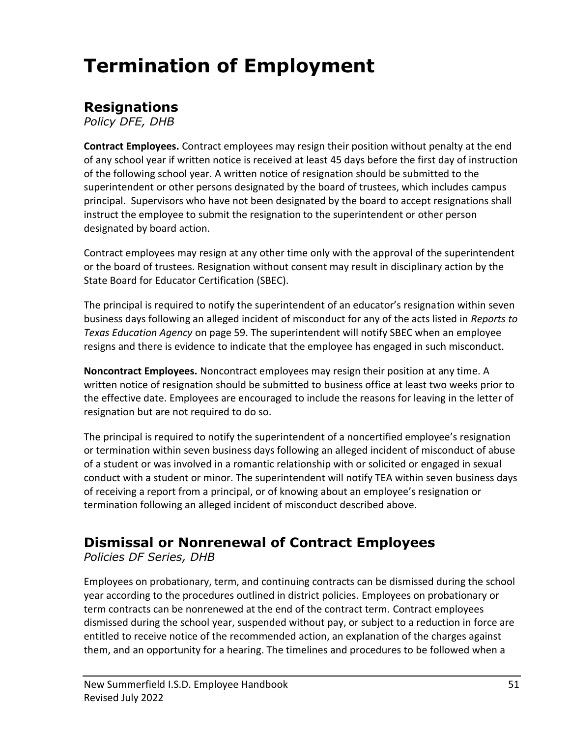# Termination of Employment

## Resignations

*Policy DFE, DHB*

**Contract Employees.** Contract employees may resign their position without penalty at the end of any school year if written notice is received at least 45 days before the first day of instruction of the following school year. A written notice of resignation should be submitted to the superintendent or other persons designated by the board of trustees, which includes campus principal. Supervisors who have not been designated by the board to accept resignations shall instruct the employee to submit the resignation to the superintendent or other person designated by board action.

Contract employees may resign at any other time only with the approval of the superintendent or the board of trustees. Resignation without consent may result in disciplinary action by the State Board for Educator Certification (SBEC).

The principal is required to notify the superintendent of an educator's resignation within seven business days following an alleged incident of misconduct for any of the acts listed in *Reports to Texas Education Agency* on page 59. The superintendent will notify SBEC when an employee resigns and there is evidence to indicate that the employee has engaged in such misconduct.

**Noncontract Employees.** Noncontract employees may resign their position at any time. A written notice of resignation should be submitted to business office at least two weeks prior to the effective date. Employees are encouraged to include the reasons for leaving in the letter of resignation but are not required to do so.

The principal is required to notify the superintendent of a noncertified employee's resignation or termination within seven business days following an alleged incident of misconduct of abuse of a student or was involved in a romantic relationship with or solicited or engaged in sexual conduct with a student or minor. The superintendent will notify TEA within seven business days of receiving a report from a principal, or of knowing about an employee's resignation or termination following an alleged incident of misconduct described above.

## Dismissal or Nonrenewal of Contract Employees

*Policies DF Series, DHB*

Employees on probationary, term, and continuing contracts can be dismissed during the school year according to the procedures outlined in district policies. Employees on probationary or term contracts can be nonrenewed at the end of the contract term. Contract employees dismissed during the school year, suspended without pay, or subject to a reduction in force are entitled to receive notice of the recommended action, an explanation of the charges against them, and an opportunity for a hearing. The timelines and procedures to be followed when a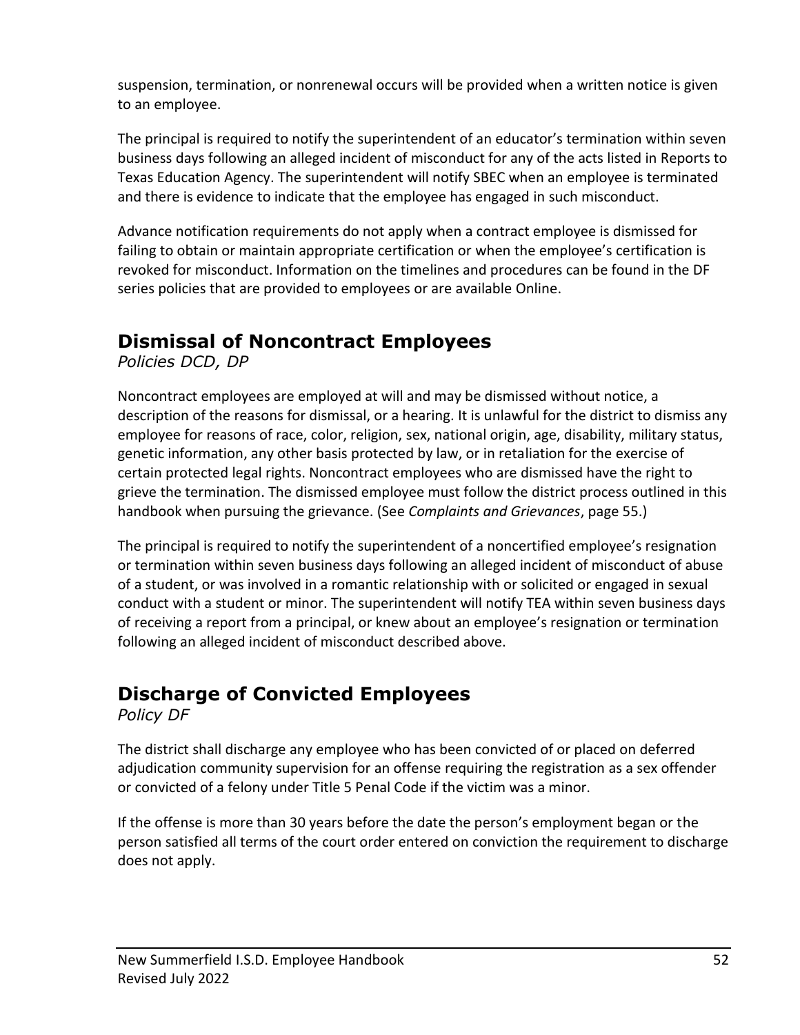suspension, termination, or nonrenewal occurs will be provided when a written notice is given to an employee.

The principal is required to notify the superintendent of an educator's termination within seven business days following an alleged incident of misconduct for any of the acts listed in Reports to Texas Education Agency. The superintendent will notify SBEC when an employee is terminated and there is evidence to indicate that the employee has engaged in such misconduct.

Advance notification requirements do not apply when a contract employee is dismissed for failing to obtain or maintain appropriate certification or when the employee's certification is revoked for misconduct. Information on the timelines and procedures can be found in the DF series policies that are provided to employees or are available Online.

## Dismissal of Noncontract Employees

*Policies DCD, DP*

Noncontract employees are employed at will and may be dismissed without notice, a description of the reasons for dismissal, or a hearing. It is unlawful for the district to dismiss any employee for reasons of race, color, religion, sex, national origin, age, disability, military status, genetic information, any other basis protected by law, or in retaliation for the exercise of certain protected legal rights. Noncontract employees who are dismissed have the right to grieve the termination. The dismissed employee must follow the district process outlined in this handbook when pursuing the grievance. (See *Complaints and Grievances*, page 55.)

The principal is required to notify the superintendent of a noncertified employee's resignation or termination within seven business days following an alleged incident of misconduct of abuse of a student, or was involved in a romantic relationship with or solicited or engaged in sexual conduct with a student or minor. The superintendent will notify TEA within seven business days of receiving a report from a principal, or knew about an employee's resignation or termination following an alleged incident of misconduct described above.

## Discharge of Convicted Employees

*Policy DF*

The district shall discharge any employee who has been convicted of or placed on deferred adjudication community supervision for an offense requiring the registration as a sex offender or convicted of a felony under Title 5 Penal Code if the victim was a minor.

If the offense is more than 30 years before the date the person's employment began or the person satisfied all terms of the court order entered on conviction the requirement to discharge does not apply.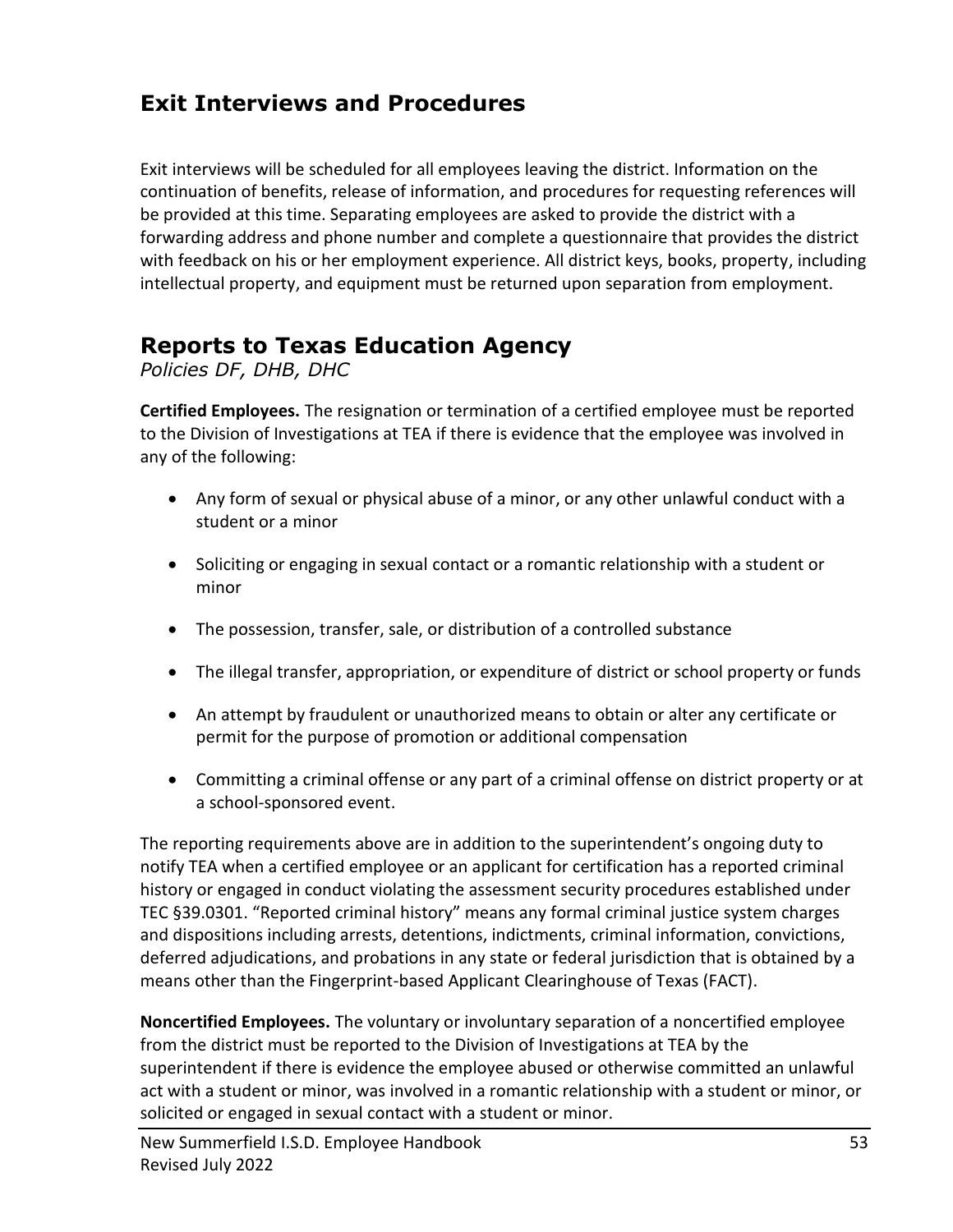## Exit Interviews and Procedures

Exit interviews will be scheduled for all employees leaving the district. Information on the continuation of benefits, release of information, and procedures for requesting references will be provided at this time. Separating employees are asked to provide the district with a forwarding address and phone number and complete a questionnaire that provides the district with feedback on his or her employment experience. All district keys, books, property, including intellectual property, and equipment must be returned upon separation from employment.

## Reports to Texas Education Agency

*Policies DF, DHB, DHC*

**Certified Employees.** The resignation or termination of a certified employee must be reported to the Division of Investigations at TEA if there is evidence that the employee was involved in any of the following:

- Any form of sexual or physical abuse of a minor, or any other unlawful conduct with a student or a minor
- Soliciting or engaging in sexual contact or a romantic relationship with a student or minor
- The possession, transfer, sale, or distribution of a controlled substance
- The illegal transfer, appropriation, or expenditure of district or school property or funds
- An attempt by fraudulent or unauthorized means to obtain or alter any certificate or permit for the purpose of promotion or additional compensation
- Committing a criminal offense or any part of a criminal offense on district property or at a school-sponsored event.

The reporting requirements above are in addition to the superintendent's ongoing duty to notify TEA when a certified employee or an applicant for certification has a reported criminal history or engaged in conduct violating the assessment security procedures established under TEC §39.0301. "Reported criminal history" means any formal criminal justice system charges and dispositions including arrests, detentions, indictments, criminal information, convictions, deferred adjudications, and probations in any state or federal jurisdiction that is obtained by a means other than the Fingerprint-based Applicant Clearinghouse of Texas (FACT).

**Noncertified Employees.** The voluntary or involuntary separation of a noncertified employee from the district must be reported to the Division of Investigations at TEA by the superintendent if there is evidence the employee abused or otherwise committed an unlawful act with a student or minor, was involved in a romantic relationship with a student or minor, or solicited or engaged in sexual contact with a student or minor.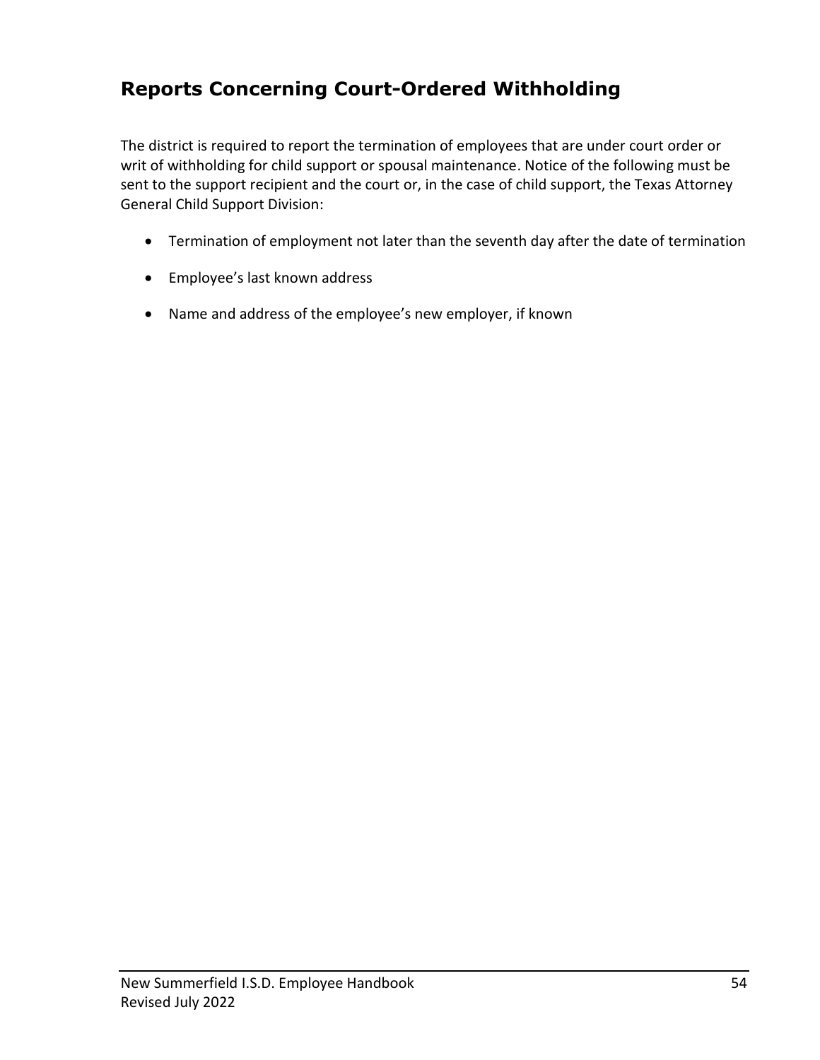## Reports Concerning Court-Ordered Withholding

The district is required to report the termination of employees that are under court order or writ of withholding for child support or spousal maintenance. Notice of the following must be sent to the support recipient and the court or, in the case of child support, the Texas Attorney General Child Support Division:

- Termination of employment not later than the seventh day after the date of termination
- Employee's last known address
- Name and address of the employee's new employer, if known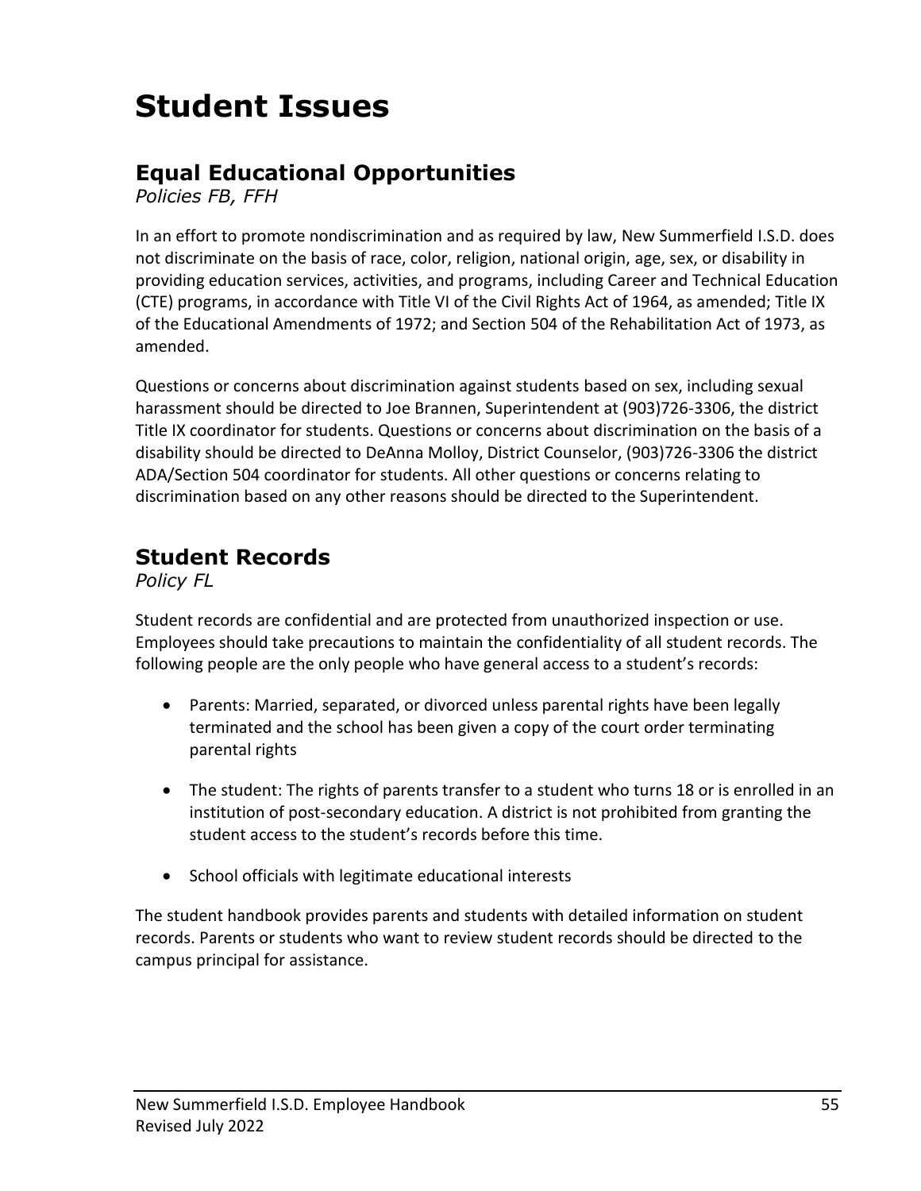# Student Issues

## Equal Educational Opportunities

*Policies FB, FFH*

In an effort to promote nondiscrimination and as required by law, New Summerfield I.S.D. does not discriminate on the basis of race, color, religion, national origin, age, sex, or disability in providing education services, activities, and programs, including Career and Technical Education (CTE) programs, in accordance with Title VI of the Civil Rights Act of 1964, as amended; Title IX of the Educational Amendments of 1972; and Section 504 of the Rehabilitation Act of 1973, as amended.

Questions or concerns about discrimination against students based on sex, including sexual harassment should be directed to Joe Brannen, Superintendent at (903)726-3306, the district Title IX coordinator for students. Questions or concerns about discrimination on the basis of a disability should be directed to DeAnna Molloy, District Counselor, (903)726-3306 the district ADA/Section 504 coordinator for students. All other questions or concerns relating to discrimination based on any other reasons should be directed to the Superintendent.

## Student Records

*Policy FL*

Student records are confidential and are protected from unauthorized inspection or use. Employees should take precautions to maintain the confidentiality of all student records. The following people are the only people who have general access to a student's records:

- Parents: Married, separated, or divorced unless parental rights have been legally terminated and the school has been given a copy of the court order terminating parental rights
- The student: The rights of parents transfer to a student who turns 18 or is enrolled in an institution of post-secondary education. A district is not prohibited from granting the student access to the student's records before this time.
- School officials with legitimate educational interests

The student handbook provides parents and students with detailed information on student records. Parents or students who want to review student records should be directed to the campus principal for assistance.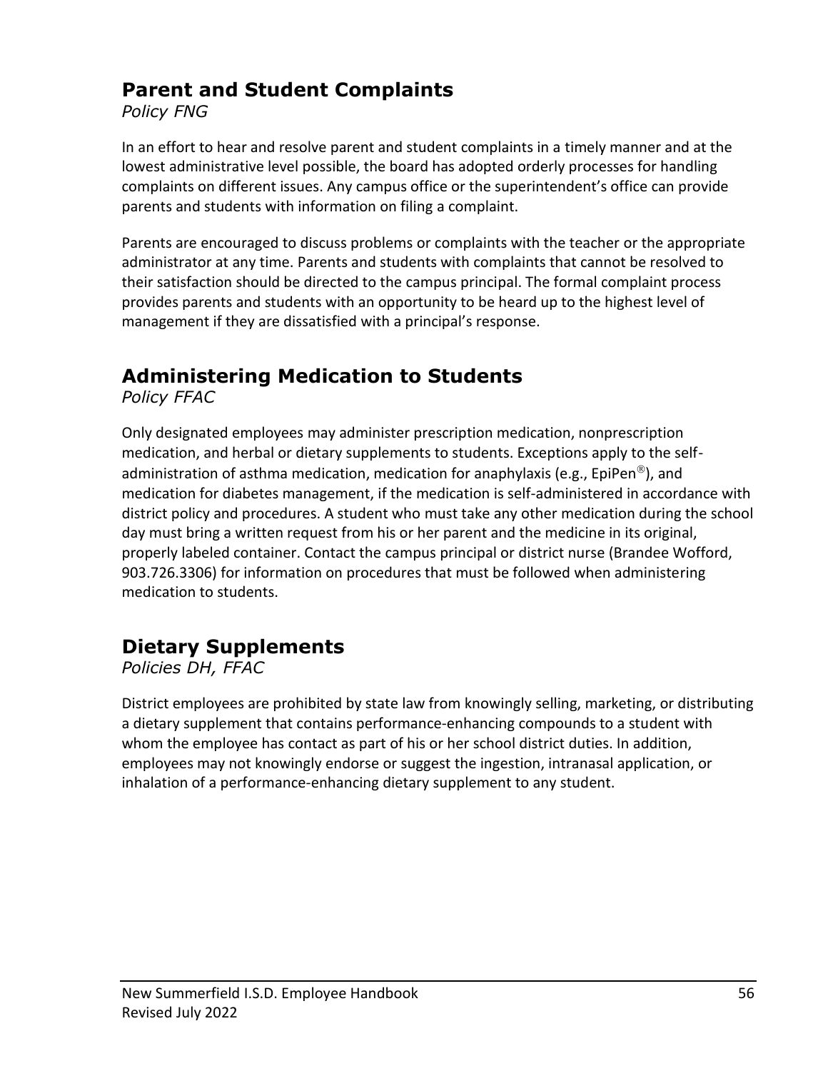## Parent and Student Complaints

*Policy FNG*

In an effort to hear and resolve parent and student complaints in a timely manner and at the lowest administrative level possible, the board has adopted orderly processes for handling complaints on different issues. Any campus office or the superintendent's office can provide parents and students with information on filing a complaint.

Parents are encouraged to discuss problems or complaints with the teacher or the appropriate administrator at any time. Parents and students with complaints that cannot be resolved to their satisfaction should be directed to the campus principal. The formal complaint process provides parents and students with an opportunity to be heard up to the highest level of management if they are dissatisfied with a principal's response.

## Administering Medication to Students

*Policy FFAC*

Only designated employees may administer prescription medication, nonprescription medication, and herbal or dietary supplements to students. Exceptions apply to the self-administration of asthma medication, medication for anaphylaxis (e.g., EpiPen®), and medication for diabetes management, if the medication is self-administered in accordance with district policy and procedures. A student who must take any other medication during the school day must bring a written request from his or her parent and the medicine in its original, properly labeled container. Contact the campus principal or district nurse (Brandee Wofford, 903.726.3306) for information on procedures that must be followed when administering medication to students.

## Dietary Supplements

*Policies DH, FFAC*

District employees are prohibited by state law from knowingly selling, marketing, or distributing a dietary supplement that contains performance-enhancing compounds to a student with whom the employee has contact as part of his or her school district duties. In addition, employees may not knowingly endorse or suggest the ingestion, intranasal application, or inhalation of a performance-enhancing dietary supplement to any student.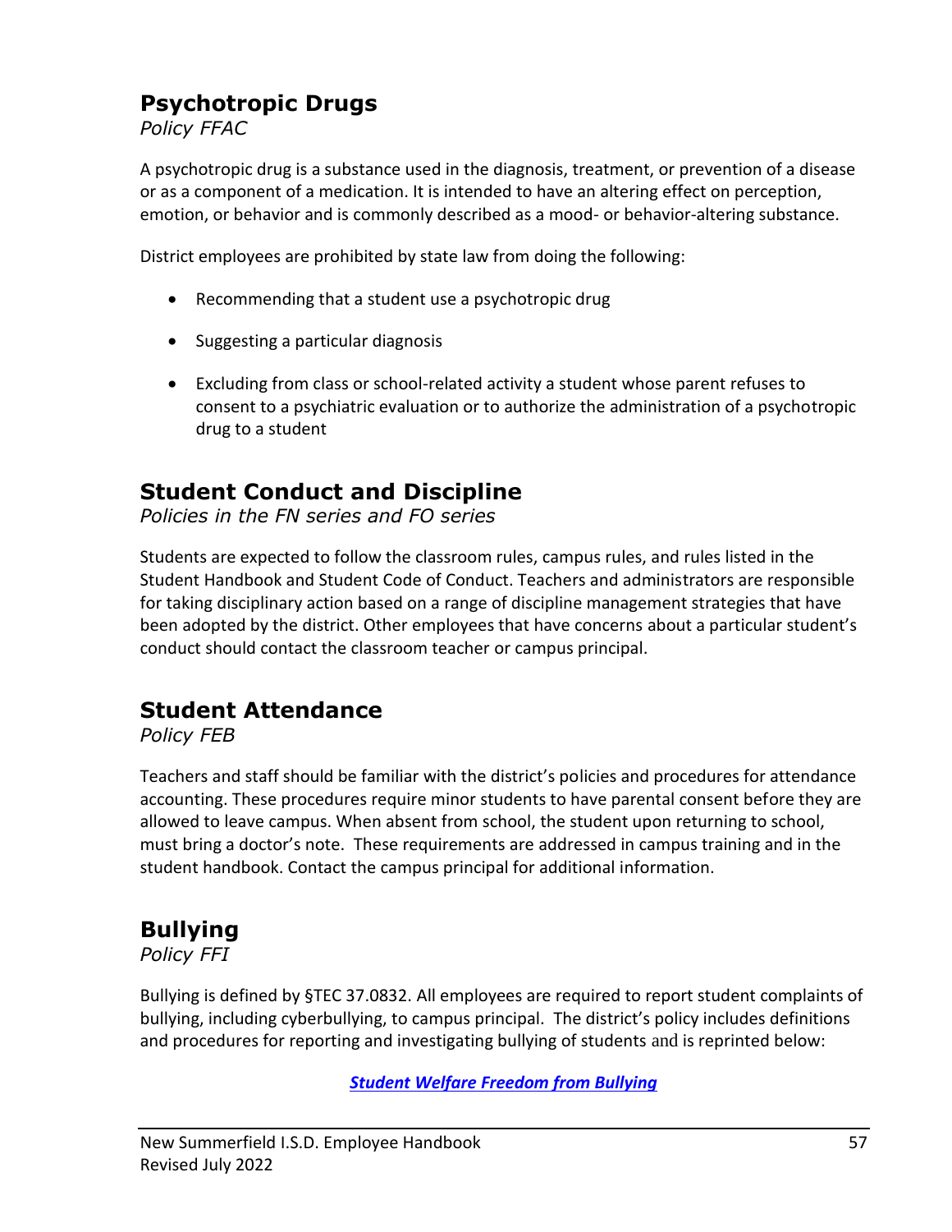## Psychotropic Drugs

*Policy FFAC*

A psychotropic drug is a substance used in the diagnosis, treatment, or prevention of a disease or as a component of a medication. It is intended to have an altering effect on perception, emotion, or behavior and is commonly described as a mood- or behavior-altering substance.

District employees are prohibited by state law from doing the following:

- Recommending that a student use a psychotropic drug
- Suggesting a particular diagnosis
- Excluding from class or school-related activity a student whose parent refuses to consent to a psychiatric evaluation or to authorize the administration of a psychotropic drug to a student

## Student Conduct and Discipline

*Policies in the FN series and FO series*

Students are expected to follow the classroom rules, campus rules, and rules listed in the Student Handbook and Student Code of Conduct. Teachers and administrators are responsible for taking disciplinary action based on a range of discipline management strategies that have been adopted by the district. Other employees that have concerns about a particular student's conduct should contact the classroom teacher or campus principal.

## Student Attendance

*Policy FEB*

Teachers and staff should be familiar with the district's policies and procedures for attendance accounting. These procedures require minor students to have parental consent before they are allowed to leave campus. When absent from school, the student upon returning to school, must bring a doctor's note. These requirements are addressed in campus training and in the student handbook. Contact the campus principal for additional information.

## Bullying

*Policy FFI*

Bullying is defined by §TEC 37.0832. All employees are required to report student complaints of bullying, including cyberbullying, to campus principal. The district's policy includes definitions and procedures for reporting and investigating bullying of students and is reprinted below:

***Student Welfare Freedom from Bullying***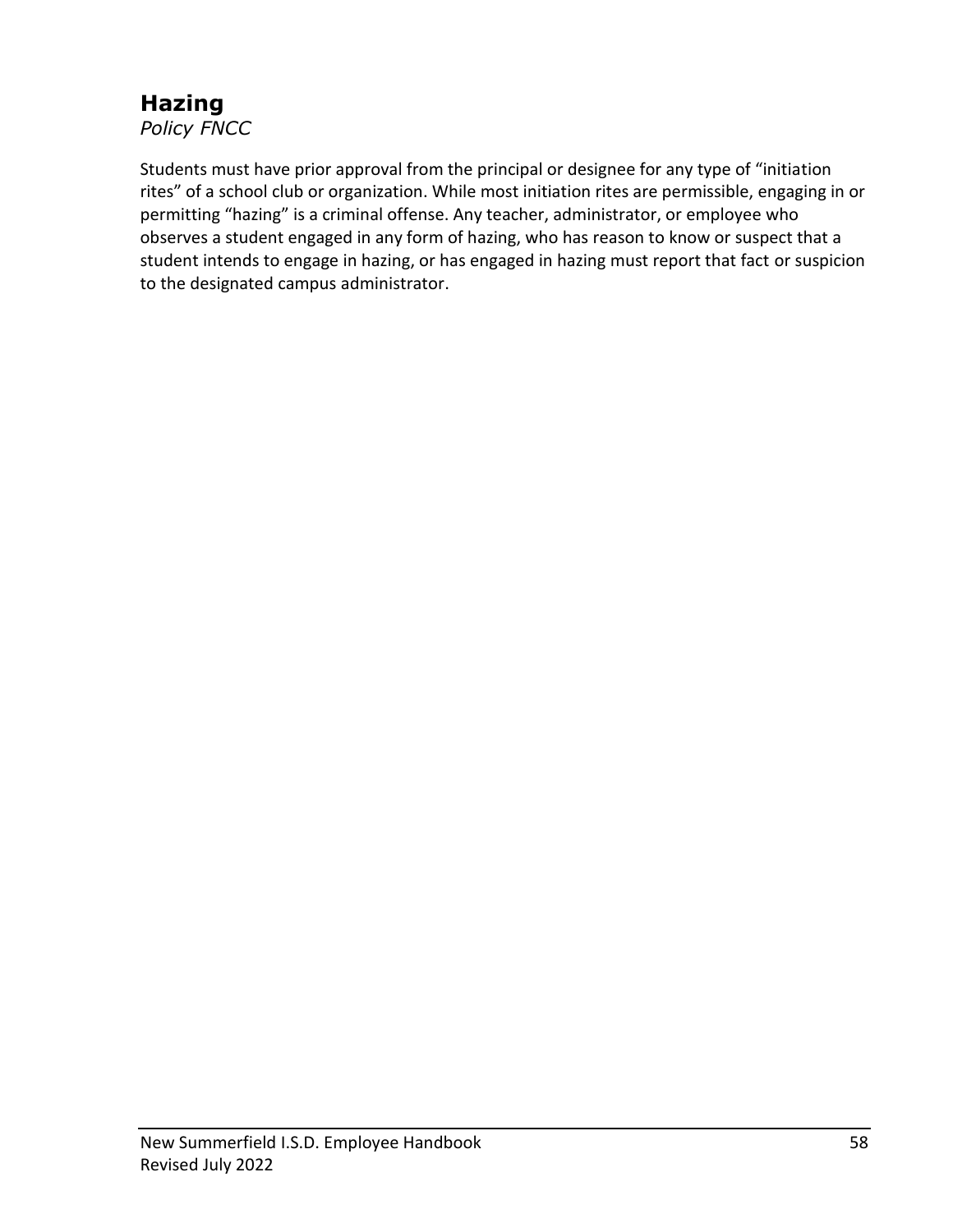## Hazing

*Policy FNCC*

Students must have prior approval from the principal or designee for any type of "initiation rites" of a school club or organization. While most initiation rites are permissible, engaging in or permitting "hazing" is a criminal offense. Any teacher, administrator, or employee who observes a student engaged in any form of hazing, who has reason to know or suspect that a student intends to engage in hazing, or has engaged in hazing must report that fact or suspicion to the designated campus administrator.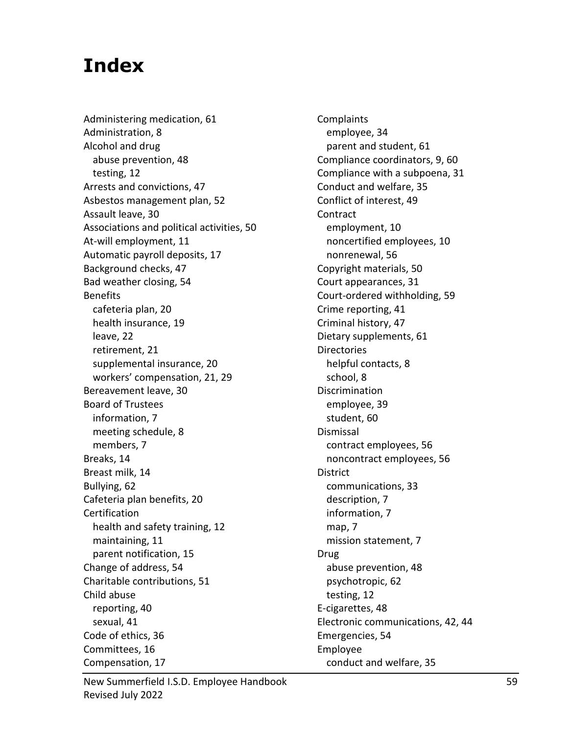# Index

Administering medication, 61
Administration, 8
Alcohol and drug
  abuse prevention, 48
  testing, 12
Arrests and convictions, 47
Asbestos management plan, 52
Assault leave, 30
Associations and political activities, 50
At-will employment, 11
Automatic payroll deposits, 17
Background checks, 47
Bad weather closing, 54
Benefits
  cafeteria plan, 20
  health insurance, 19
  leave, 22
  retirement, 21
  supplemental insurance, 20
  workers' compensation, 21, 29
Bereavement leave, 30
Board of Trustees
  information, 7
  meeting schedule, 8
  members, 7
Breaks, 14
Breast milk, 14
Bullying, 62
Cafeteria plan benefits, 20
Certification
  health and safety training, 12
  maintaining, 11
  parent notification, 15
Change of address, 54
Charitable contributions, 51
Child abuse
  reporting, 40
  sexual, 41
Code of ethics, 36
Committees, 16
Compensation, 17
Complaints
  employee, 34
  parent and student, 61
Compliance coordinators, 9, 60
Compliance with a subpoena, 31
Conduct and welfare, 35
Conflict of interest, 49
Contract
  employment, 10
  noncertified employees, 10
  nonrenewal, 56
Copyright materials, 50
Court appearances, 31
Court-ordered withholding, 59
Crime reporting, 41
Criminal history, 47
Dietary supplements, 61
Directories
  helpful contacts, 8
  school, 8
Discrimination
  employee, 39
  student, 60
Dismissal
  contract employees, 56
  noncontract employees, 56
District
  communications, 33
  description, 7
  information, 7
  map, 7
  mission statement, 7
Drug
  abuse prevention, 48
  psychotropic, 62
  testing, 12
E-cigarettes, 48
Electronic communications, 42, 44
Emergencies, 54
Employee
  conduct and welfare, 35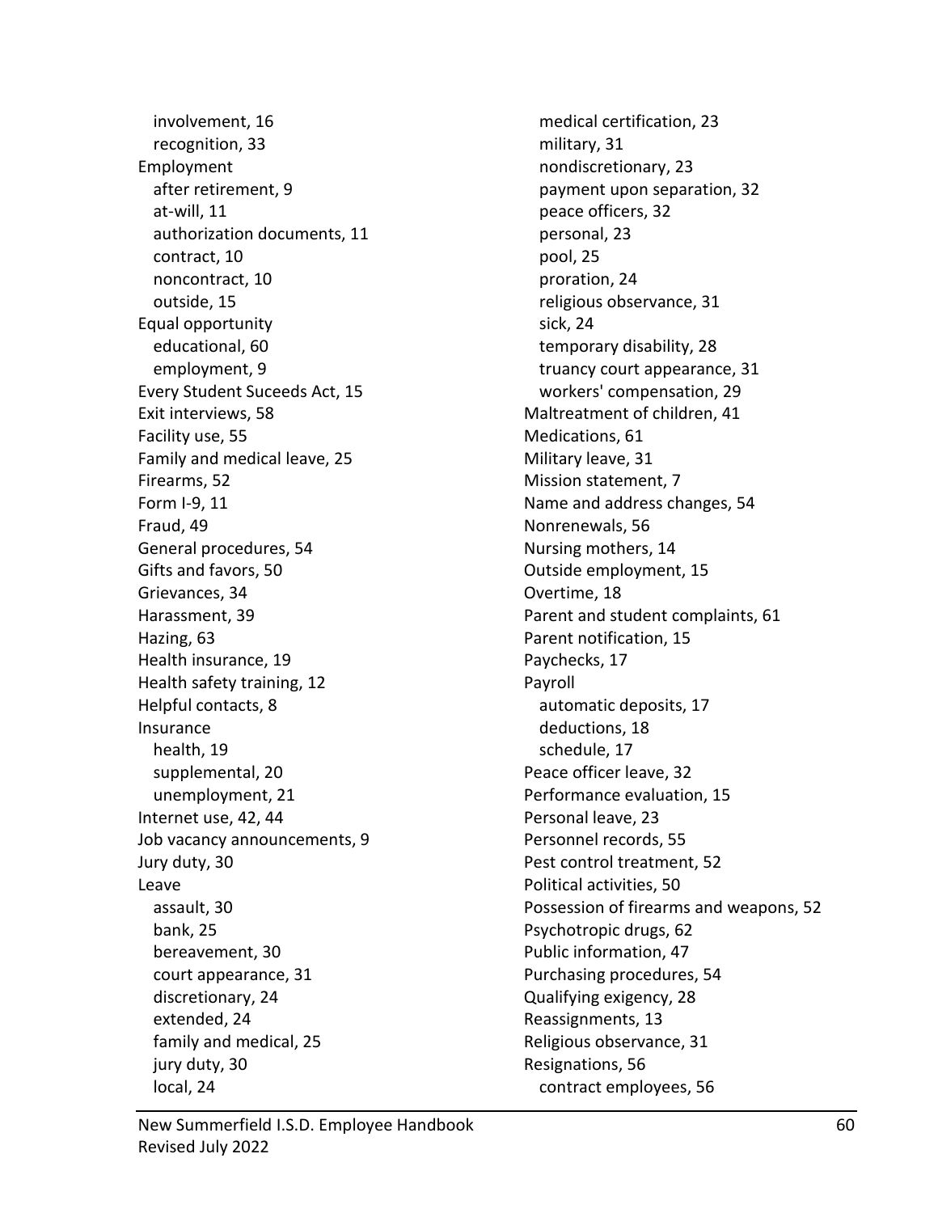- involvement, 16
- recognition, 33

Employment
- after retirement, 9
- at-will, 11
- authorization documents, 11
- contract, 10
- noncontract, 10
- outside, 15

Equal opportunity
- educational, 60
- employment, 9

Every Student Suceeds Act, 15
Exit interviews, 58
Facility use, 55
Family and medical leave, 25
Firearms, 52
Form I-9, 11
Fraud, 49
General procedures, 54
Gifts and favors, 50
Grievances, 34
Harassment, 39
Hazing, 63
Health insurance, 19
Health safety training, 12
Helpful contacts, 8

Insurance
- health, 19
- supplemental, 20
- unemployment, 21

Internet use, 42, 44
Job vacancy announcements, 9
Jury duty, 30

Leave
- assault, 30
- bank, 25
- bereavement, 30
- court appearance, 31
- discretionary, 24
- extended, 24
- family and medical, 25
- jury duty, 30
- local, 24
- medical certification, 23
- military, 31
- nondiscretionary, 23
- payment upon separation, 32
- peace officers, 32
- personal, 23
- pool, 25
- proration, 24
- religious observance, 31
- sick, 24
- temporary disability, 28
- truancy court appearance, 31
- workers' compensation, 29

Maltreatment of children, 41
Medications, 61
Military leave, 31
Mission statement, 7
Name and address changes, 54
Nonrenewals, 56
Nursing mothers, 14
Outside employment, 15
Overtime, 18
Parent and student complaints, 61
Parent notification, 15
Paychecks, 17

Payroll
- automatic deposits, 17
- deductions, 18
- schedule, 17

Peace officer leave, 32
Performance evaluation, 15
Personal leave, 23
Personnel records, 55
Pest control treatment, 52
Political activities, 50
Possession of firearms and weapons, 52
Psychotropic drugs, 62
Public information, 47
Purchasing procedures, 54
Qualifying exigency, 28
Reassignments, 13
Religious observance, 31

Resignations, 56
- contract employees, 56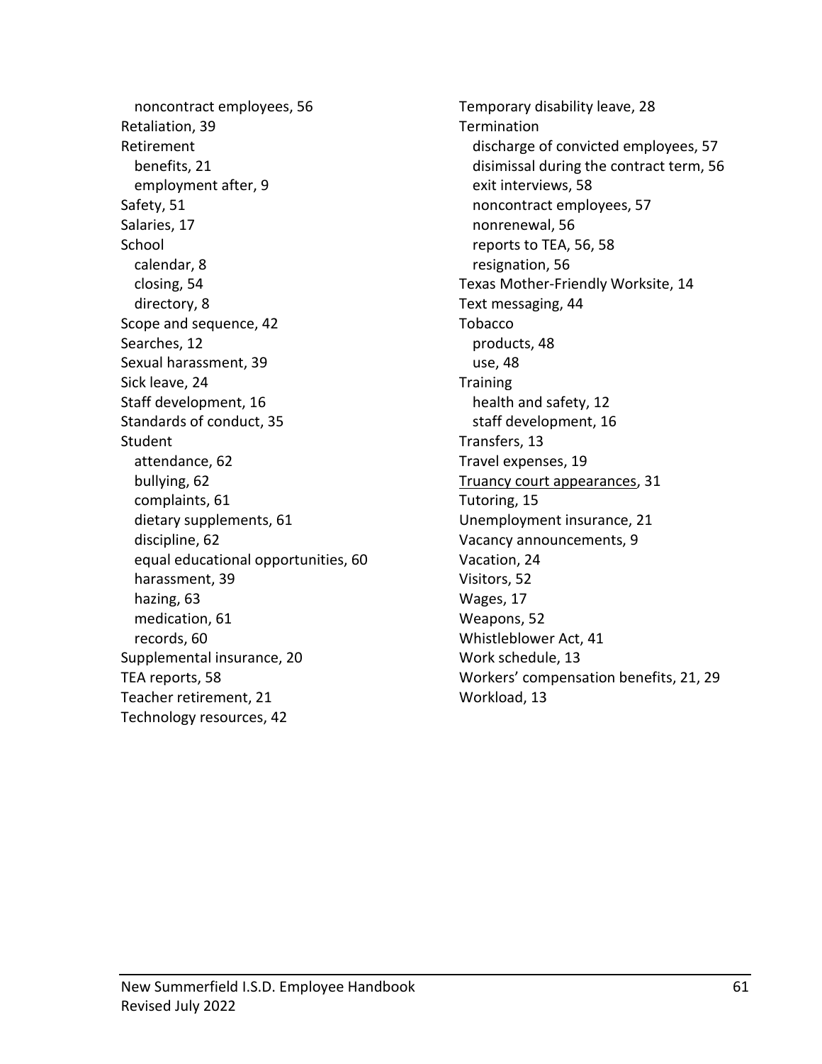noncontract employees, 56
Retaliation, 39
Retirement
  benefits, 21
  employment after, 9
Safety, 51
Salaries, 17
School
  calendar, 8
  closing, 54
  directory, 8
Scope and sequence, 42
Searches, 12
Sexual harassment, 39
Sick leave, 24
Staff development, 16
Standards of conduct, 35
Student
  attendance, 62
  bullying, 62
  complaints, 61
  dietary supplements, 61
  discipline, 62
  equal educational opportunities, 60
  harassment, 39
  hazing, 63
  medication, 61
  records, 60
Supplemental insurance, 20
TEA reports, 58
Teacher retirement, 21
Technology resources, 42
Temporary disability leave, 28
Termination
  discharge of convicted employees, 57
  disimissal during the contract term, 56
  exit interviews, 58
  noncontract employees, 57
  nonrenewal, 56
  reports to TEA, 56, 58
  resignation, 56
Texas Mother-Friendly Worksite, 14
Text messaging, 44
Tobacco
  products, 48
  use, 48
Training
  health and safety, 12
  staff development, 16
Transfers, 13
Travel expenses, 19
Truancy court appearances, 31
Tutoring, 15
Unemployment insurance, 21
Vacancy announcements, 9
Vacation, 24
Visitors, 52
Wages, 17
Weapons, 52
Whistleblower Act, 41
Work schedule, 13
Workers' compensation benefits, 21, 29
Workload, 13